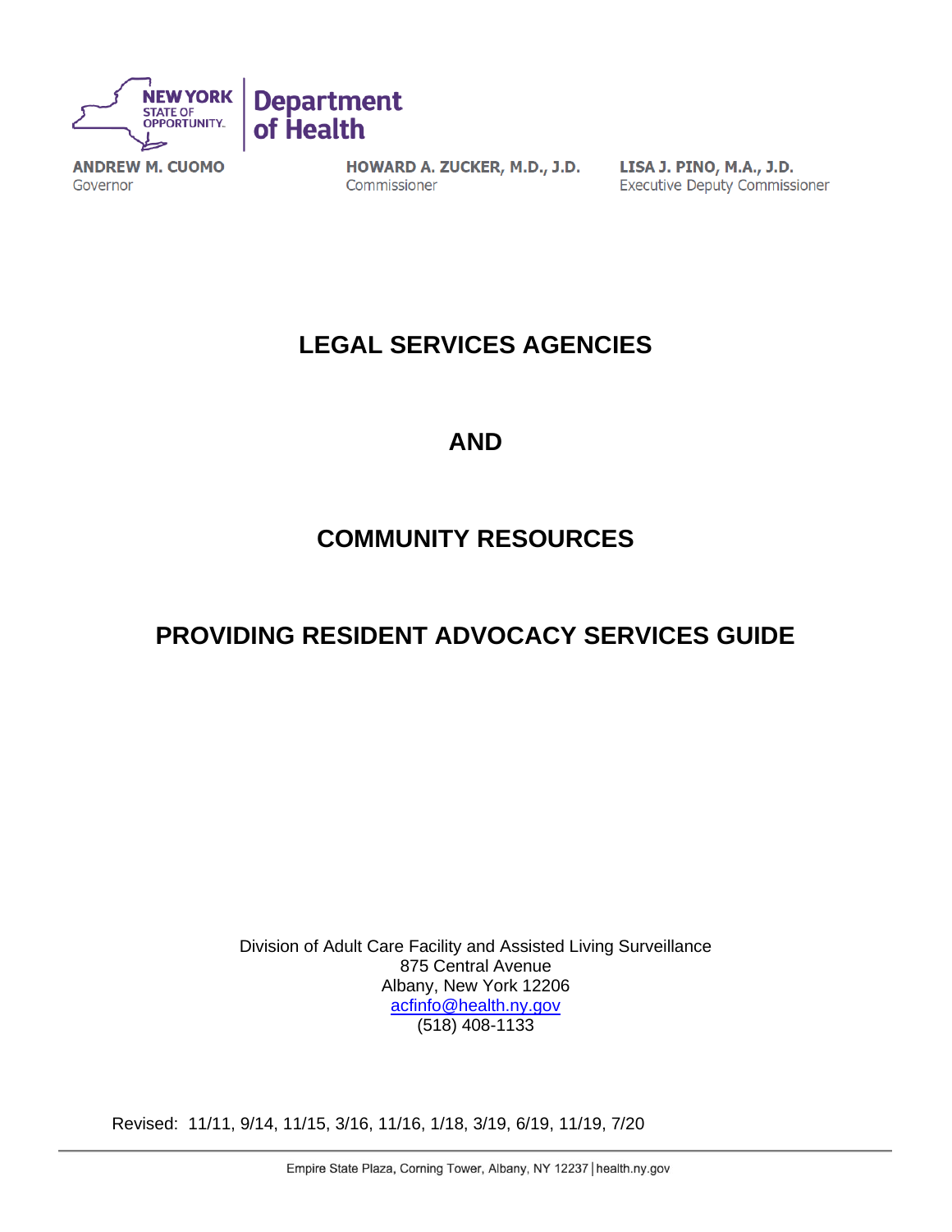NEW YORK STATE OF OPPORTUNITY. | Department of Health

**ANDREW M. CUOMO**
Governor

**HOWARD A. ZUCKER, M.D., J.D.**
Commissioner

**LISA J. PINO, M.A., J.D.**
Executive Deputy Commissioner

# LEGAL SERVICES AGENCIES

# AND

# COMMUNITY RESOURCES

# PROVIDING RESIDENT ADVOCACY SERVICES GUIDE

Division of Adult Care Facility and Assisted Living Surveillance
875 Central Avenue
Albany, New York 12206
acfinfo@health.ny.gov
(518) 408-1133

Revised: 11/11, 9/14, 11/15, 3/16, 11/16, 1/18, 3/19, 6/19, 11/19, 7/20

Empire State Plaza, Corning Tower, Albany, NY 12237 | health.ny.gov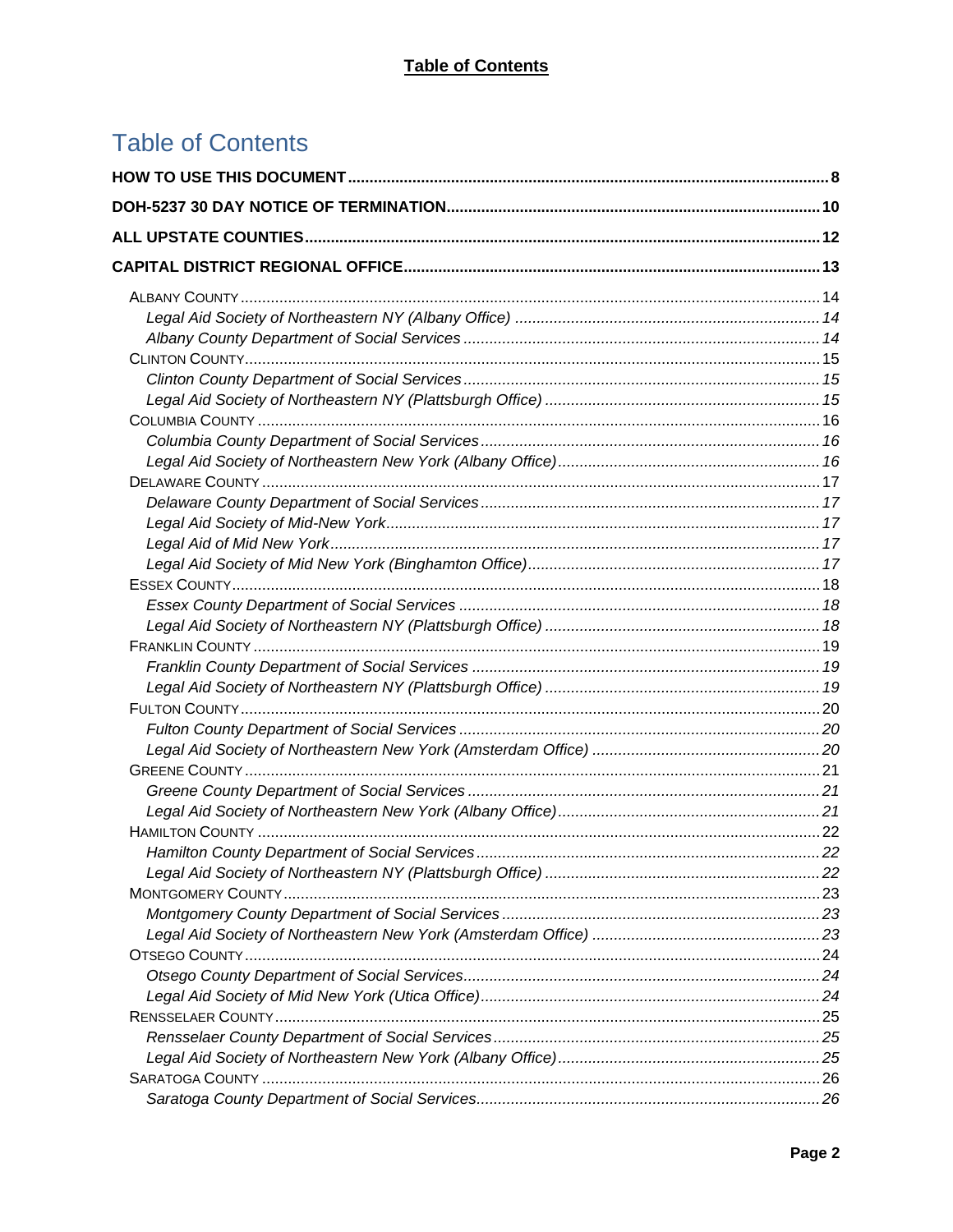**Table of Contents**

# Table of Contents

**HOW TO USE THIS DOCUMENT** ..... 8

**DOH-5237 30 DAY NOTICE OF TERMINATION** ..... 10

**ALL UPSTATE COUNTIES** ..... 12

**CAPITAL DISTRICT REGIONAL OFFICE** ..... 13

- ALBANY COUNTY ..... 14
  - *Legal Aid Society of Northeastern NY (Albany Office)* ..... 14
  - *Albany County Department of Social Services* ..... 14
- CLINTON COUNTY ..... 15
  - *Clinton County Department of Social Services* ..... 15
  - *Legal Aid Society of Northeastern NY (Plattsburgh Office)* ..... 15
- COLUMBIA COUNTY ..... 16
  - *Columbia County Department of Social Services* ..... 16
  - *Legal Aid Society of Northeastern New York (Albany Office)* ..... 16
- DELAWARE COUNTY ..... 17
  - *Delaware County Department of Social Services* ..... 17
  - *Legal Aid Society of Mid-New York* ..... 17
  - *Legal Aid of Mid New York* ..... 17
  - *Legal Aid Society of Mid New York (Binghamton Office)* ..... 17
- ESSEX COUNTY ..... 18
  - *Essex County Department of Social Services* ..... 18
  - *Legal Aid Society of Northeastern NY (Plattsburgh Office)* ..... 18
- FRANKLIN COUNTY ..... 19
  - *Franklin County Department of Social Services* ..... 19
  - *Legal Aid Society of Northeastern NY (Plattsburgh Office)* ..... 19
- FULTON COUNTY ..... 20
  - *Fulton County Department of Social Services* ..... 20
  - *Legal Aid Society of Northeastern New York (Amsterdam Office)* ..... 20
- GREENE COUNTY ..... 21
  - *Greene County Department of Social Services* ..... 21
  - *Legal Aid Society of Northeastern New York (Albany Office)* ..... 21
- HAMILTON COUNTY ..... 22
  - *Hamilton County Department of Social Services* ..... 22
  - *Legal Aid Society of Northeastern NY (Plattsburgh Office)* ..... 22
- MONTGOMERY COUNTY ..... 23
  - *Montgomery County Department of Social Services* ..... 23
  - *Legal Aid Society of Northeastern New York (Amsterdam Office)* ..... 23
- OTSEGO COUNTY ..... 24
  - *Otsego County Department of Social Services* ..... 24
  - *Legal Aid Society of Mid New York (Utica Office)* ..... 24
- RENSSELAER COUNTY ..... 25
  - *Rensselaer County Department of Social Services* ..... 25
  - *Legal Aid Society of Northeastern New York (Albany Office)* ..... 25
- SARATOGA COUNTY ..... 26
  - *Saratoga County Department of Social Services* ..... 26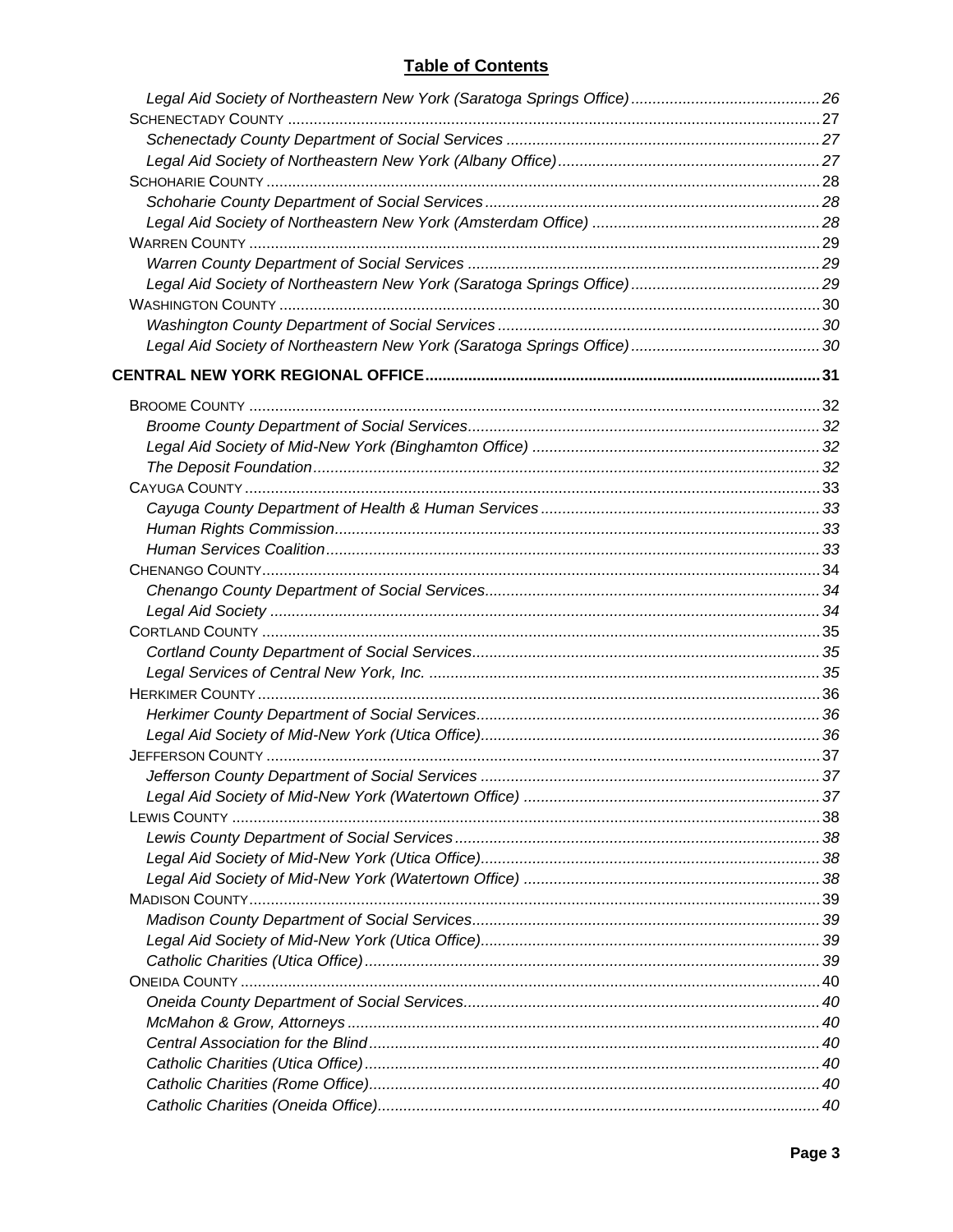## Table of Contents

*Legal Aid Society of Northeastern New York (Saratoga Springs Office)* ... 26

SCHENECTADY COUNTY ... 27

*Schenectady County Department of Social Services* ... 27

*Legal Aid Society of Northeastern New York (Albany Office)* ... 27

SCHOHARIE COUNTY ... 28

*Schoharie County Department of Social Services* ... 28

*Legal Aid Society of Northeastern New York (Amsterdam Office)* ... 28

WARREN COUNTY ... 29

*Warren County Department of Social Services* ... 29

*Legal Aid Society of Northeastern New York (Saratoga Springs Office)* ... 29

WASHINGTON COUNTY ... 30

*Washington County Department of Social Services* ... 30

*Legal Aid Society of Northeastern New York (Saratoga Springs Office)* ... 30

**CENTRAL NEW YORK REGIONAL OFFICE** ... **31**

BROOME COUNTY ... 32

*Broome County Department of Social Services* ... 32

*Legal Aid Society of Mid-New York (Binghamton Office)* ... 32

*The Deposit Foundation* ... 32

CAYUGA COUNTY ... 33

*Cayuga County Department of Health & Human Services* ... 33

*Human Rights Commission* ... 33

*Human Services Coalition* ... 33

CHENANGO COUNTY ... 34

*Chenango County Department of Social Services* ... 34

*Legal Aid Society* ... 34

CORTLAND COUNTY ... 35

*Cortland County Department of Social Services* ... 35

*Legal Services of Central New York, Inc.* ... 35

HERKIMER COUNTY ... 36

*Herkimer County Department of Social Services* ... 36

*Legal Aid Society of Mid-New York (Utica Office)* ... 36

JEFFERSON COUNTY ... 37

*Jefferson County Department of Social Services* ... 37

*Legal Aid Society of Mid-New York (Watertown Office)* ... 37

LEWIS COUNTY ... 38

*Lewis County Department of Social Services* ... 38

*Legal Aid Society of Mid-New York (Utica Office)* ... 38

*Legal Aid Society of Mid-New York (Watertown Office)* ... 38

MADISON COUNTY ... 39

*Madison County Department of Social Services* ... 39

*Legal Aid Society of Mid-New York (Utica Office)* ... 39

*Catholic Charities (Utica Office)* ... 39

ONEIDA COUNTY ... 40

*Oneida County Department of Social Services* ... 40

*McMahon & Grow, Attorneys* ... 40

*Central Association for the Blind* ... 40

*Catholic Charities (Utica Office)* ... 40

*Catholic Charities (Rome Office)* ... 40

*Catholic Charities (Oneida Office)* ... 40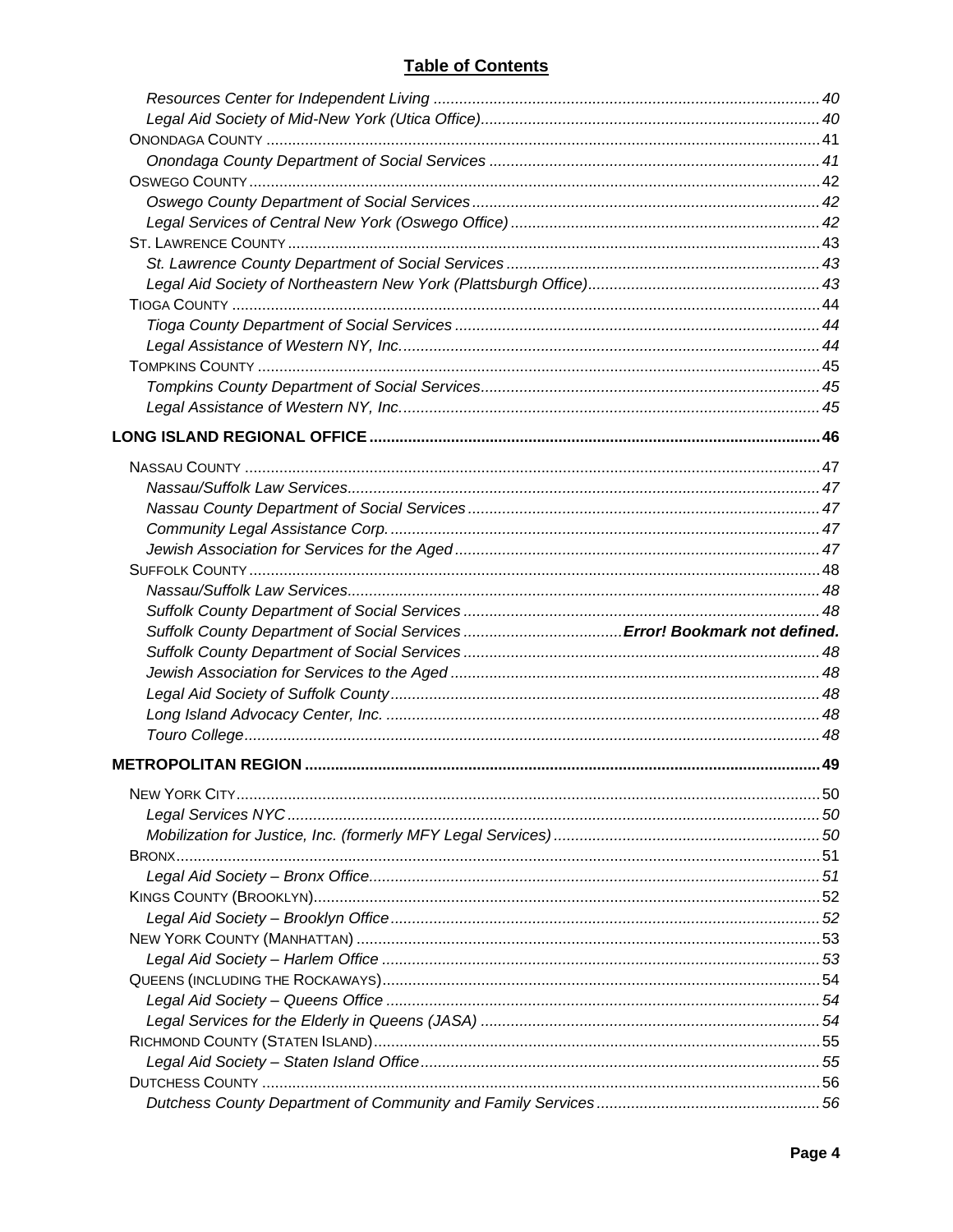## Table of Contents

*Resources Center for Independent Living* ........ 40
*Legal Aid Society of Mid-New York (Utica Office)* ........ 40
Onondaga County ........ 41
*Onondaga County Department of Social Services* ........ 41
Oswego County ........ 42
*Oswego County Department of Social Services* ........ 42
*Legal Services of Central New York (Oswego Office)* ........ 42
St. Lawrence County ........ 43
*St. Lawrence County Department of Social Services* ........ 43
*Legal Aid Society of Northeastern New York (Plattsburgh Office)* ........ 43
Tioga County ........ 44
*Tioga County Department of Social Services* ........ 44
*Legal Assistance of Western NY, Inc.* ........ 44
Tompkins County ........ 45
*Tompkins County Department of Social Services* ........ 45
*Legal Assistance of Western NY, Inc.* ........ 45

**LONG ISLAND REGIONAL OFFICE ........ 46**

Nassau County ........ 47
*Nassau/Suffolk Law Services* ........ 47
*Nassau County Department of Social Services* ........ 47
*Community Legal Assistance Corp.* ........ 47
*Jewish Association for Services for the Aged* ........ 47
Suffolk County ........ 48
*Nassau/Suffolk Law Services* ........ 48
*Suffolk County Department of Social Services* ........ 48
*Suffolk County Department of Social Services* ........ ***Error! Bookmark not defined.***
*Suffolk County Department of Social Services* ........ 48
*Jewish Association for Services to the Aged* ........ 48
*Legal Aid Society of Suffolk County* ........ 48
*Long Island Advocacy Center, Inc.* ........ 48
*Touro College* ........ 48

**METROPOLITAN REGION ........ 49**

New York City ........ 50
*Legal Services NYC* ........ 50
*Mobilization for Justice, Inc. (formerly MFY Legal Services)* ........ 50
Bronx ........ 51
*Legal Aid Society – Bronx Office* ........ 51
Kings County (Brooklyn) ........ 52
*Legal Aid Society – Brooklyn Office* ........ 52
New York County (Manhattan) ........ 53
*Legal Aid Society – Harlem Office* ........ 53
Queens (including the Rockaways) ........ 54
*Legal Aid Society – Queens Office* ........ 54
*Legal Services for the Elderly in Queens (JASA)* ........ 54
Richmond County (Staten Island) ........ 55
*Legal Aid Society – Staten Island Office* ........ 55
Dutchess County ........ 56
*Dutchess County Department of Community and Family Services* ........ 56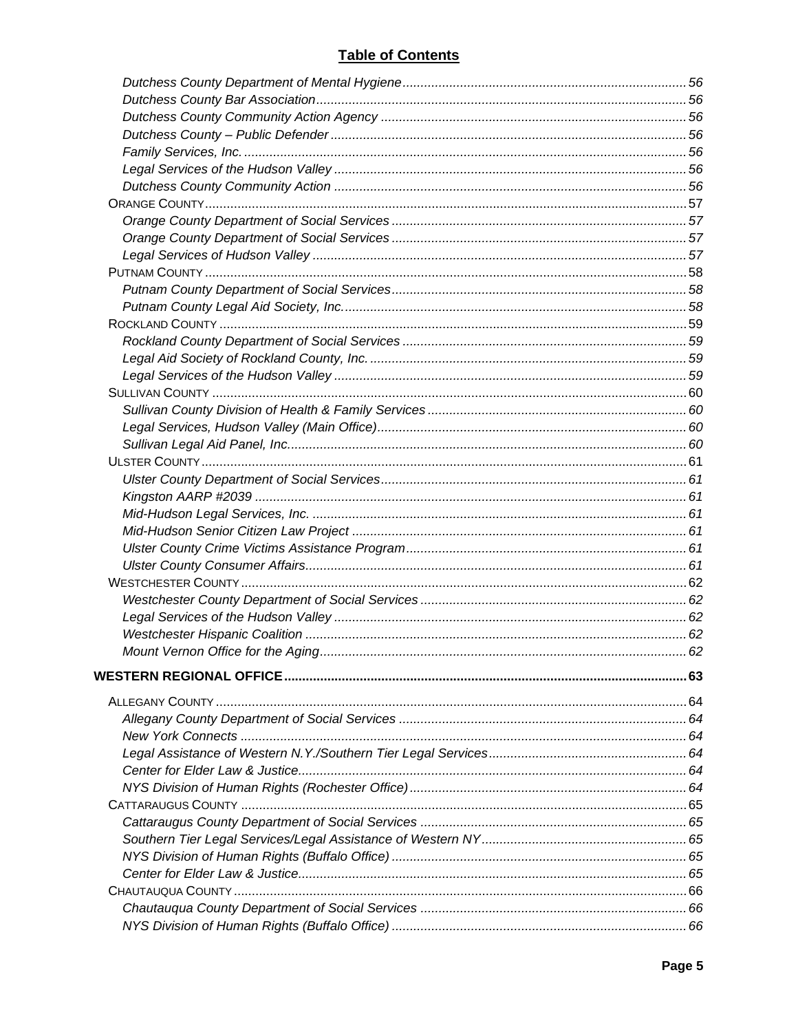## Table of Contents

*Dutchess County Department of Mental Hygiene* ..... 56
*Dutchess County Bar Association* ..... 56
*Dutchess County Community Action Agency* ..... 56
*Dutchess County – Public Defender* ..... 56
*Family Services, Inc.* ..... 56
*Legal Services of the Hudson Valley* ..... 56
*Dutchess County Community Action* ..... 56

ORANGE COUNTY ..... 57
*Orange County Department of Social Services* ..... 57
*Orange County Department of Social Services* ..... 57
*Legal Services of Hudson Valley* ..... 57

PUTNAM COUNTY ..... 58
*Putnam County Department of Social Services* ..... 58
*Putnam County Legal Aid Society, Inc.* ..... 58

ROCKLAND COUNTY ..... 59
*Rockland County Department of Social Services* ..... 59
*Legal Aid Society of Rockland County, Inc.* ..... 59
*Legal Services of the Hudson Valley* ..... 59

SULLIVAN COUNTY ..... 60
*Sullivan County Division of Health & Family Services* ..... 60
*Legal Services, Hudson Valley (Main Office)* ..... 60
*Sullivan Legal Aid Panel, Inc.* ..... 60

ULSTER COUNTY ..... 61
*Ulster County Department of Social Services* ..... 61
*Kingston AARP #2039* ..... 61
*Mid-Hudson Legal Services, Inc.* ..... 61
*Mid-Hudson Senior Citizen Law Project* ..... 61
*Ulster County Crime Victims Assistance Program* ..... 61
*Ulster County Consumer Affairs* ..... 61

WESTCHESTER COUNTY ..... 62
*Westchester County Department of Social Services* ..... 62
*Legal Services of the Hudson Valley* ..... 62
*Westchester Hispanic Coalition* ..... 62
*Mount Vernon Office for the Aging* ..... 62

**WESTERN REGIONAL OFFICE ..... 63**

ALLEGANY COUNTY ..... 64
*Allegany County Department of Social Services* ..... 64
*New York Connects* ..... 64
*Legal Assistance of Western N.Y./Southern Tier Legal Services* ..... 64
*Center for Elder Law & Justice* ..... 64
*NYS Division of Human Rights (Rochester Office)* ..... 64

CATTARAUGUS COUNTY ..... 65
*Cattaraugus County Department of Social Services* ..... 65
*Southern Tier Legal Services/Legal Assistance of Western NY* ..... 65
*NYS Division of Human Rights (Buffalo Office)* ..... 65
*Center for Elder Law & Justice* ..... 65

CHAUTAUQUA COUNTY ..... 66
*Chautauqua County Department of Social Services* ..... 66
*NYS Division of Human Rights (Buffalo Office)* ..... 66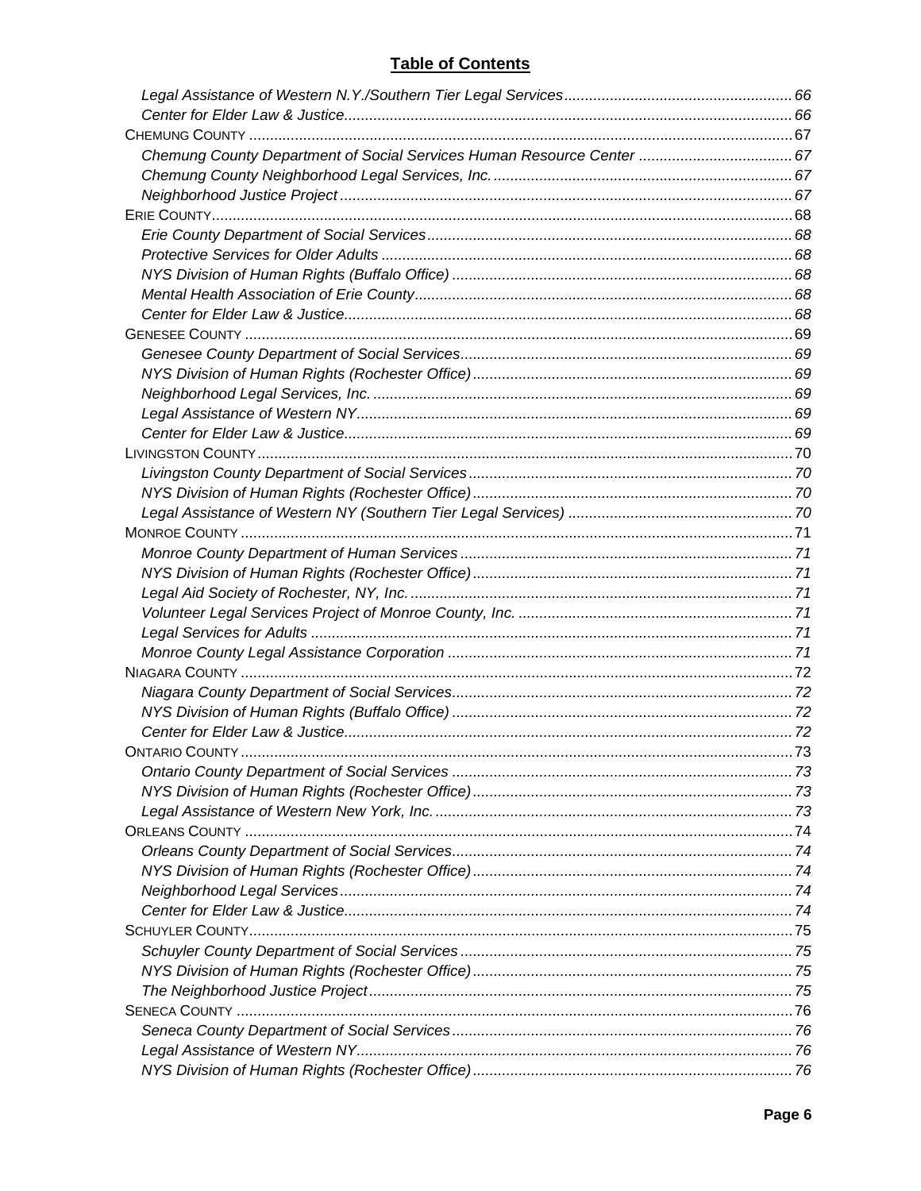## Table of Contents

*Legal Assistance of Western N.Y./Southern Tier Legal Services* ....... 66
*Center for Elder Law & Justice* ....... 66
CHEMUNG COUNTY ....... 67
*Chemung County Department of Social Services Human Resource Center* ....... 67
*Chemung County Neighborhood Legal Services, Inc.* ....... 67
*Neighborhood Justice Project* ....... 67
ERIE COUNTY ....... 68
*Erie County Department of Social Services* ....... 68
*Protective Services for Older Adults* ....... 68
*NYS Division of Human Rights (Buffalo Office)* ....... 68
*Mental Health Association of Erie County* ....... 68
*Center for Elder Law & Justice* ....... 68
GENESEE COUNTY ....... 69
*Genesee County Department of Social Services* ....... 69
*NYS Division of Human Rights (Rochester Office)* ....... 69
*Neighborhood Legal Services, Inc.* ....... 69
*Legal Assistance of Western NY* ....... 69
*Center for Elder Law & Justice* ....... 69
LIVINGSTON COUNTY ....... 70
*Livingston County Department of Social Services* ....... 70
*NYS Division of Human Rights (Rochester Office)* ....... 70
*Legal Assistance of Western NY (Southern Tier Legal Services)* ....... 70
MONROE COUNTY ....... 71
*Monroe County Department of Human Services* ....... 71
*NYS Division of Human Rights (Rochester Office)* ....... 71
*Legal Aid Society of Rochester, NY, Inc.* ....... 71
*Volunteer Legal Services Project of Monroe County, Inc.* ....... 71
*Legal Services for Adults* ....... 71
*Monroe County Legal Assistance Corporation* ....... 71
NIAGARA COUNTY ....... 72
*Niagara County Department of Social Services* ....... 72
*NYS Division of Human Rights (Buffalo Office)* ....... 72
*Center for Elder Law & Justice* ....... 72
ONTARIO COUNTY ....... 73
*Ontario County Department of Social Services* ....... 73
*NYS Division of Human Rights (Rochester Office)* ....... 73
*Legal Assistance of Western New York, Inc.* ....... 73
ORLEANS COUNTY ....... 74
*Orleans County Department of Social Services* ....... 74
*NYS Division of Human Rights (Rochester Office)* ....... 74
*Neighborhood Legal Services* ....... 74
*Center for Elder Law & Justice* ....... 74
SCHUYLER COUNTY ....... 75
*Schuyler County Department of Social Services* ....... 75
*NYS Division of Human Rights (Rochester Office)* ....... 75
*The Neighborhood Justice Project* ....... 75
SENECA COUNTY ....... 76
*Seneca County Department of Social Services* ....... 76
*Legal Assistance of Western NY* ....... 76
*NYS Division of Human Rights (Rochester Office)* ....... 76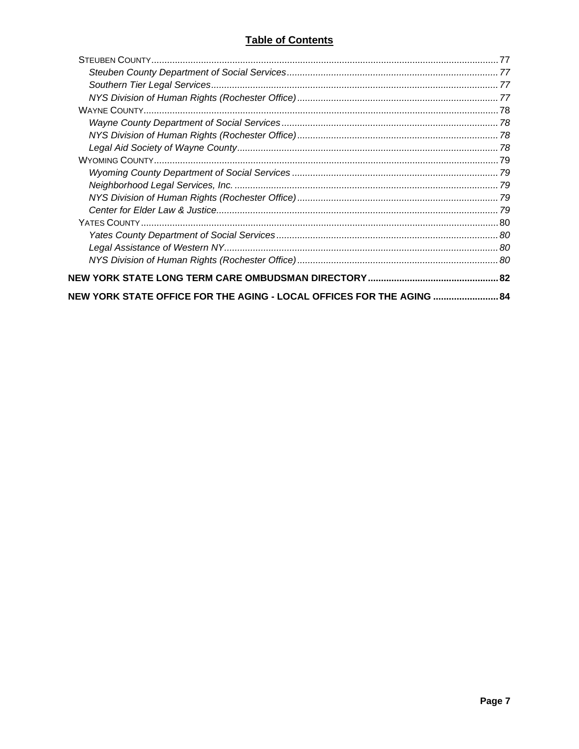## Table of Contents

- STEUBEN COUNTY ........ 77
  - *Steuben County Department of Social Services* ........ *77*
  - *Southern Tier Legal Services* ........ *77*
  - *NYS Division of Human Rights (Rochester Office)* ........ *77*
- WAYNE COUNTY ........ 78
  - *Wayne County Department of Social Services* ........ *78*
  - *NYS Division of Human Rights (Rochester Office)* ........ *78*
  - *Legal Aid Society of Wayne County* ........ *78*
- WYOMING COUNTY ........ 79
  - *Wyoming County Department of Social Services* ........ *79*
  - *Neighborhood Legal Services, Inc.* ........ *79*
  - *NYS Division of Human Rights (Rochester Office)* ........ *79*
  - *Center for Elder Law & Justice* ........ *79*
- YATES COUNTY ........ 80
  - *Yates County Department of Social Services* ........ *80*
  - *Legal Assistance of Western NY* ........ *80*
  - *NYS Division of Human Rights (Rochester Office)* ........ *80*

**NEW YORK STATE LONG TERM CARE OMBUDSMAN DIRECTORY ........ 82**

**NEW YORK STATE OFFICE FOR THE AGING - LOCAL OFFICES FOR THE AGING ........ 84**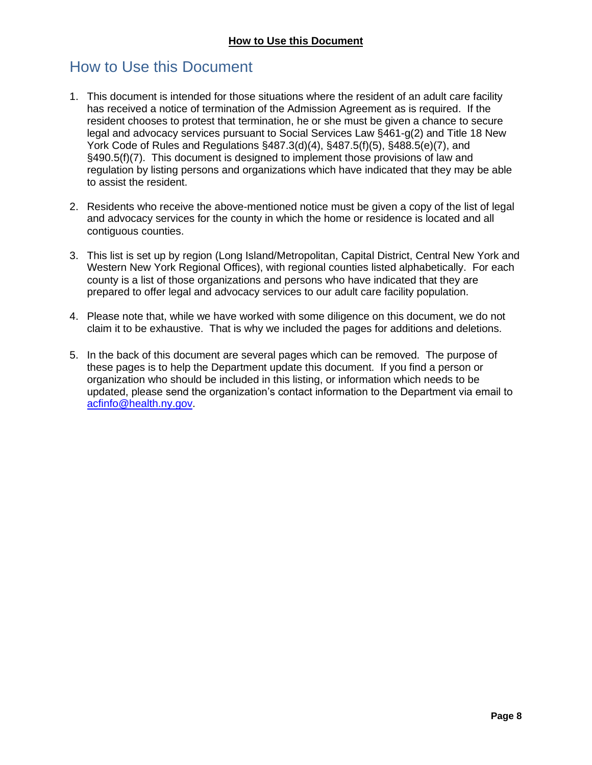# How to Use this Document

1. This document is intended for those situations where the resident of an adult care facility has received a notice of termination of the Admission Agreement as is required. If the resident chooses to protest that termination, he or she must be given a chance to secure legal and advocacy services pursuant to Social Services Law §461-g(2) and Title 18 New York Code of Rules and Regulations §487.3(d)(4), §487.5(f)(5), §488.5(e)(7), and §490.5(f)(7). This document is designed to implement those provisions of law and regulation by listing persons and organizations which have indicated that they may be able to assist the resident.

2. Residents who receive the above-mentioned notice must be given a copy of the list of legal and advocacy services for the county in which the home or residence is located and all contiguous counties.

3. This list is set up by region (Long Island/Metropolitan, Capital District, Central New York and Western New York Regional Offices), with regional counties listed alphabetically. For each county is a list of those organizations and persons who have indicated that they are prepared to offer legal and advocacy services to our adult care facility population.

4. Please note that, while we have worked with some diligence on this document, we do not claim it to be exhaustive. That is why we included the pages for additions and deletions.

5. In the back of this document are several pages which can be removed. The purpose of these pages is to help the Department update this document. If you find a person or organization who should be included in this listing, or information which needs to be updated, please send the organization's contact information to the Department via email to acfinfo@health.ny.gov.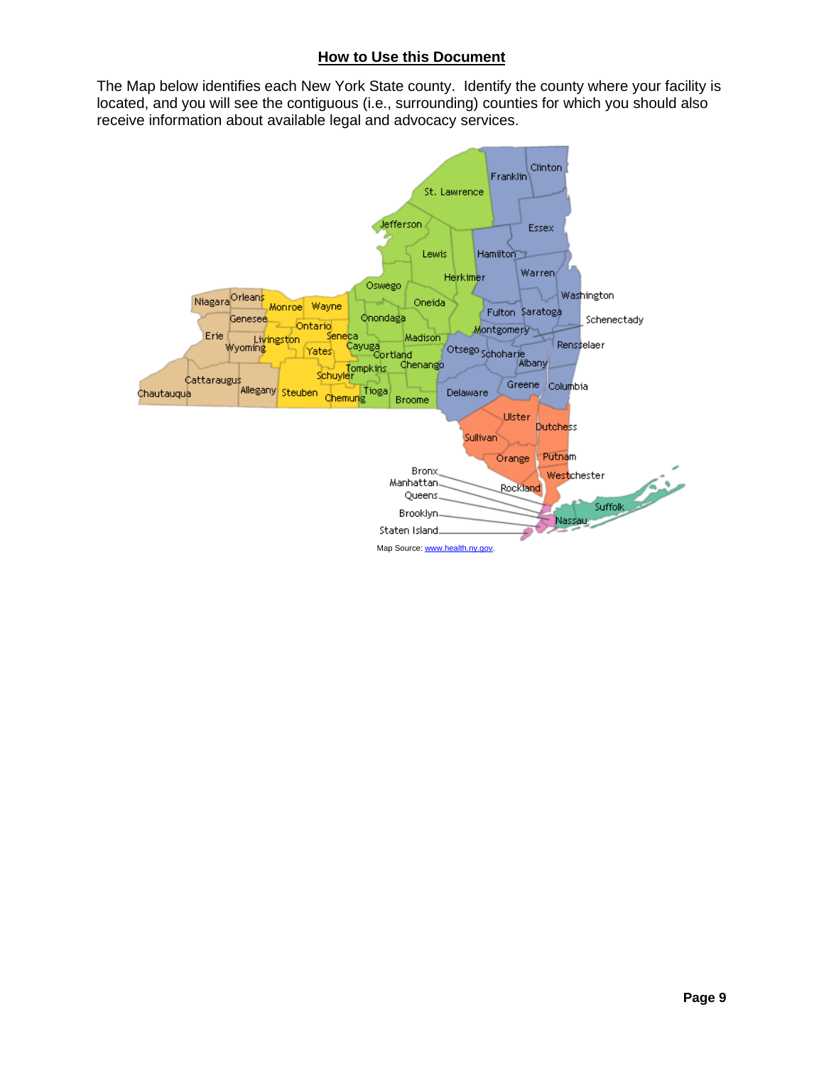## How to Use this Document

The Map below identifies each New York State county. Identify the county where your facility is located, and you will see the contiguous (i.e., surrounding) counties for which you should also receive information about available legal and advocacy services.

Map Source: www.health.ny.gov.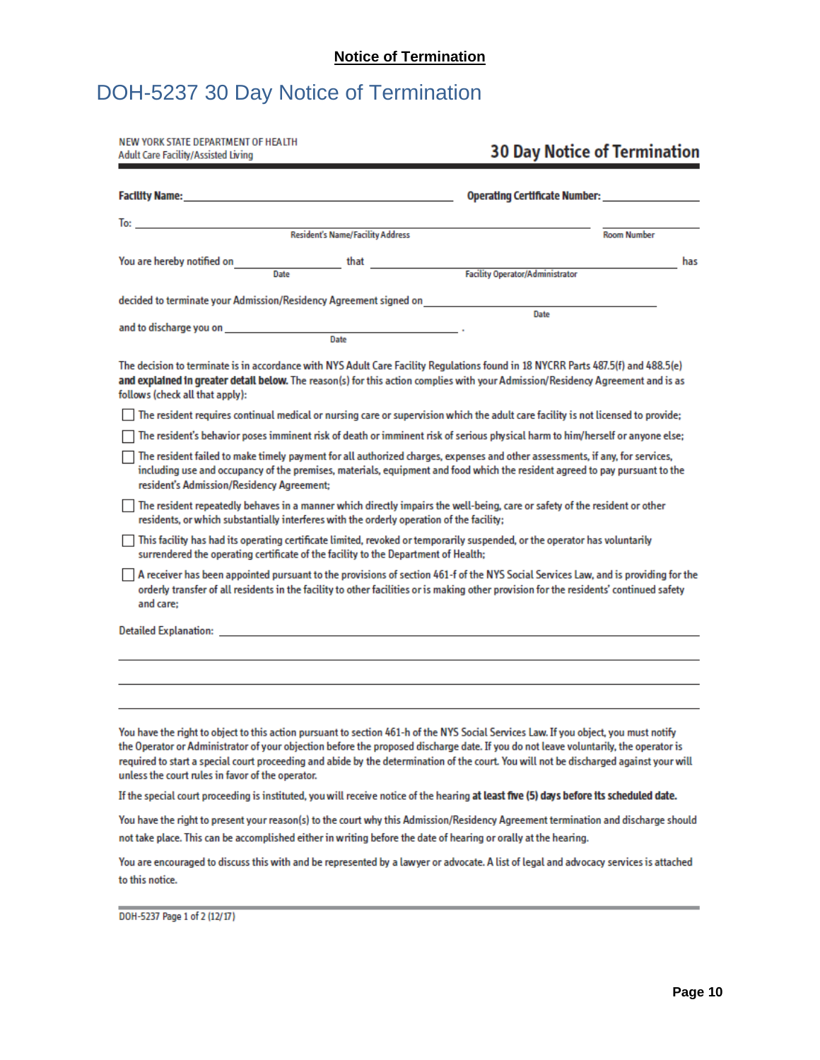**Notice of Termination**

# DOH-5237 30 Day Notice of Termination

NEW YORK STATE DEPARTMENT OF HEALTH
Adult Care Facility/Assisted Living

## 30 Day Notice of Termination

**Facility Name:** ______________________ **Operating Certificate Number:** ______________

To: ______________________________________________ ______________
Resident's Name/Facility Address — Room Number

You are hereby notified on ____________ (Date) that ______________________ (Facility Operator/Administrator) has

decided to terminate your Admission/Residency Agreement signed on ______________ (Date)

and to discharge you on ______________ (Date).

The decision to terminate is in accordance with NYS Adult Care Facility Regulations found in 18 NYCRR Parts 487.5(f) and 488.5(e) **and explained in greater detail below.** The reason(s) for this action complies with your Admission/Residency Agreement and is as follows (check all that apply):

- ☐ The resident requires continual medical or nursing care or supervision which the adult care facility is not licensed to provide;
- ☐ The resident's behavior poses imminent risk of death or imminent risk of serious physical harm to him/herself or anyone else;
- ☐ The resident failed to make timely payment for all authorized charges, expenses and other assessments, if any, for services, including use and occupancy of the premises, materials, equipment and food which the resident agreed to pay pursuant to the resident's Admission/Residency Agreement;
- ☐ The resident repeatedly behaves in a manner which directly impairs the well-being, care or safety of the resident or other residents, or which substantially interferes with the orderly operation of the facility;
- ☐ This facility has had its operating certificate limited, revoked or temporarily suspended, or the operator has voluntarily surrendered the operating certificate of the facility to the Department of Health;
- ☐ A receiver has been appointed pursuant to the provisions of section 461-f of the NYS Social Services Law, and is providing for the orderly transfer of all residents in the facility to other facilities or is making other provision for the residents' continued safety and care;

Detailed Explanation: ______________________________________________

______________________________________________

______________________________________________

______________________________________________

You have the right to object to this action pursuant to section 461-h of the NYS Social Services Law. If you object, you must notify the Operator or Administrator of your objection before the proposed discharge date. If you do not leave voluntarily, the operator is required to start a special court proceeding and abide by the determination of the court. You will not be discharged against your will unless the court rules in favor of the operator.

If the special court proceeding is instituted, you will receive notice of the hearing **at least five (5) days before its scheduled date.**

You have the right to present your reason(s) to the court why this Admission/Residency Agreement termination and discharge should not take place. This can be accomplished either in writing before the date of hearing or orally at the hearing.

You are encouraged to discuss this with and be represented by a lawyer or advocate. A list of legal and advocacy services is attached to this notice.

DOH-5237 Page 1 of 2 (12/17)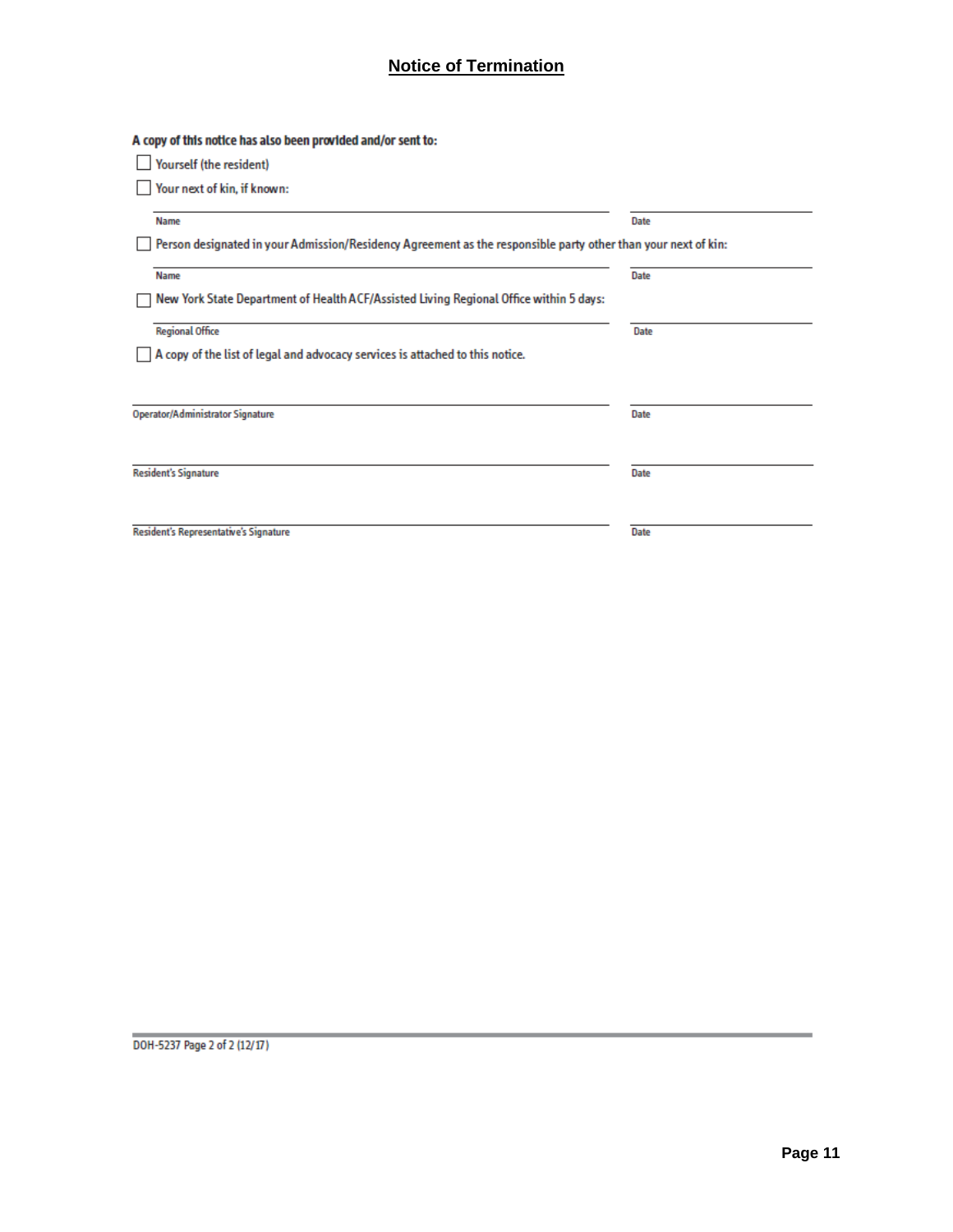## Notice of Termination

**A copy of this notice has also been provided and/or sent to:**

☐ Yourself (the resident)

☐ Your next of kin, if known:

| Name | Date |
|---|---|
| | |

☐ Person designated in your Admission/Residency Agreement as the responsible party other than your next of kin:

| Name | Date |
|---|---|
| | |

☐ New York State Department of Health ACF/Assisted Living Regional Office within 5 days:

| Regional Office | Date |
|---|---|
| | |

☐ A copy of the list of legal and advocacy services is attached to this notice.

| Operator/Administrator Signature | Date |
|---|---|
| | |

| Resident's Signature | Date |
|---|---|
| | |

| Resident's Representative's Signature | Date |
|---|---|
| | |

DOH-5237 Page 2 of 2 (12/17)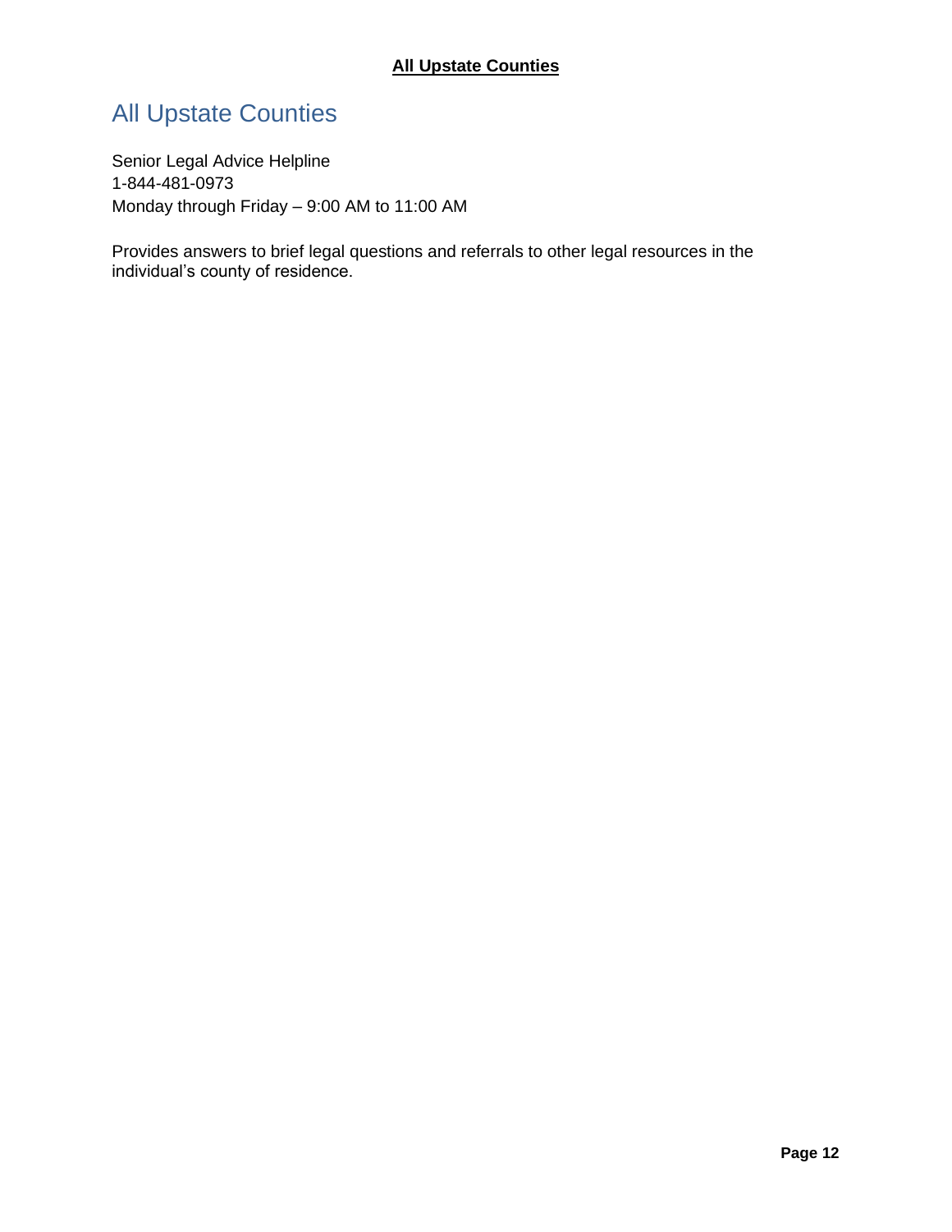# All Upstate Counties

Senior Legal Advice Helpline
1-844-481-0973
Monday through Friday – 9:00 AM to 11:00 AM

Provides answers to brief legal questions and referrals to other legal resources in the individual's county of residence.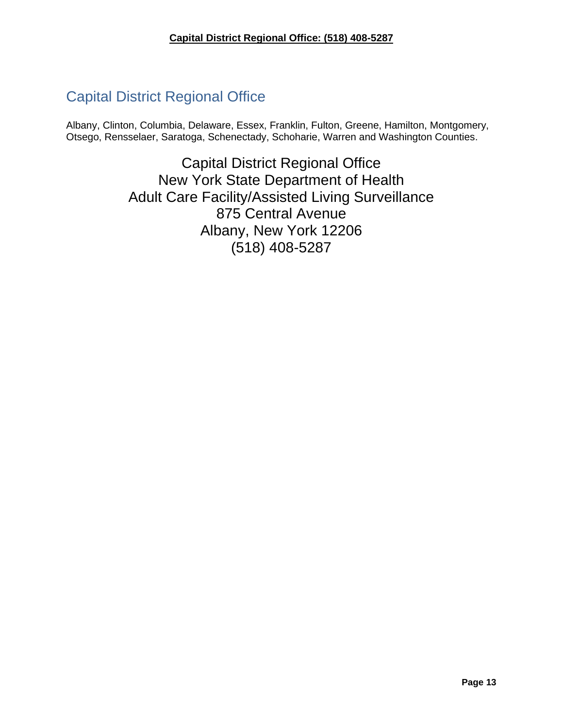**Capital District Regional Office: (518) 408-5287**

## Capital District Regional Office

Albany, Clinton, Columbia, Delaware, Essex, Franklin, Fulton, Greene, Hamilton, Montgomery, Otsego, Rensselaer, Saratoga, Schenectady, Schoharie, Warren and Washington Counties.

Capital District Regional Office
New York State Department of Health
Adult Care Facility/Assisted Living Surveillance
875 Central Avenue
Albany, New York 12206
(518) 408-5287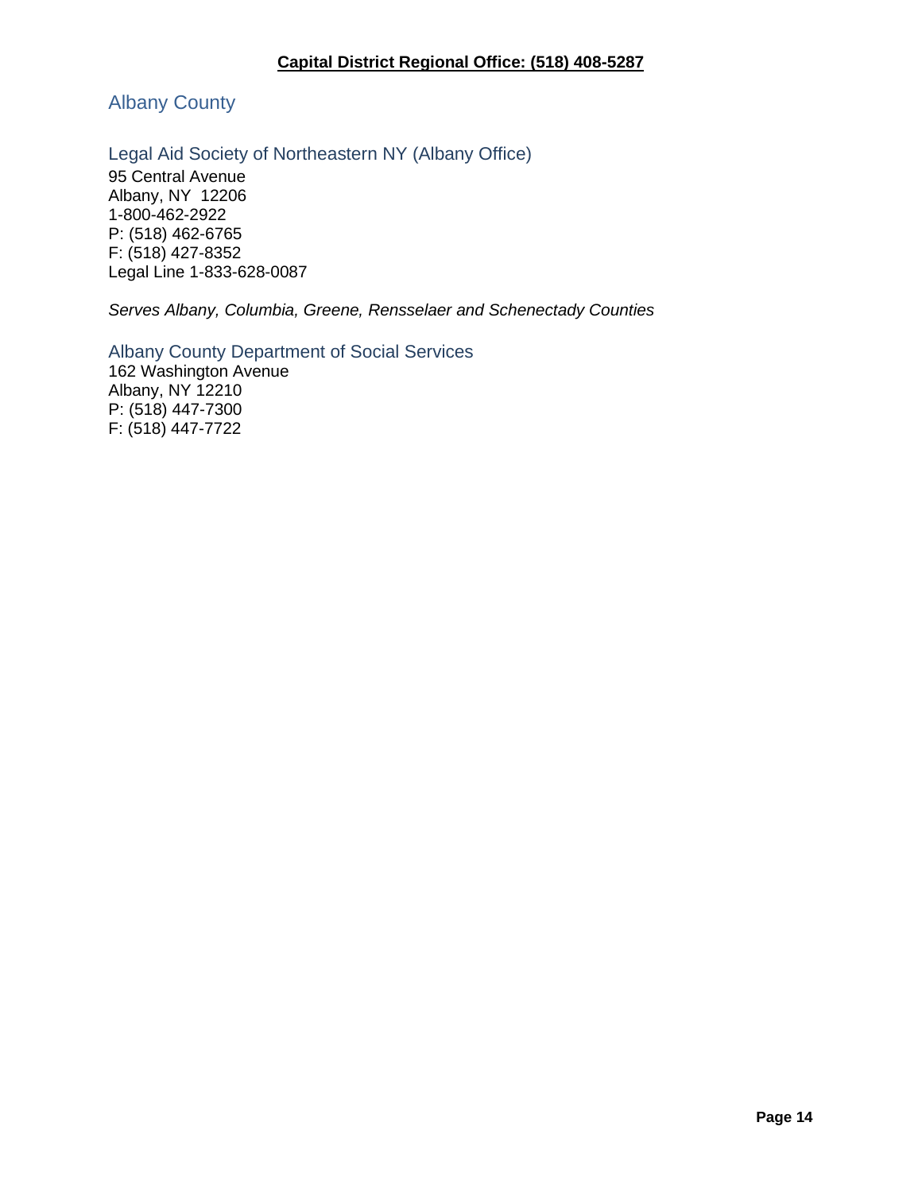**Capital District Regional Office: (518) 408-5287**

## Albany County

### Legal Aid Society of Northeastern NY (Albany Office)

95 Central Avenue
Albany, NY 12206
1-800-462-2922
P: (518) 462-6765
F: (518) 427-8352
Legal Line 1-833-628-0087

*Serves Albany, Columbia, Greene, Rensselaer and Schenectady Counties*

### Albany County Department of Social Services

162 Washington Avenue
Albany, NY 12210
P: (518) 447-7300
F: (518) 447-7722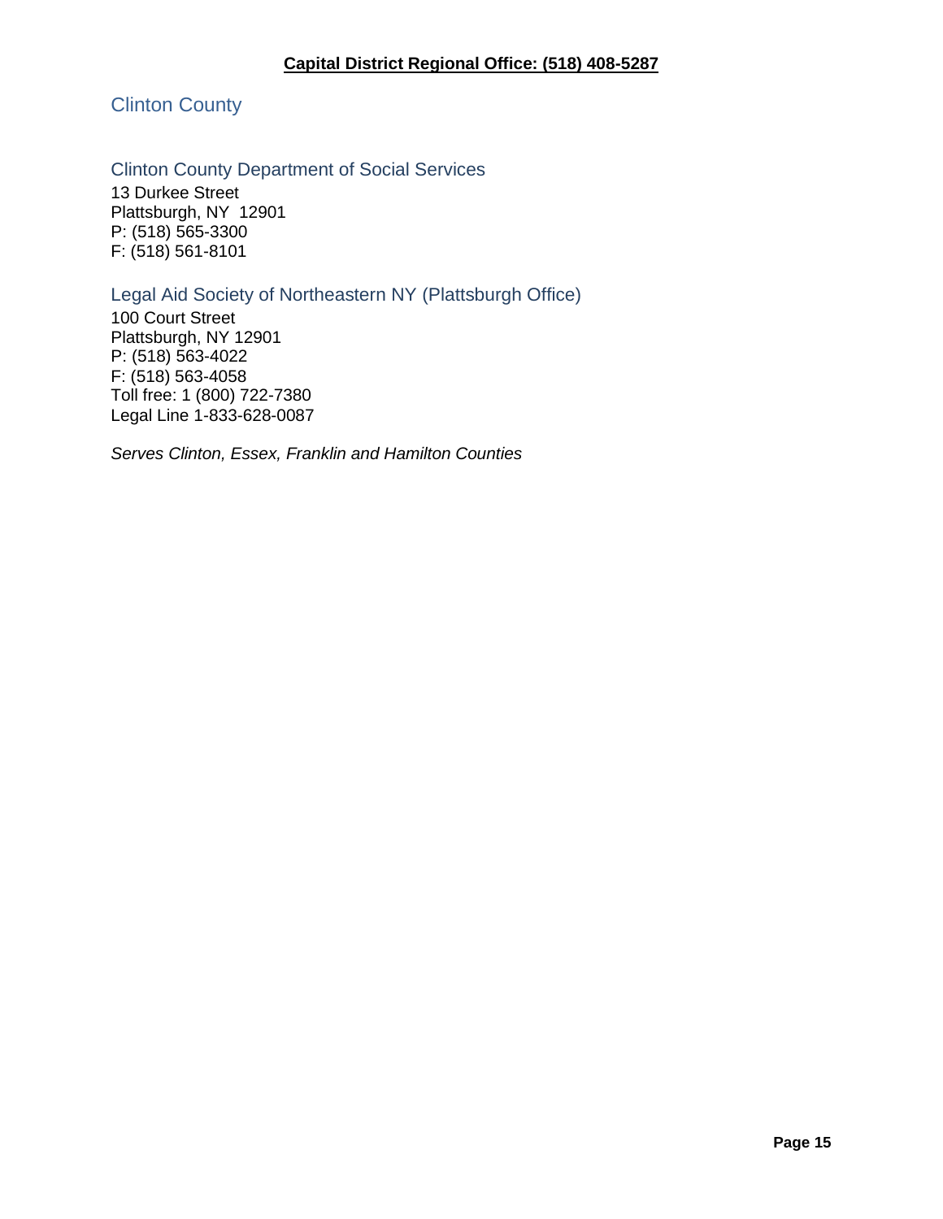**Capital District Regional Office: (518) 408-5287**

## Clinton County

### Clinton County Department of Social Services

13 Durkee Street
Plattsburgh, NY 12901
P: (518) 565-3300
F: (518) 561-8101

### Legal Aid Society of Northeastern NY (Plattsburgh Office)

100 Court Street
Plattsburgh, NY 12901
P: (518) 563-4022
F: (518) 563-4058
Toll free: 1 (800) 722-7380
Legal Line 1-833-628-0087

*Serves Clinton, Essex, Franklin and Hamilton Counties*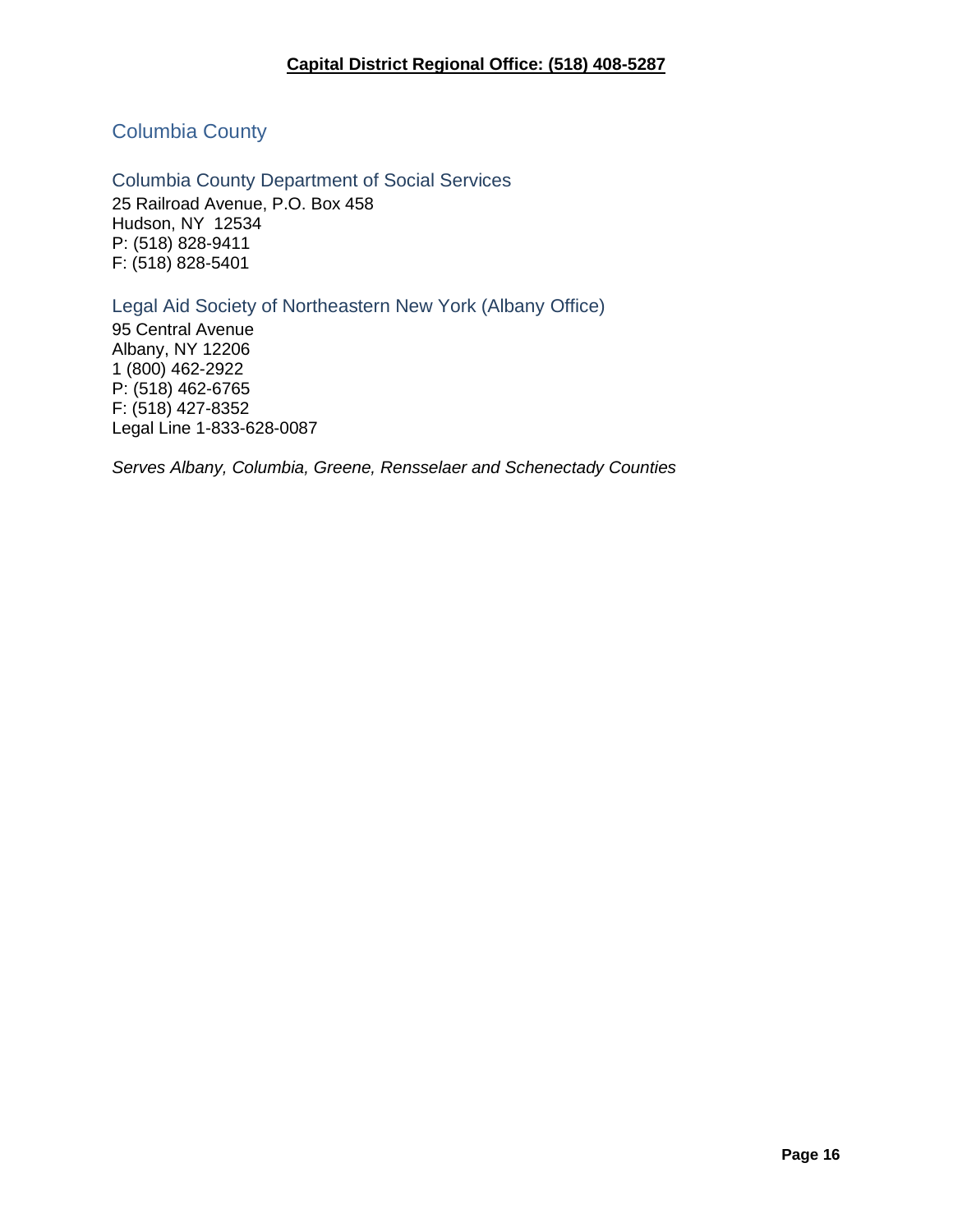**Capital District Regional Office: (518) 408-5287**

## Columbia County

### Columbia County Department of Social Services

25 Railroad Avenue, P.O. Box 458
Hudson, NY 12534
P: (518) 828-9411
F: (518) 828-5401

### Legal Aid Society of Northeastern New York (Albany Office)

95 Central Avenue
Albany, NY 12206
1 (800) 462-2922
P: (518) 462-6765
F: (518) 427-8352
Legal Line 1-833-628-0087

*Serves Albany, Columbia, Greene, Rensselaer and Schenectady Counties*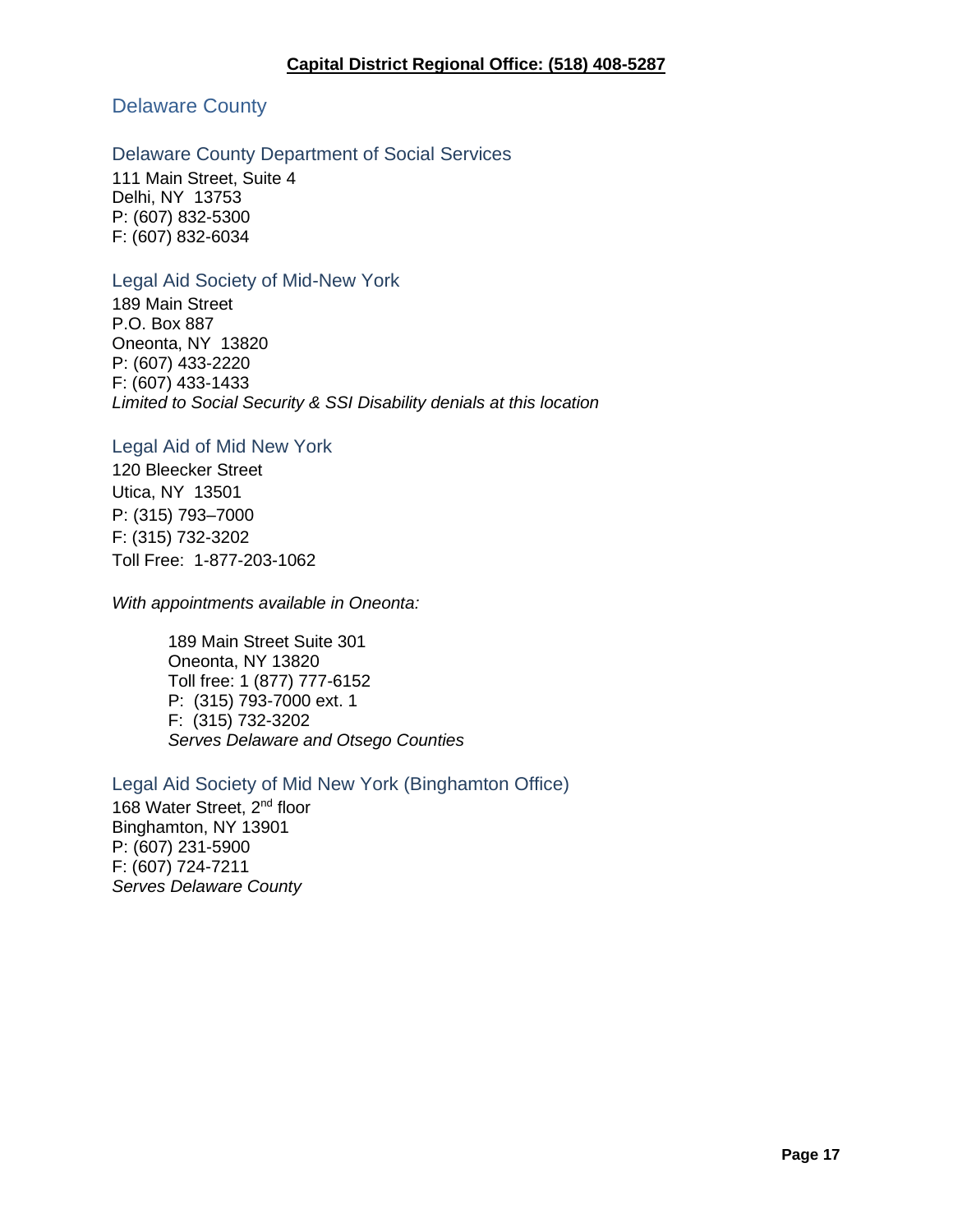**Capital District Regional Office: (518) 408-5287**

## Delaware County

### Delaware County Department of Social Services

111 Main Street, Suite 4
Delhi, NY 13753
P: (607) 832-5300
F: (607) 832-6034

### Legal Aid Society of Mid-New York

189 Main Street
P.O. Box 887
Oneonta, NY 13820
P: (607) 433-2220
F: (607) 433-1433
*Limited to Social Security & SSI Disability denials at this location*

### Legal Aid of Mid New York

120 Bleecker Street
Utica, NY 13501
P: (315) 793–7000
F: (315) 732-3202
Toll Free: 1-877-203-1062

*With appointments available in Oneonta:*

> 189 Main Street Suite 301
> Oneonta, NY 13820
> Toll free: 1 (877) 777-6152
> P: (315) 793-7000 ext. 1
> F: (315) 732-3202
> *Serves Delaware and Otsego Counties*

### Legal Aid Society of Mid New York (Binghamton Office)

168 Water Street, 2nd floor
Binghamton, NY 13901
P: (607) 231-5900
F: (607) 724-7211
*Serves Delaware County*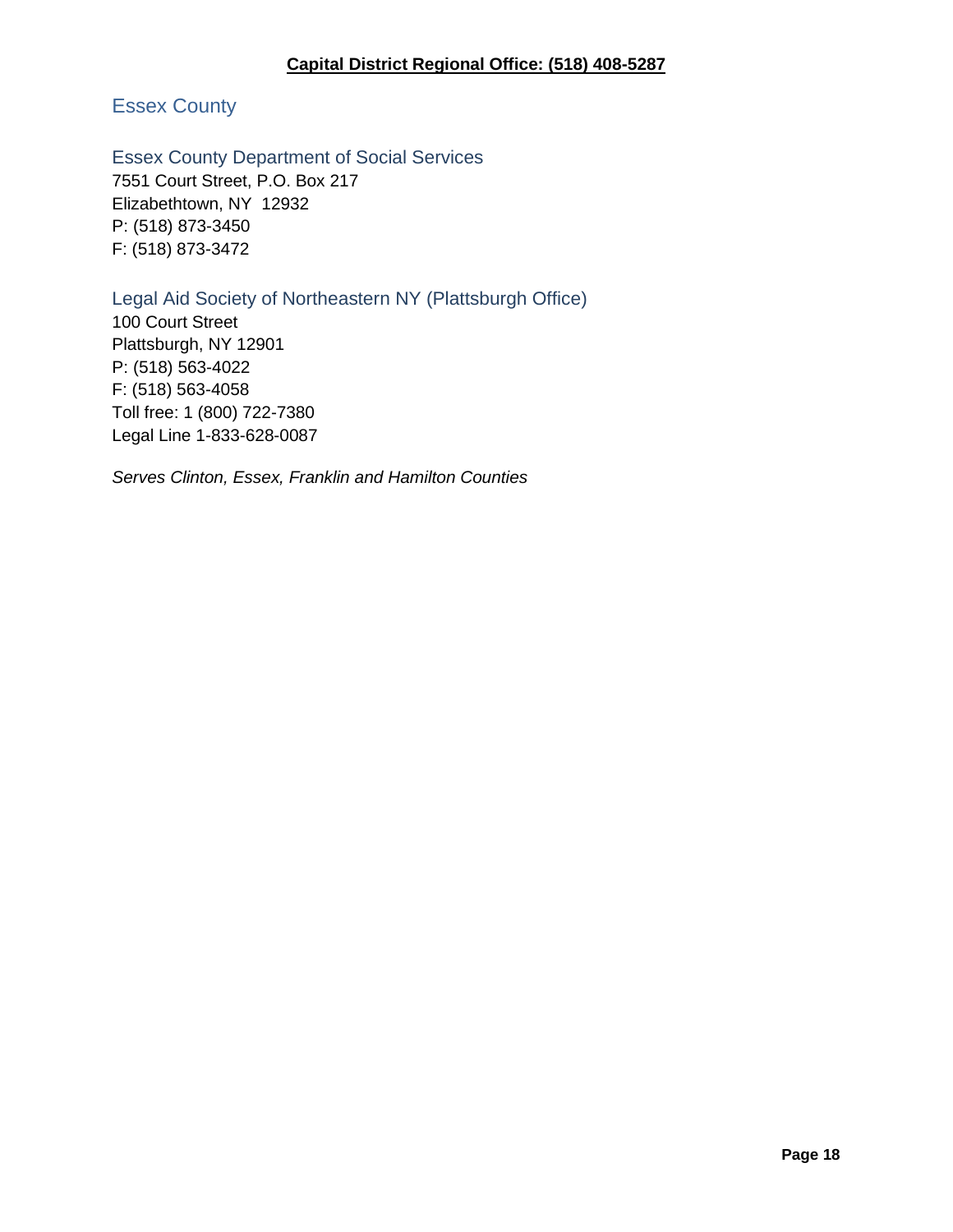**Capital District Regional Office: (518) 408-5287**

## Essex County

### Essex County Department of Social Services

7551 Court Street, P.O. Box 217
Elizabethtown, NY 12932
P: (518) 873-3450
F: (518) 873-3472

### Legal Aid Society of Northeastern NY (Plattsburgh Office)

100 Court Street
Plattsburgh, NY 12901
P: (518) 563-4022
F: (518) 563-4058
Toll free: 1 (800) 722-7380
Legal Line 1-833-628-0087

*Serves Clinton, Essex, Franklin and Hamilton Counties*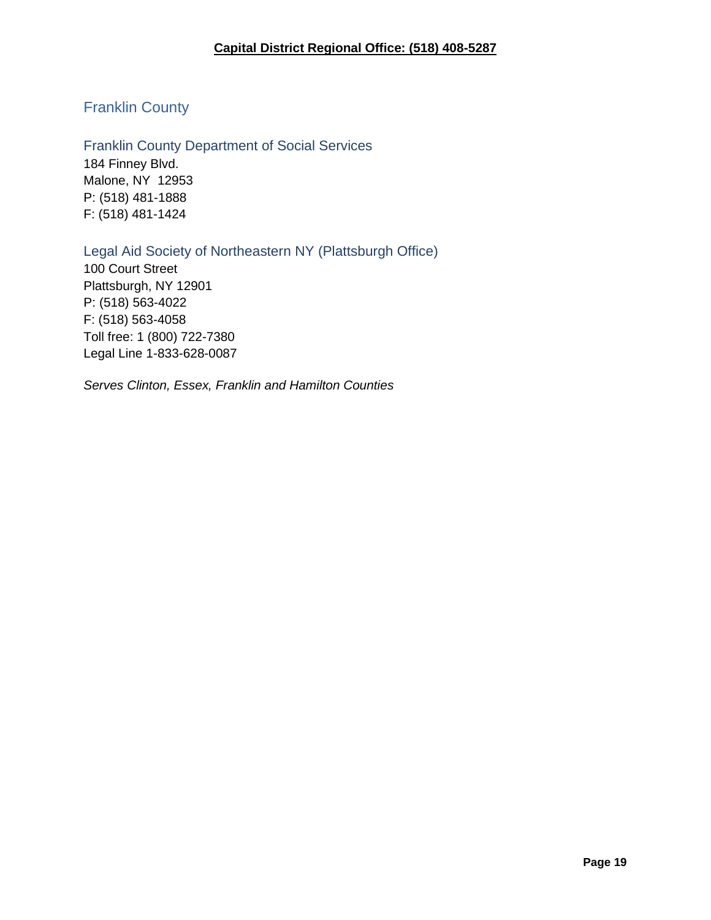**Capital District Regional Office: (518) 408-5287**

## Franklin County

### Franklin County Department of Social Services

184 Finney Blvd.
Malone, NY 12953
P: (518) 481-1888
F: (518) 481-1424

### Legal Aid Society of Northeastern NY (Plattsburgh Office)

100 Court Street
Plattsburgh, NY 12901
P: (518) 563-4022
F: (518) 563-4058
Toll free: 1 (800) 722-7380
Legal Line 1-833-628-0087

*Serves Clinton, Essex, Franklin and Hamilton Counties*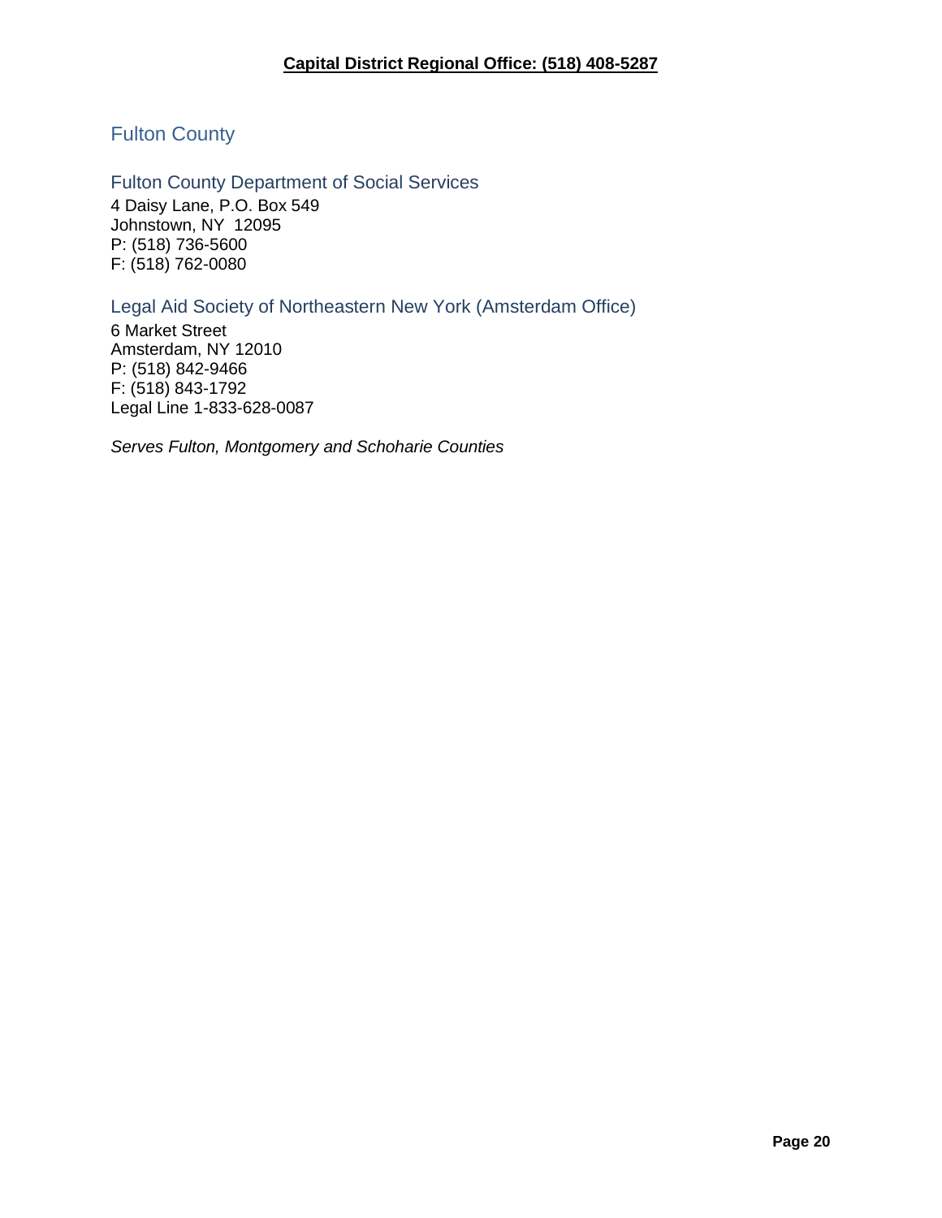**Capital District Regional Office: (518) 408-5287**

## Fulton County

### Fulton County Department of Social Services

4 Daisy Lane, P.O. Box 549
Johnstown, NY 12095
P: (518) 736-5600
F: (518) 762-0080

### Legal Aid Society of Northeastern New York (Amsterdam Office)

6 Market Street
Amsterdam, NY 12010
P: (518) 842-9466
F: (518) 843-1792
Legal Line 1-833-628-0087

*Serves Fulton, Montgomery and Schoharie Counties*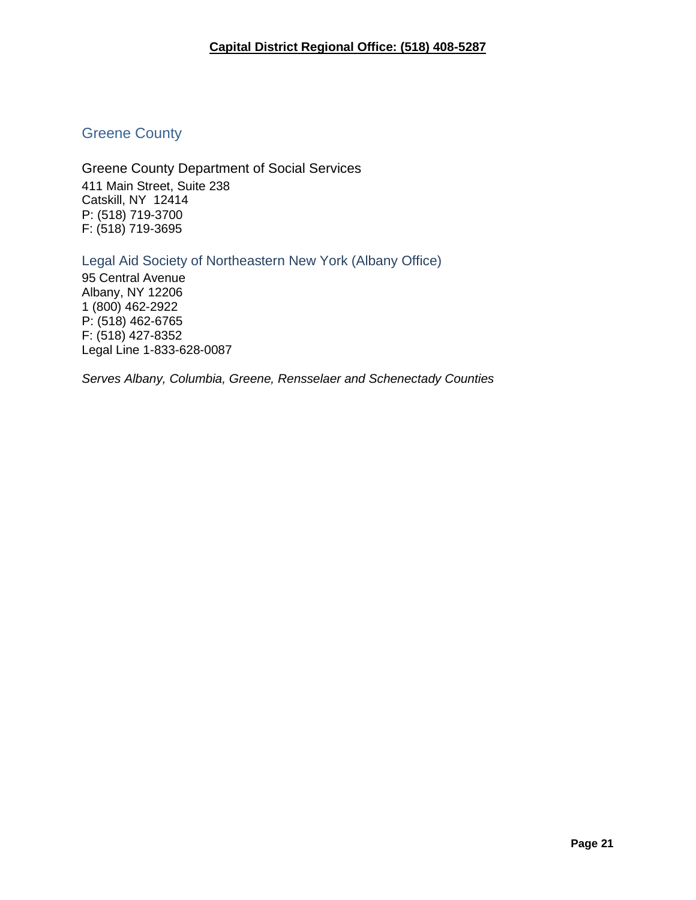**Capital District Regional Office: (518) 408-5287**

## Greene County

### Greene County Department of Social Services

411 Main Street, Suite 238
Catskill, NY 12414
P: (518) 719-3700
F: (518) 719-3695

### Legal Aid Society of Northeastern New York (Albany Office)

95 Central Avenue
Albany, NY 12206
1 (800) 462-2922
P: (518) 462-6765
F: (518) 427-8352
Legal Line 1-833-628-0087

*Serves Albany, Columbia, Greene, Rensselaer and Schenectady Counties*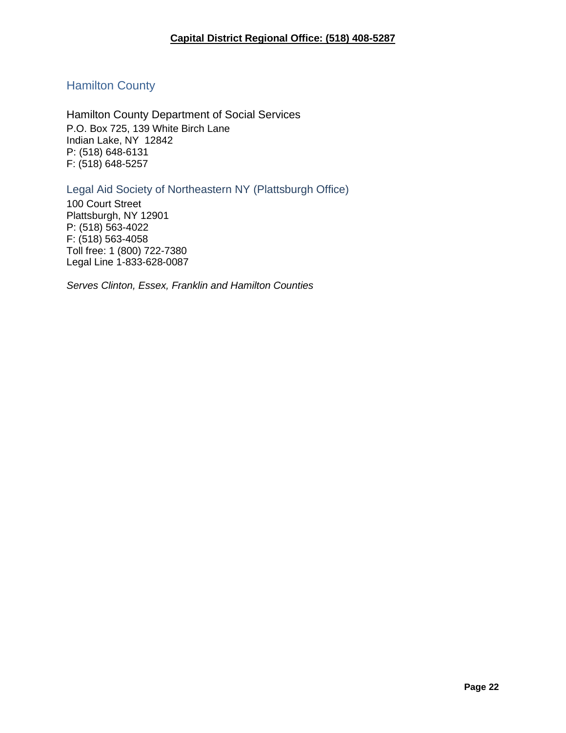**Capital District Regional Office: (518) 408-5287**

## Hamilton County

### Hamilton County Department of Social Services

P.O. Box 725, 139 White Birch Lane
Indian Lake, NY 12842
P: (518) 648-6131
F: (518) 648-5257

### Legal Aid Society of Northeastern NY (Plattsburgh Office)

100 Court Street
Plattsburgh, NY 12901
P: (518) 563-4022
F: (518) 563-4058
Toll free: 1 (800) 722-7380
Legal Line 1-833-628-0087

*Serves Clinton, Essex, Franklin and Hamilton Counties*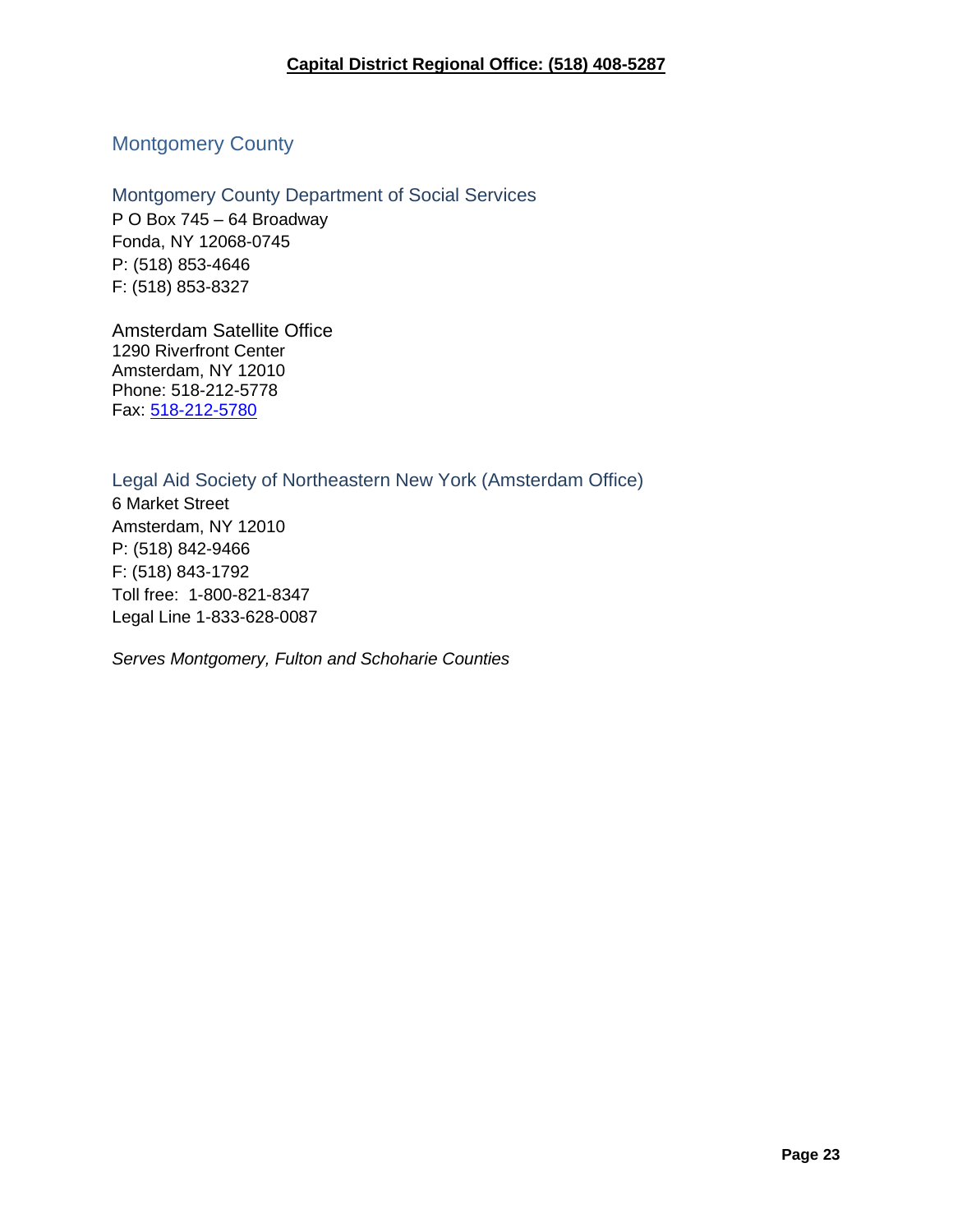**Capital District Regional Office: (518) 408-5287**

## Montgomery County

### Montgomery County Department of Social Services

P O Box 745 – 64 Broadway
Fonda, NY 12068-0745
P: (518) 853-4646
F: (518) 853-8327

Amsterdam Satellite Office
1290 Riverfront Center
Amsterdam, NY 12010
Phone: 518-212-5778
Fax: 518-212-5780

### Legal Aid Society of Northeastern New York (Amsterdam Office)

6 Market Street
Amsterdam, NY 12010
P: (518) 842-9466
F: (518) 843-1792
Toll free: 1-800-821-8347
Legal Line 1-833-628-0087

*Serves Montgomery, Fulton and Schoharie Counties*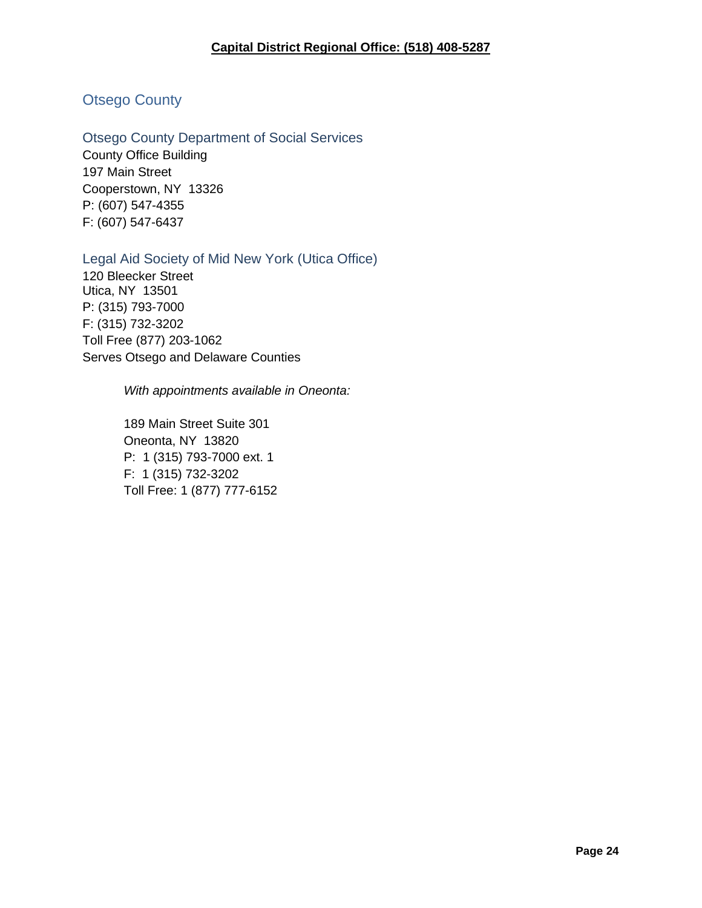**Capital District Regional Office: (518) 408-5287**

## Otsego County

### Otsego County Department of Social Services

County Office Building
197 Main Street
Cooperstown, NY 13326
P: (607) 547-4355
F: (607) 547-6437

### Legal Aid Society of Mid New York (Utica Office)

120 Bleecker Street
Utica, NY 13501
P: (315) 793-7000
F: (315) 732-3202
Toll Free (877) 203-1062
Serves Otsego and Delaware Counties

> *With appointments available in Oneonta:*
>
> 189 Main Street Suite 301
> Oneonta, NY 13820
> P: 1 (315) 793-7000 ext. 1
> F: 1 (315) 732-3202
> Toll Free: 1 (877) 777-6152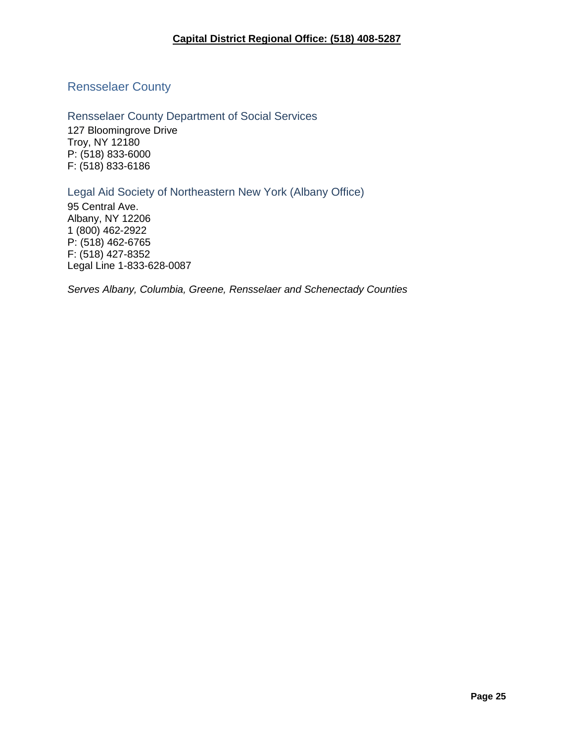**Capital District Regional Office: (518) 408-5287**

## Rensselaer County

### Rensselaer County Department of Social Services

127 Bloomingrove Drive
Troy, NY 12180
P: (518) 833-6000
F: (518) 833-6186

### Legal Aid Society of Northeastern New York (Albany Office)

95 Central Ave.
Albany, NY 12206
1 (800) 462-2922
P: (518) 462-6765
F: (518) 427-8352
Legal Line 1-833-628-0087

*Serves Albany, Columbia, Greene, Rensselaer and Schenectady Counties*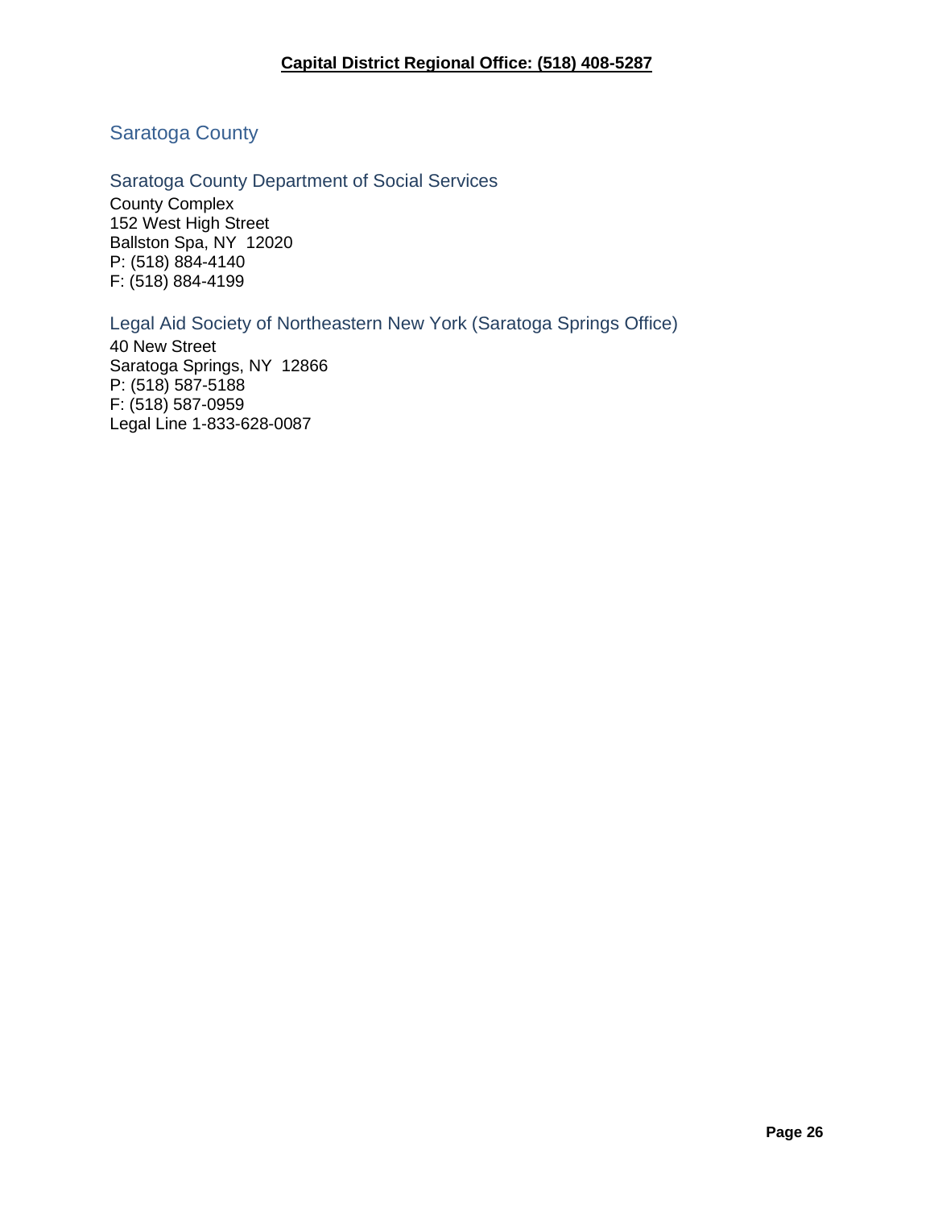**Capital District Regional Office: (518) 408-5287**

## Saratoga County

### Saratoga County Department of Social Services

County Complex
152 West High Street
Ballston Spa, NY 12020
P: (518) 884-4140
F: (518) 884-4199

### Legal Aid Society of Northeastern New York (Saratoga Springs Office)

40 New Street
Saratoga Springs, NY 12866
P: (518) 587-5188
F: (518) 587-0959
Legal Line 1-833-628-0087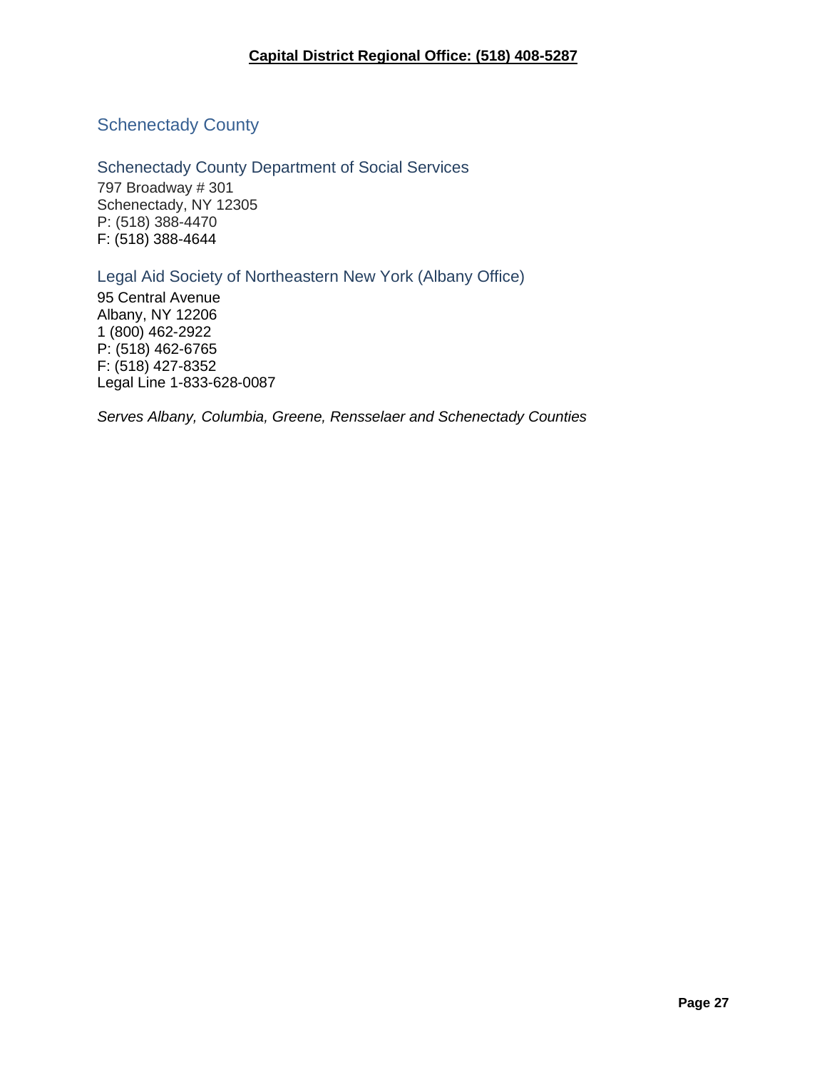**Capital District Regional Office: (518) 408-5287**

## Schenectady County

### Schenectady County Department of Social Services

797 Broadway # 301
Schenectady, NY 12305
P: (518) 388-4470
F: (518) 388-4644

### Legal Aid Society of Northeastern New York (Albany Office)

95 Central Avenue
Albany, NY 12206
1 (800) 462-2922
P: (518) 462-6765
F: (518) 427-8352
Legal Line 1-833-628-0087

*Serves Albany, Columbia, Greene, Rensselaer and Schenectady Counties*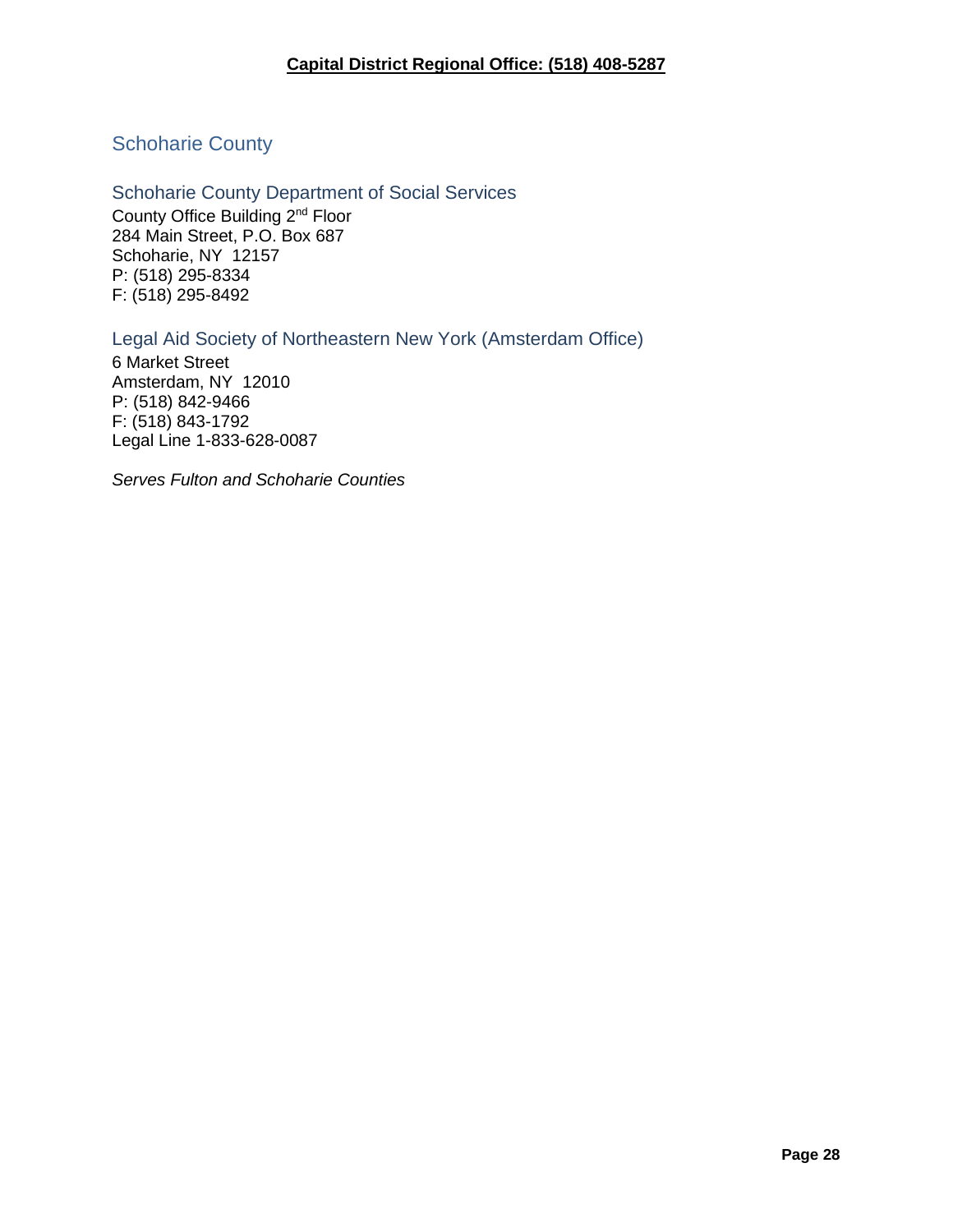**Capital District Regional Office: (518) 408-5287**

## Schoharie County

### Schoharie County Department of Social Services

County Office Building 2nd Floor
284 Main Street, P.O. Box 687
Schoharie, NY 12157
P: (518) 295-8334
F: (518) 295-8492

### Legal Aid Society of Northeastern New York (Amsterdam Office)

6 Market Street
Amsterdam, NY 12010
P: (518) 842-9466
F: (518) 843-1792
Legal Line 1-833-628-0087

*Serves Fulton and Schoharie Counties*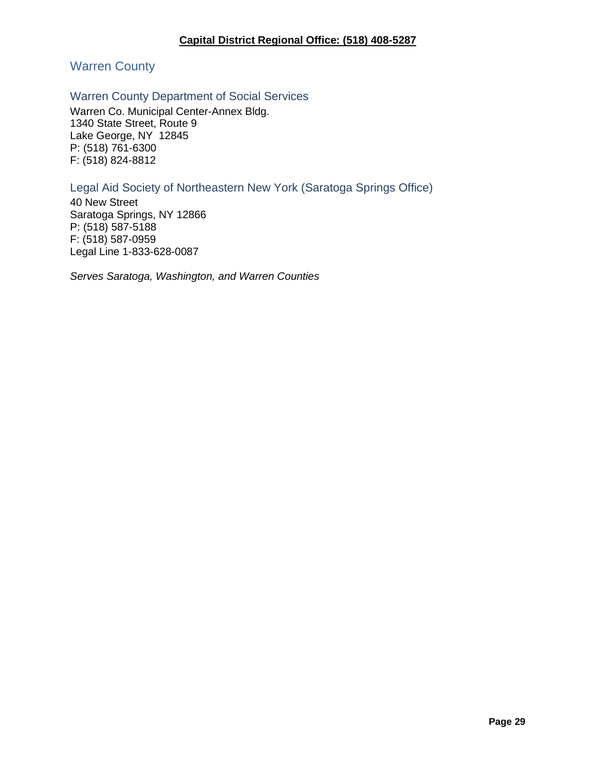**Capital District Regional Office: (518) 408-5287**

## Warren County

### Warren County Department of Social Services

Warren Co. Municipal Center-Annex Bldg.
1340 State Street, Route 9
Lake George, NY 12845
P: (518) 761-6300
F: (518) 824-8812

### Legal Aid Society of Northeastern New York (Saratoga Springs Office)

40 New Street
Saratoga Springs, NY 12866
P: (518) 587-5188
F: (518) 587-0959
Legal Line 1-833-628-0087

*Serves Saratoga, Washington, and Warren Counties*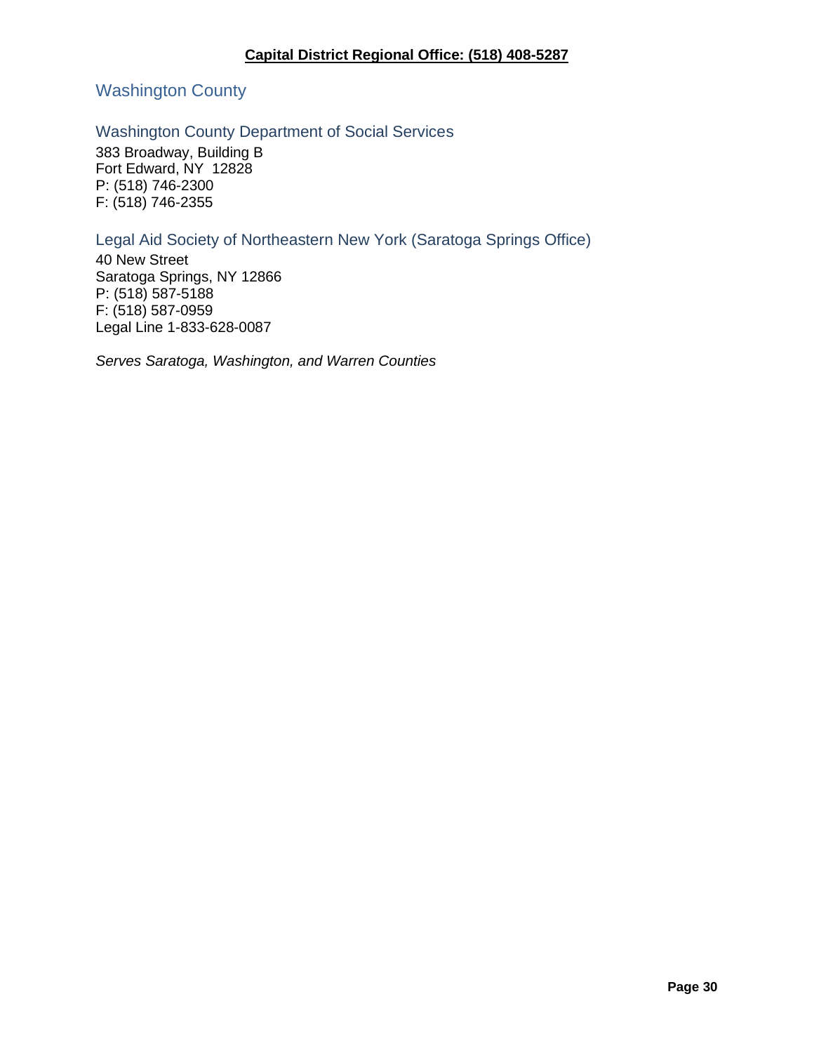**Capital District Regional Office: (518) 408-5287**

## Washington County

### Washington County Department of Social Services

383 Broadway, Building B
Fort Edward, NY 12828
P: (518) 746-2300
F: (518) 746-2355

### Legal Aid Society of Northeastern New York (Saratoga Springs Office)

40 New Street
Saratoga Springs, NY 12866
P: (518) 587-5188
F: (518) 587-0959
Legal Line 1-833-628-0087

*Serves Saratoga, Washington, and Warren Counties*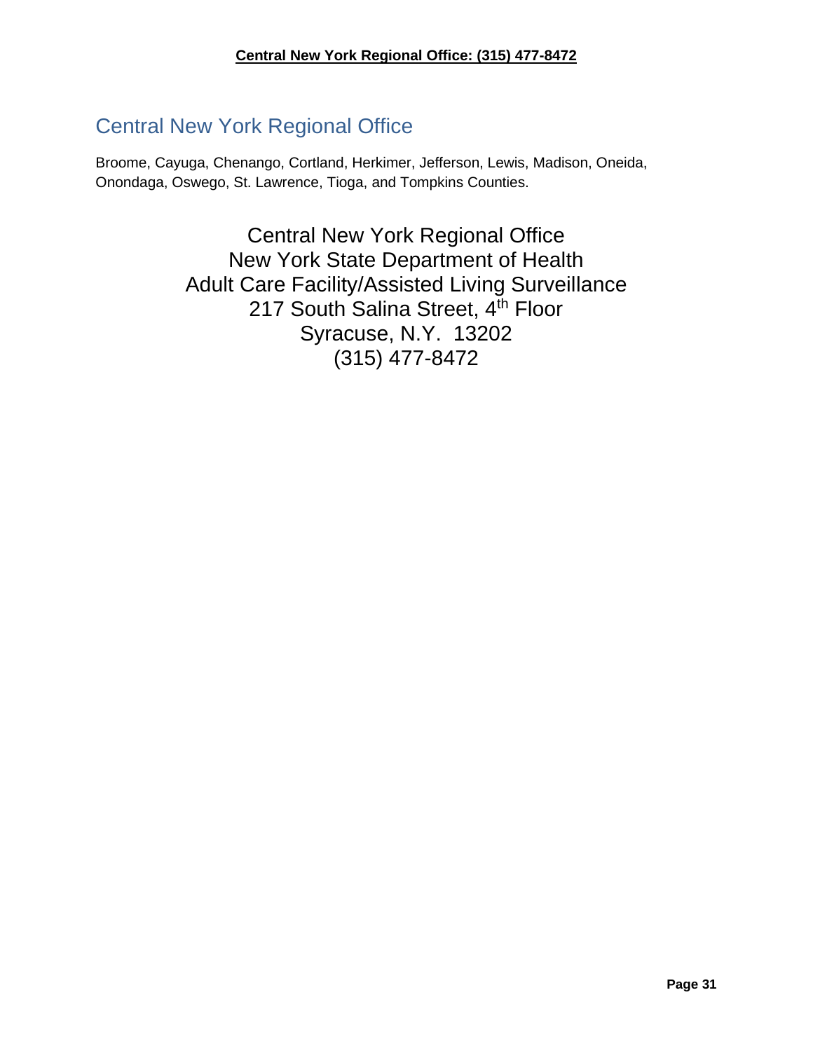## Central New York Regional Office

Broome, Cayuga, Chenango, Cortland, Herkimer, Jefferson, Lewis, Madison, Oneida, Onondaga, Oswego, St. Lawrence, Tioga, and Tompkins Counties.

Central New York Regional Office
New York State Department of Health
Adult Care Facility/Assisted Living Surveillance
217 South Salina Street, 4th Floor
Syracuse, N.Y. 13202
(315) 477-8472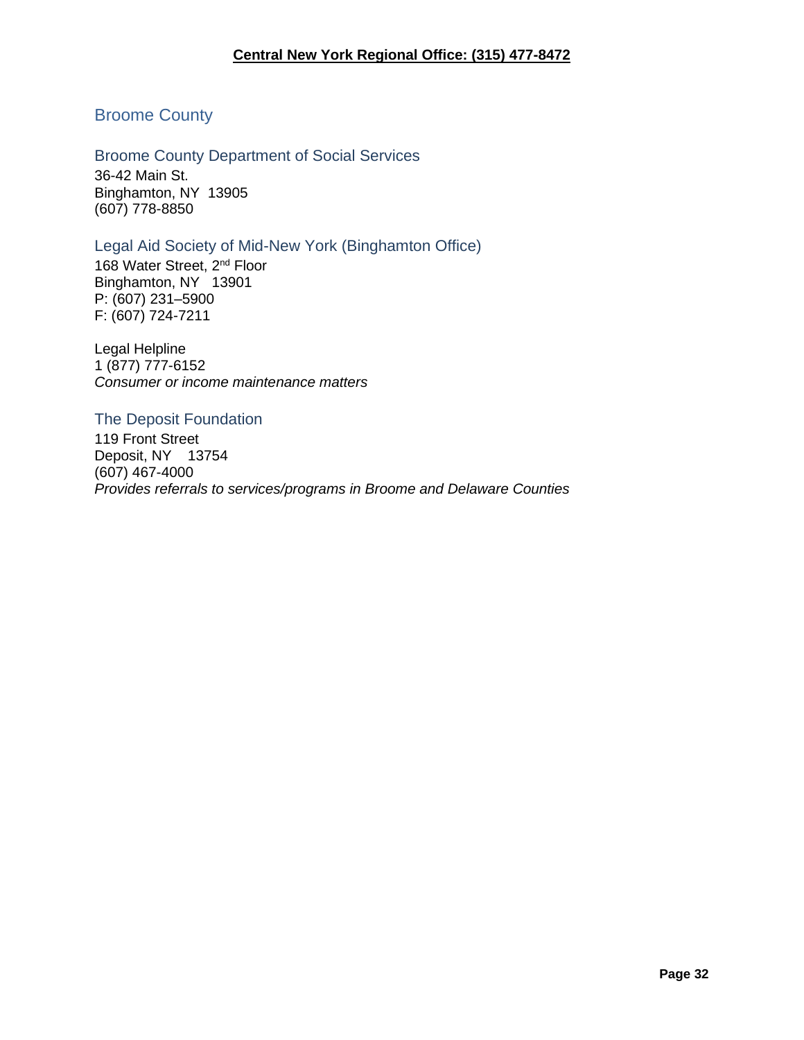**Central New York Regional Office: (315) 477-8472**

## Broome County

### Broome County Department of Social Services

36-42 Main St.
Binghamton, NY 13905
(607) 778-8850

### Legal Aid Society of Mid-New York (Binghamton Office)

168 Water Street, 2nd Floor
Binghamton, NY 13901
P: (607) 231–5900
F: (607) 724-7211

Legal Helpline
1 (877) 777-6152
*Consumer or income maintenance matters*

### The Deposit Foundation

119 Front Street
Deposit, NY 13754
(607) 467-4000
*Provides referrals to services/programs in Broome and Delaware Counties*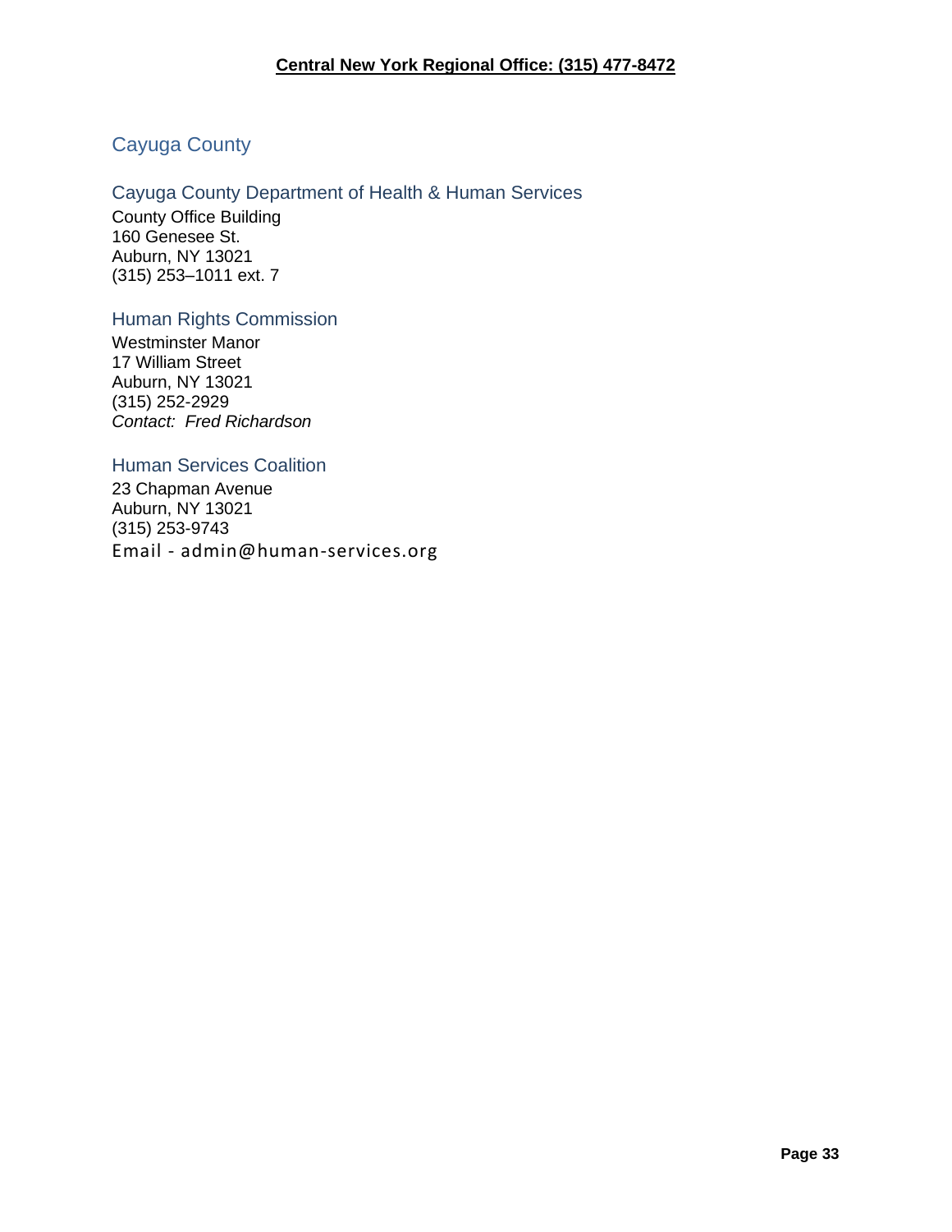**Central New York Regional Office: (315) 477-8472**

## Cayuga County

### Cayuga County Department of Health & Human Services

County Office Building
160 Genesee St.
Auburn, NY 13021
(315) 253–1011 ext. 7

### Human Rights Commission

Westminster Manor
17 William Street
Auburn, NY 13021
(315) 252-2929
*Contact: Fred Richardson*

### Human Services Coalition

23 Chapman Avenue
Auburn, NY 13021
(315) 253-9743
Email - admin@human-services.org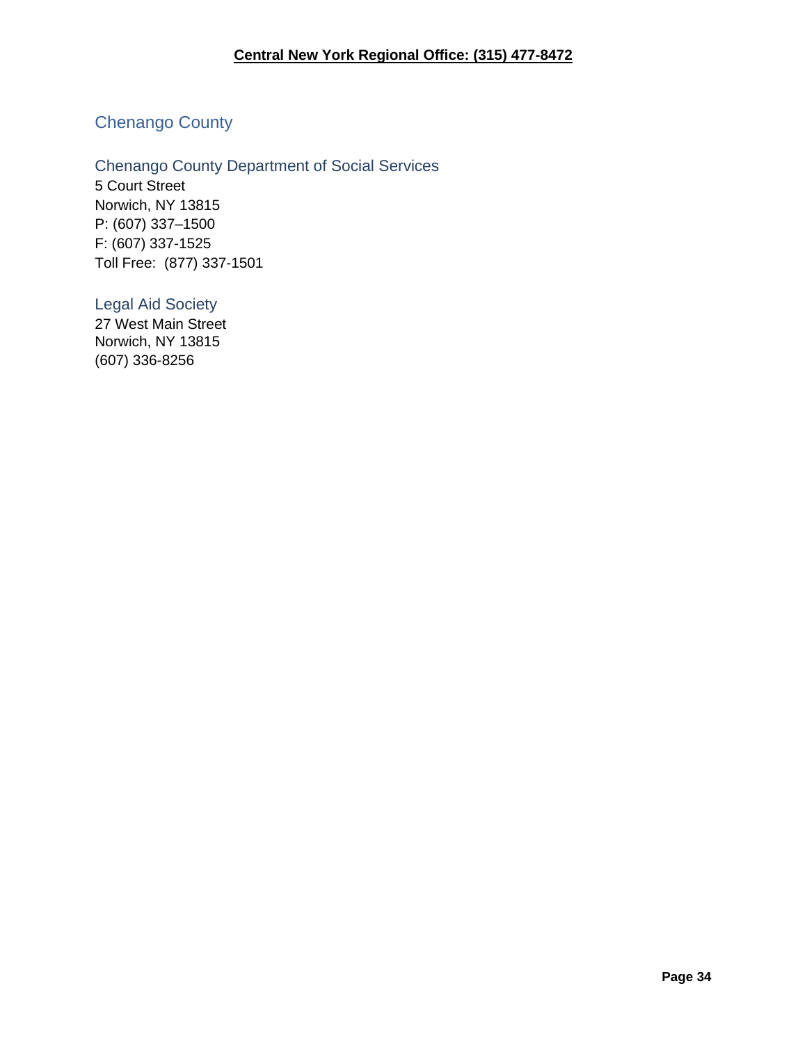**Central New York Regional Office: (315) 477-8472**

## Chenango County

### Chenango County Department of Social Services

5 Court Street
Norwich, NY 13815
P: (607) 337–1500
F: (607) 337-1525
Toll Free:  (877) 337-1501

### Legal Aid Society

27 West Main Street
Norwich, NY 13815
(607) 336-8256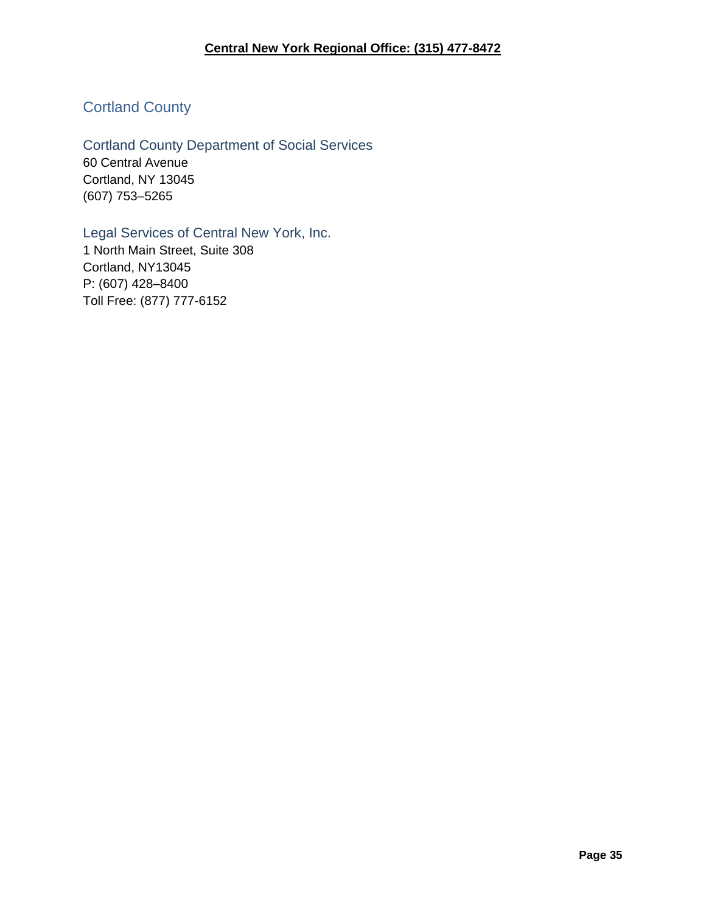**Central New York Regional Office: (315) 477-8472**

## Cortland County

### Cortland County Department of Social Services

60 Central Avenue
Cortland, NY 13045
(607) 753–5265

### Legal Services of Central New York, Inc.

1 North Main Street, Suite 308
Cortland, NY13045
P: (607) 428–8400
Toll Free: (877) 777-6152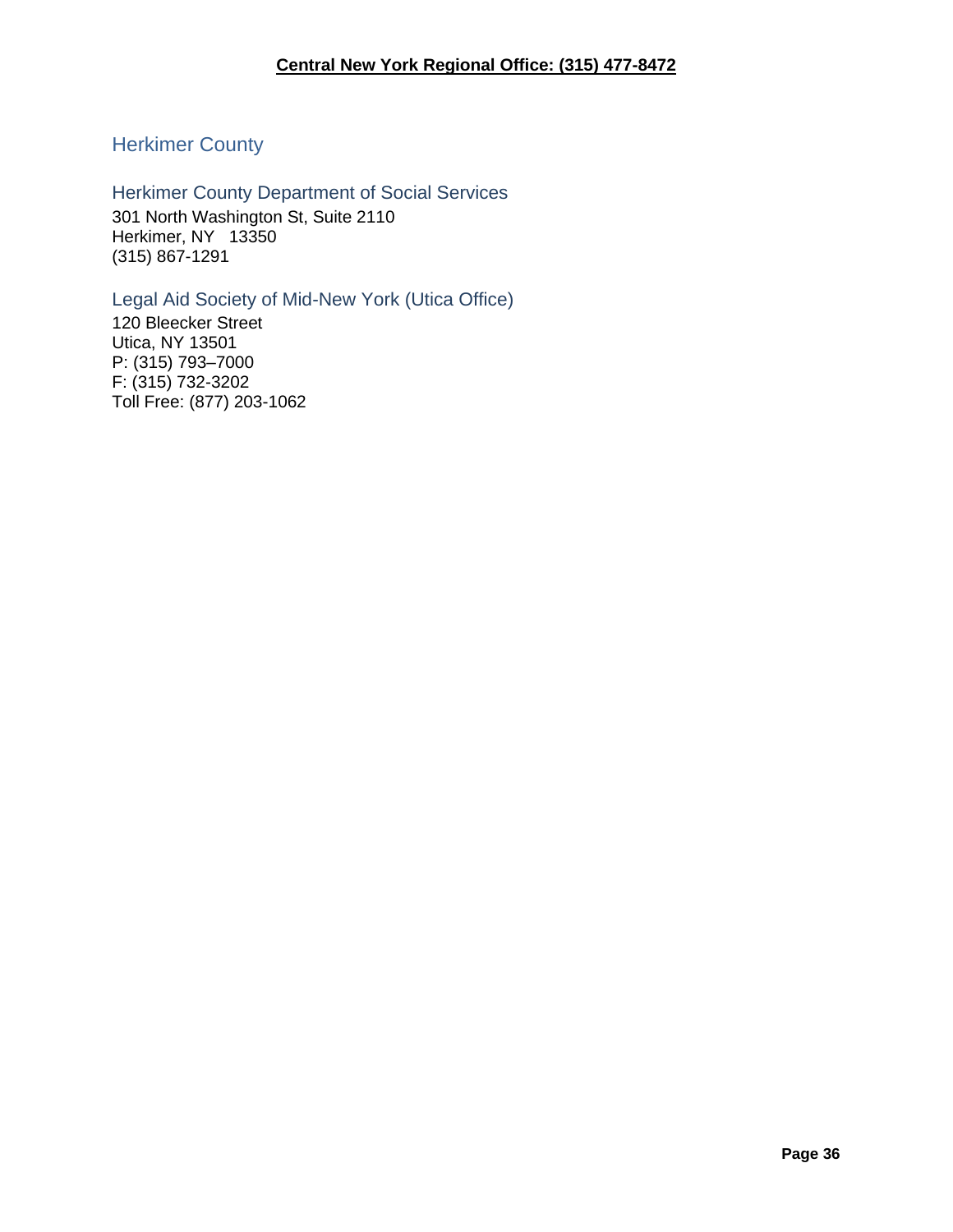**Central New York Regional Office: (315) 477-8472**

## Herkimer County

### Herkimer County Department of Social Services

301 North Washington St, Suite 2110
Herkimer, NY 13350
(315) 867-1291

### Legal Aid Society of Mid-New York (Utica Office)

120 Bleecker Street
Utica, NY 13501
P: (315) 793–7000
F: (315) 732-3202
Toll Free: (877) 203-1062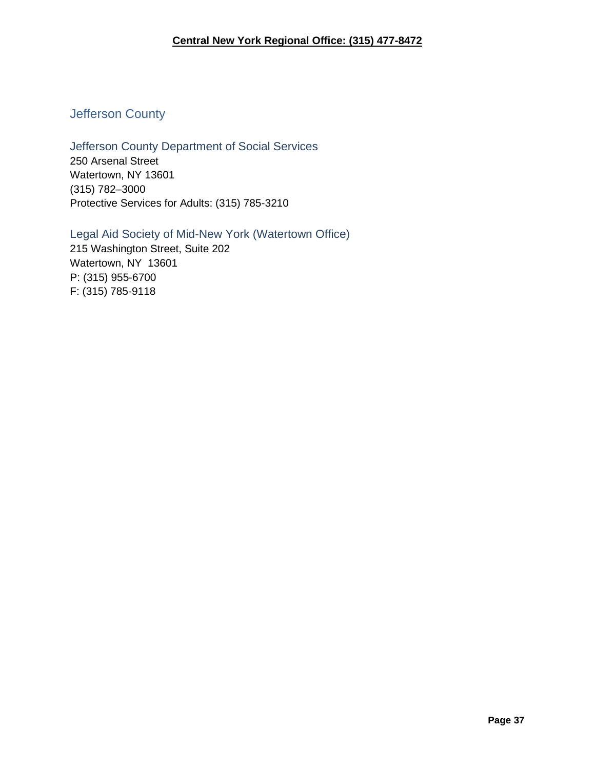**Central New York Regional Office: (315) 477-8472**

## Jefferson County

### Jefferson County Department of Social Services

250 Arsenal Street
Watertown, NY 13601
(315) 782–3000
Protective Services for Adults: (315) 785-3210

### Legal Aid Society of Mid-New York (Watertown Office)

215 Washington Street, Suite 202
Watertown, NY 13601
P: (315) 955-6700
F: (315) 785-9118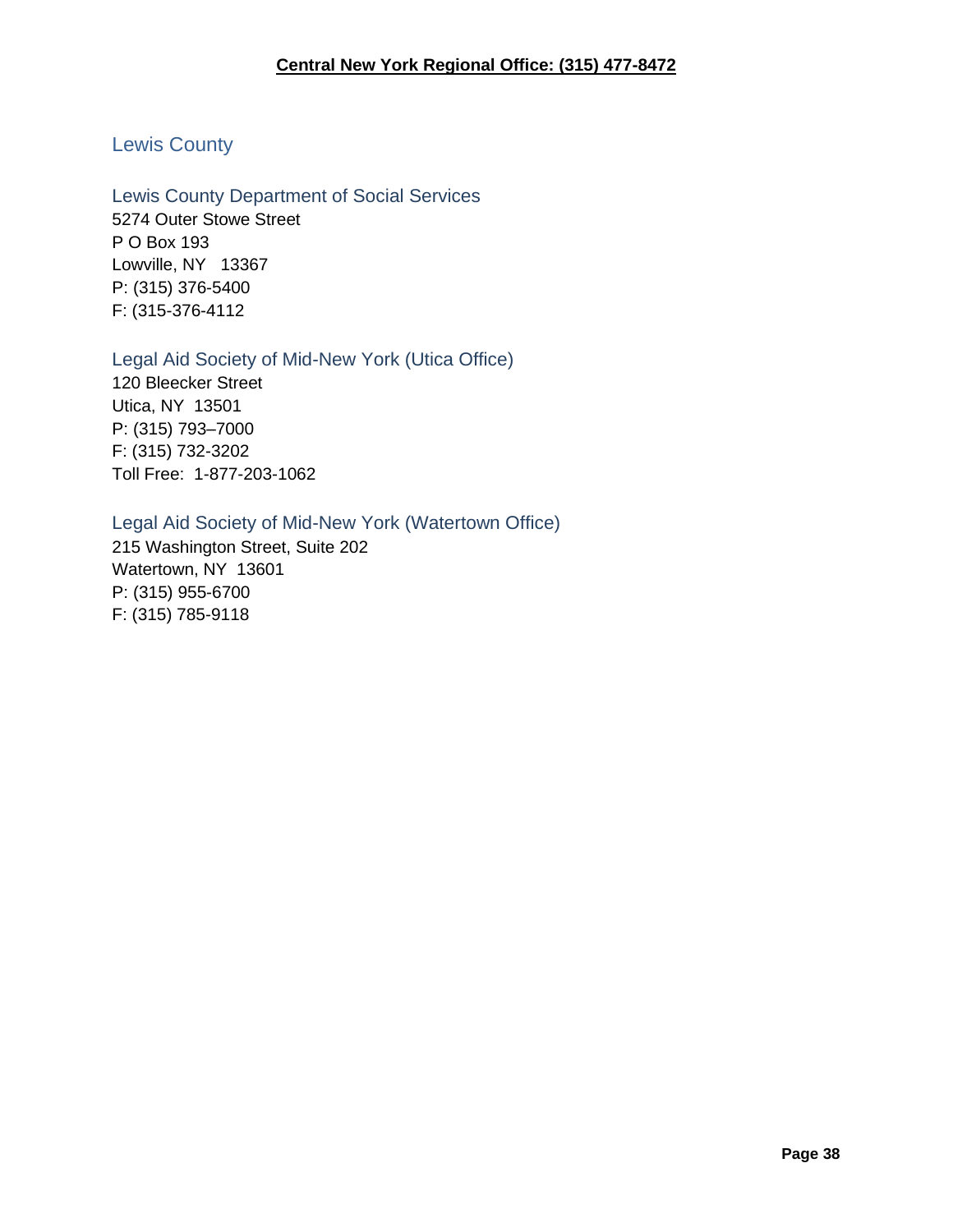**Central New York Regional Office: (315) 477-8472**

## Lewis County

### Lewis County Department of Social Services

5274 Outer Stowe Street
P O Box 193
Lowville, NY 13367
P: (315) 376-5400
F: (315-376-4112

### Legal Aid Society of Mid-New York (Utica Office)

120 Bleecker Street
Utica, NY 13501
P: (315) 793–7000
F: (315) 732-3202
Toll Free: 1-877-203-1062

### Legal Aid Society of Mid-New York (Watertown Office)

215 Washington Street, Suite 202
Watertown, NY 13601
P: (315) 955-6700
F: (315) 785-9118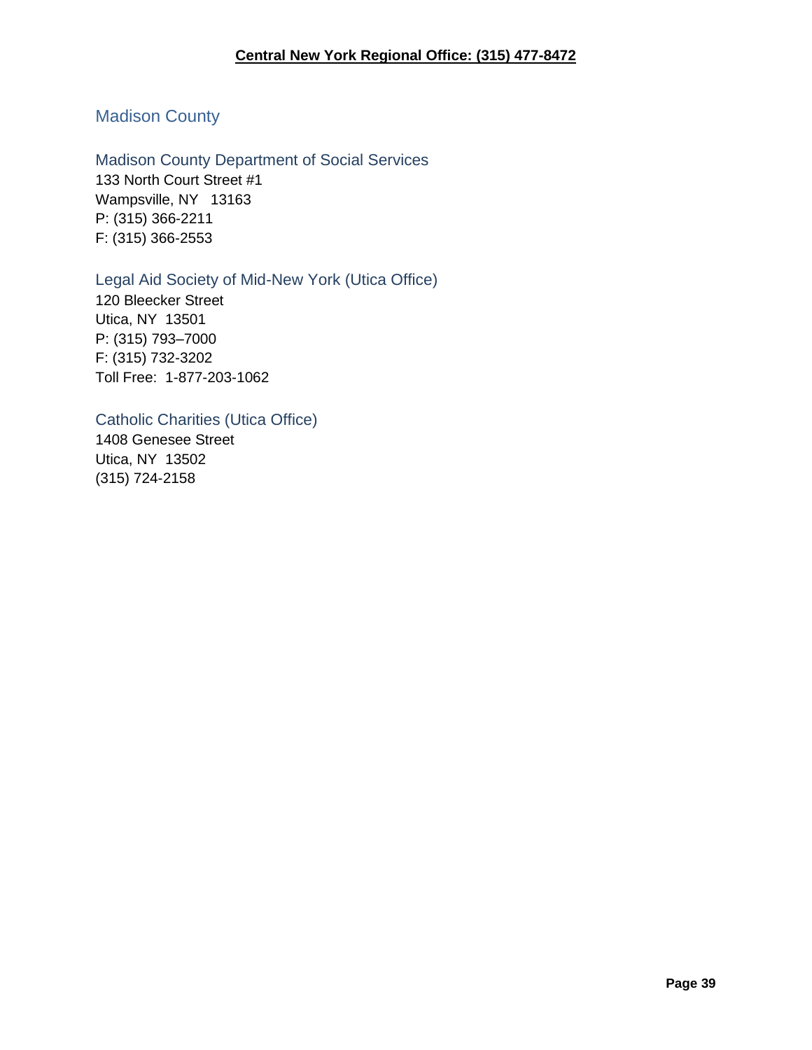**Central New York Regional Office: (315) 477-8472**

## Madison County

### Madison County Department of Social Services

133 North Court Street #1
Wampsville, NY 13163
P: (315) 366-2211
F: (315) 366-2553

### Legal Aid Society of Mid-New York (Utica Office)

120 Bleecker Street
Utica, NY 13501
P: (315) 793–7000
F: (315) 732-3202
Toll Free: 1-877-203-1062

### Catholic Charities (Utica Office)

1408 Genesee Street
Utica, NY 13502
(315) 724-2158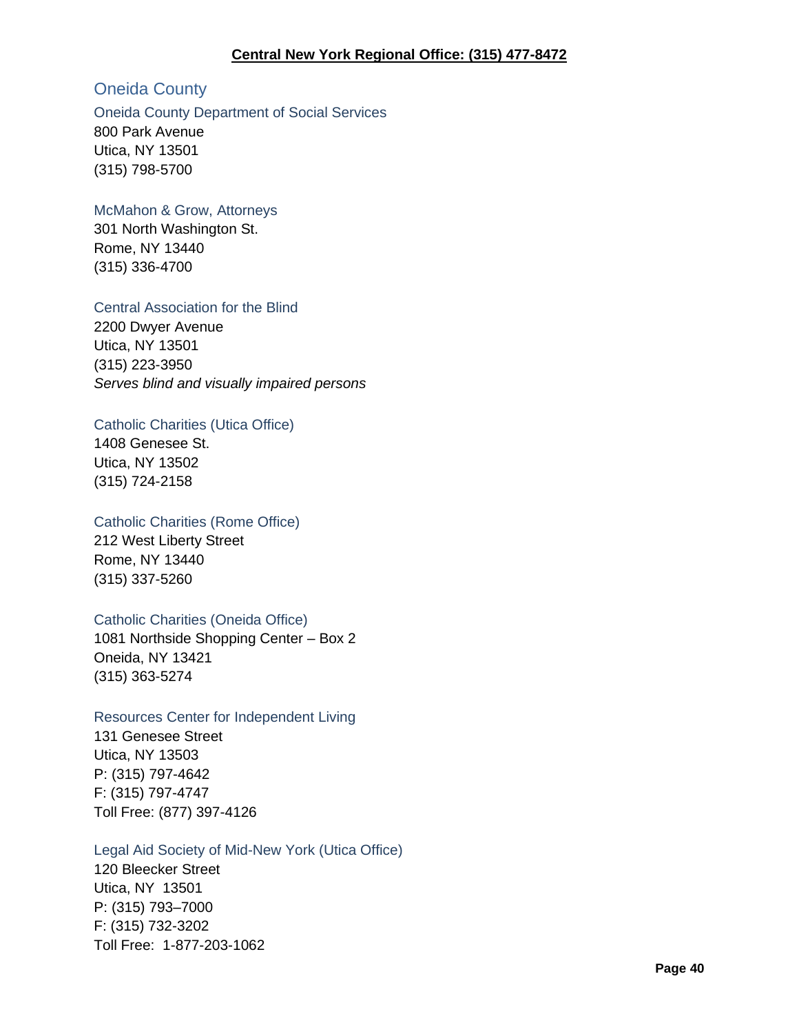**Central New York Regional Office: (315) 477-8472**

## Oneida County

### Oneida County Department of Social Services

800 Park Avenue
Utica, NY 13501
(315) 798-5700

### McMahon & Grow, Attorneys

301 North Washington St.
Rome, NY 13440
(315) 336-4700

### Central Association for the Blind

2200 Dwyer Avenue
Utica, NY 13501
(315) 223-3950
*Serves blind and visually impaired persons*

### Catholic Charities (Utica Office)

1408 Genesee St.
Utica, NY 13502
(315) 724-2158

### Catholic Charities (Rome Office)

212 West Liberty Street
Rome, NY 13440
(315) 337-5260

### Catholic Charities (Oneida Office)

1081 Northside Shopping Center – Box 2
Oneida, NY 13421
(315) 363-5274

### Resources Center for Independent Living

131 Genesee Street
Utica, NY 13503
P: (315) 797-4642
F: (315) 797-4747
Toll Free: (877) 397-4126

### Legal Aid Society of Mid-New York (Utica Office)

120 Bleecker Street
Utica, NY 13501
P: (315) 793–7000
F: (315) 732-3202
Toll Free: 1-877-203-1062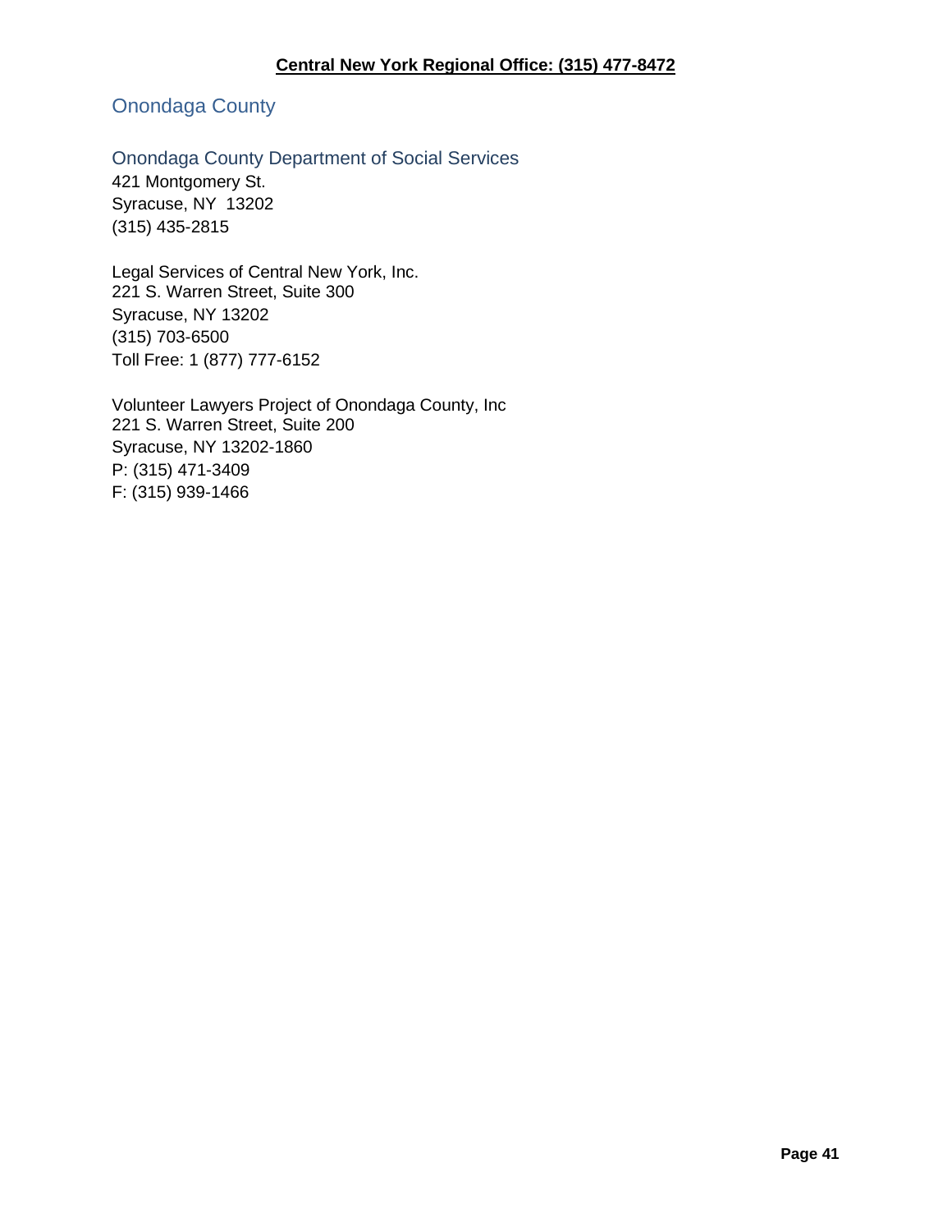**Central New York Regional Office: (315) 477-8472**

## Onondaga County

### Onondaga County Department of Social Services

421 Montgomery St.
Syracuse, NY 13202
(315) 435-2815

Legal Services of Central New York, Inc.
221 S. Warren Street, Suite 300
Syracuse, NY 13202
(315) 703-6500
Toll Free: 1 (877) 777-6152

Volunteer Lawyers Project of Onondaga County, Inc
221 S. Warren Street, Suite 200
Syracuse, NY 13202-1860
P: (315) 471-3409
F: (315) 939-1466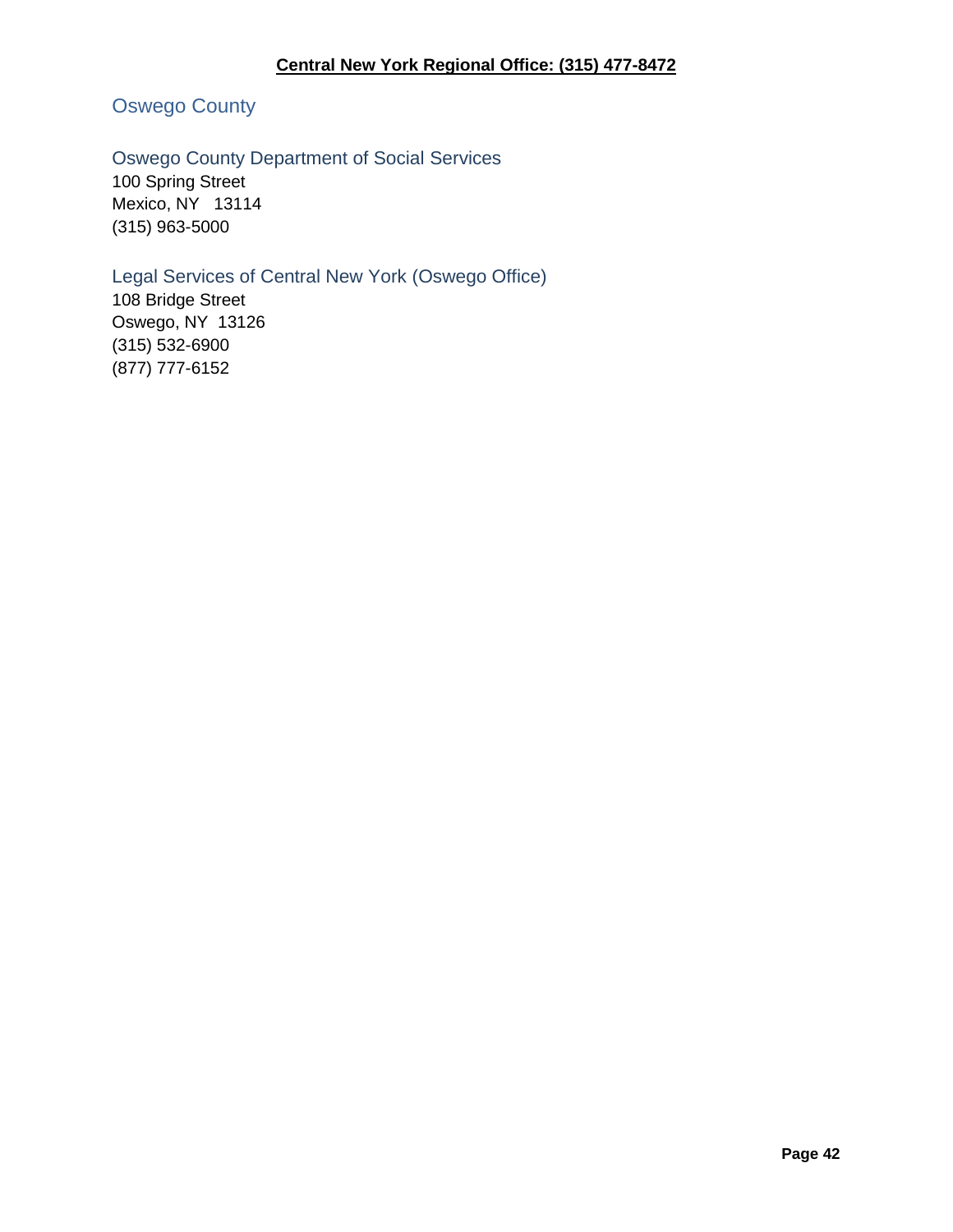**Central New York Regional Office: (315) 477-8472**

## Oswego County

### Oswego County Department of Social Services

100 Spring Street
Mexico, NY 13114
(315) 963-5000

### Legal Services of Central New York (Oswego Office)

108 Bridge Street
Oswego, NY 13126
(315) 532-6900
(877) 777-6152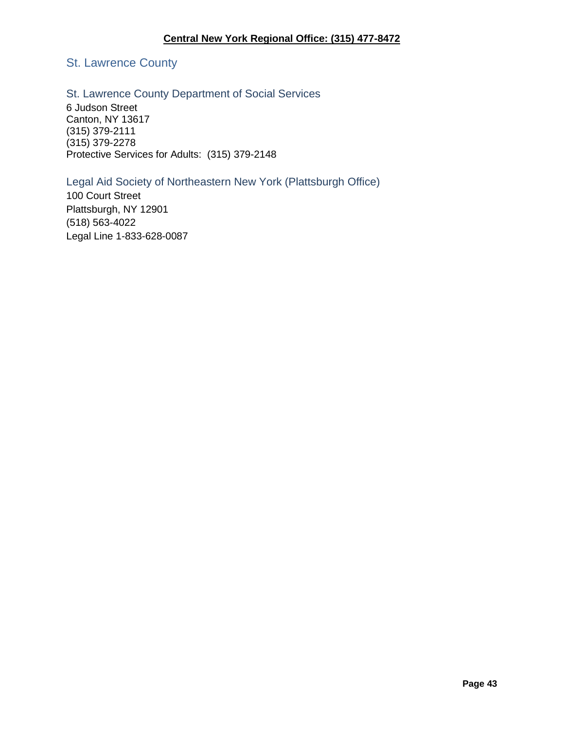**Central New York Regional Office: (315) 477-8472**

## St. Lawrence County

### St. Lawrence County Department of Social Services

6 Judson Street
Canton, NY 13617
(315) 379-2111
(315) 379-2278
Protective Services for Adults: (315) 379-2148

### Legal Aid Society of Northeastern New York (Plattsburgh Office)

100 Court Street
Plattsburgh, NY 12901
(518) 563-4022
Legal Line 1-833-628-0087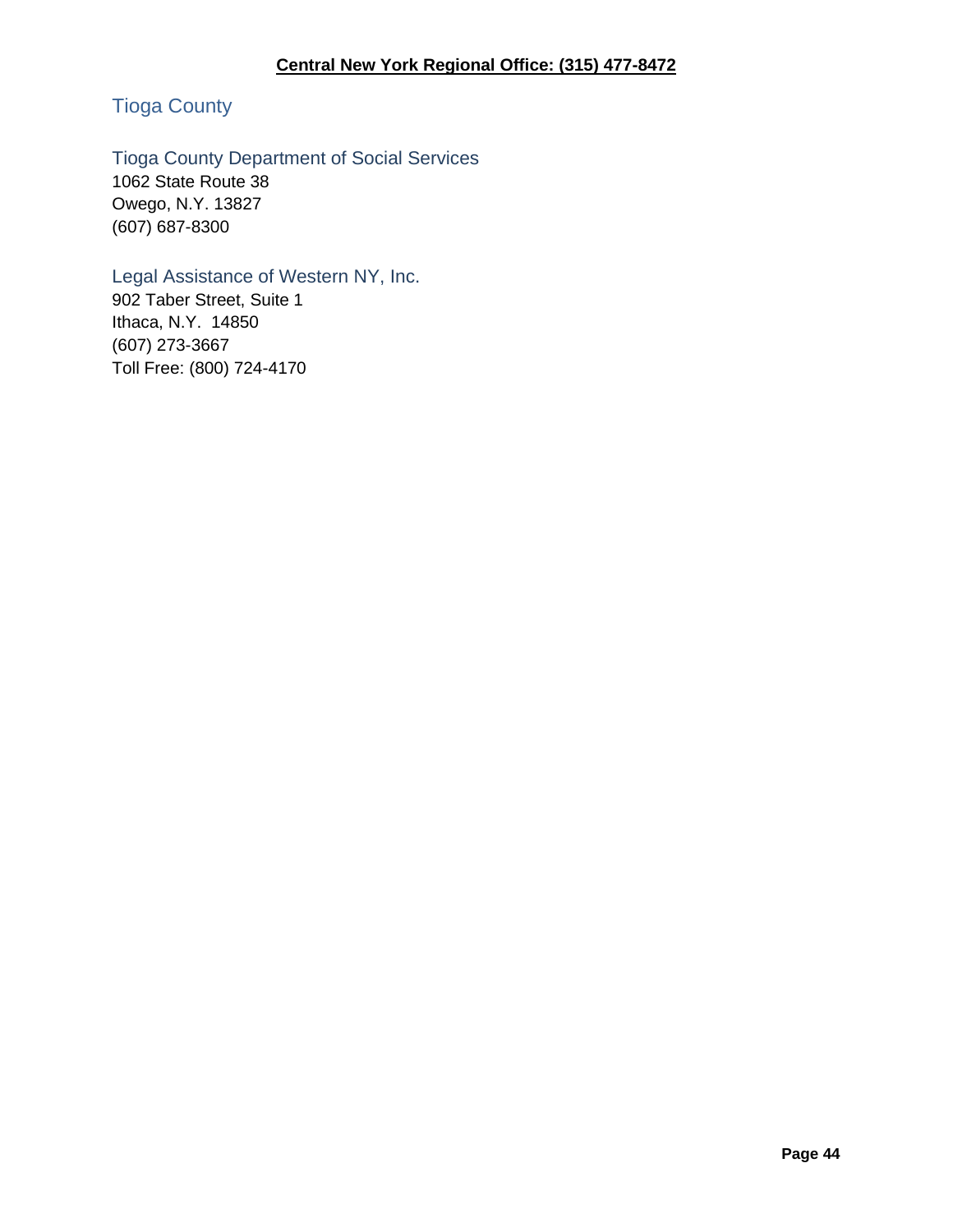**Central New York Regional Office: (315) 477-8472**

## Tioga County

### Tioga County Department of Social Services

1062 State Route 38
Owego, N.Y. 13827
(607) 687-8300

### Legal Assistance of Western NY, Inc.

902 Taber Street, Suite 1
Ithaca, N.Y. 14850
(607) 273-3667
Toll Free: (800) 724-4170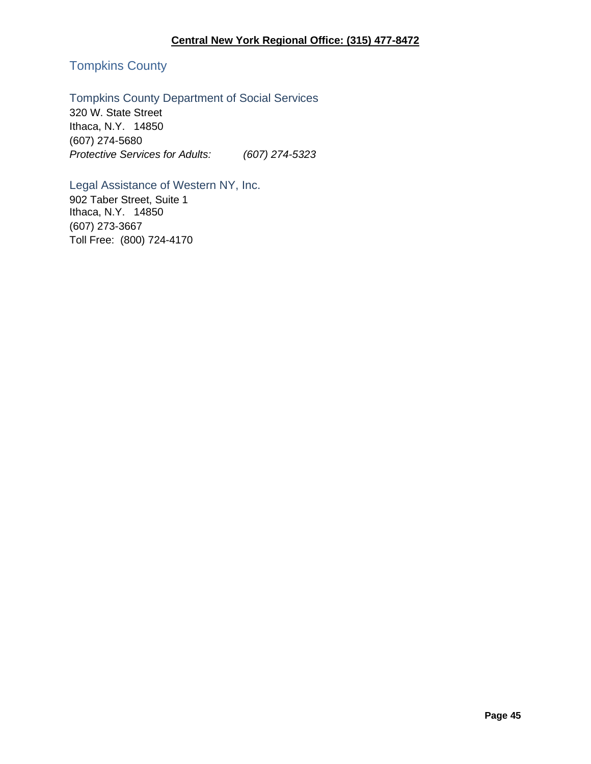**Central New York Regional Office: (315) 477-8472**

## Tompkins County

### Tompkins County Department of Social Services

320 W. State Street
Ithaca, N.Y. 14850
(607) 274-5680
*Protective Services for Adults: (607) 274-5323*

### Legal Assistance of Western NY, Inc.

902 Taber Street, Suite 1
Ithaca, N.Y. 14850
(607) 273-3667
Toll Free: (800) 724-4170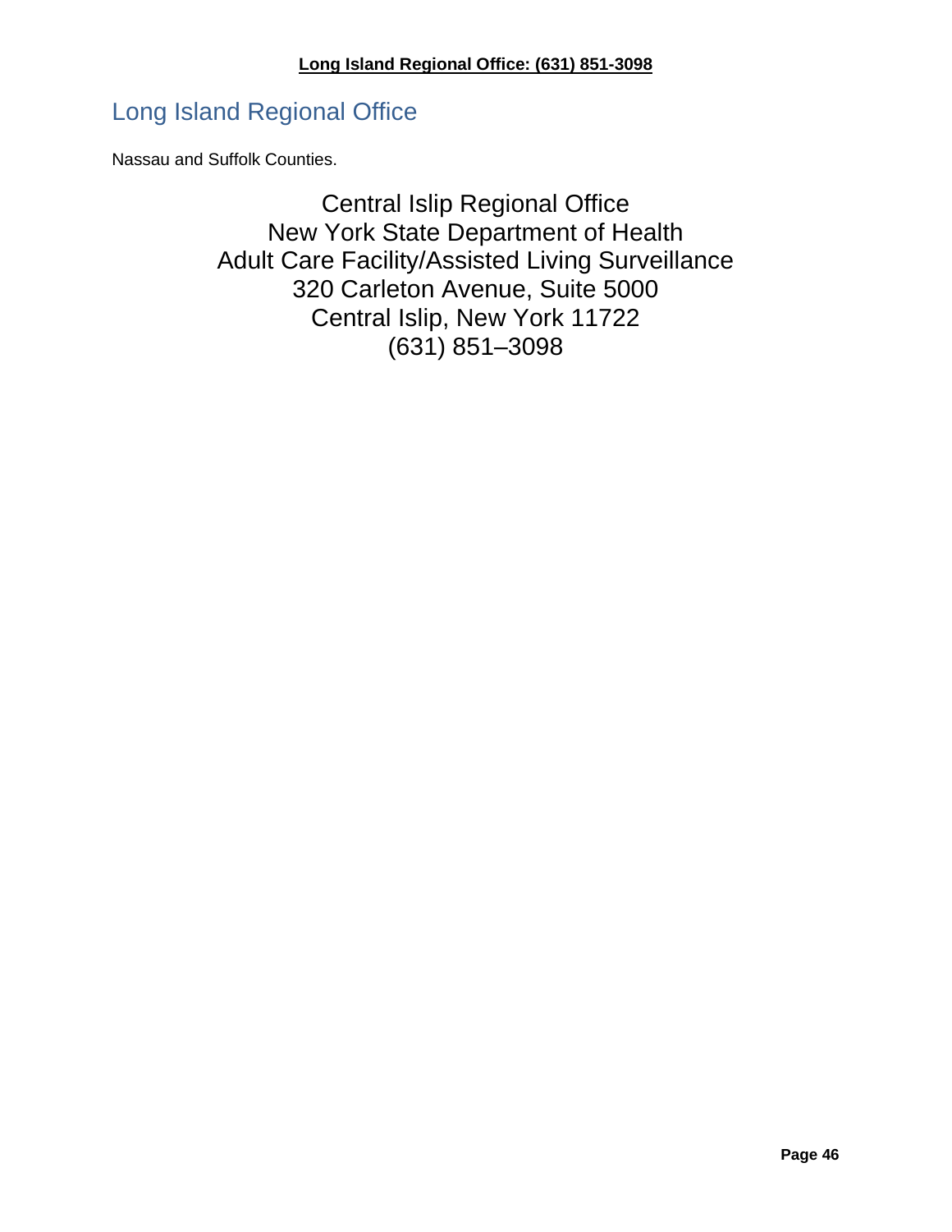**Long Island Regional Office: (631) 851-3098**

## Long Island Regional Office

Nassau and Suffolk Counties.

Central Islip Regional Office
New York State Department of Health
Adult Care Facility/Assisted Living Surveillance
320 Carleton Avenue, Suite 5000
Central Islip, New York 11722
(631) 851–3098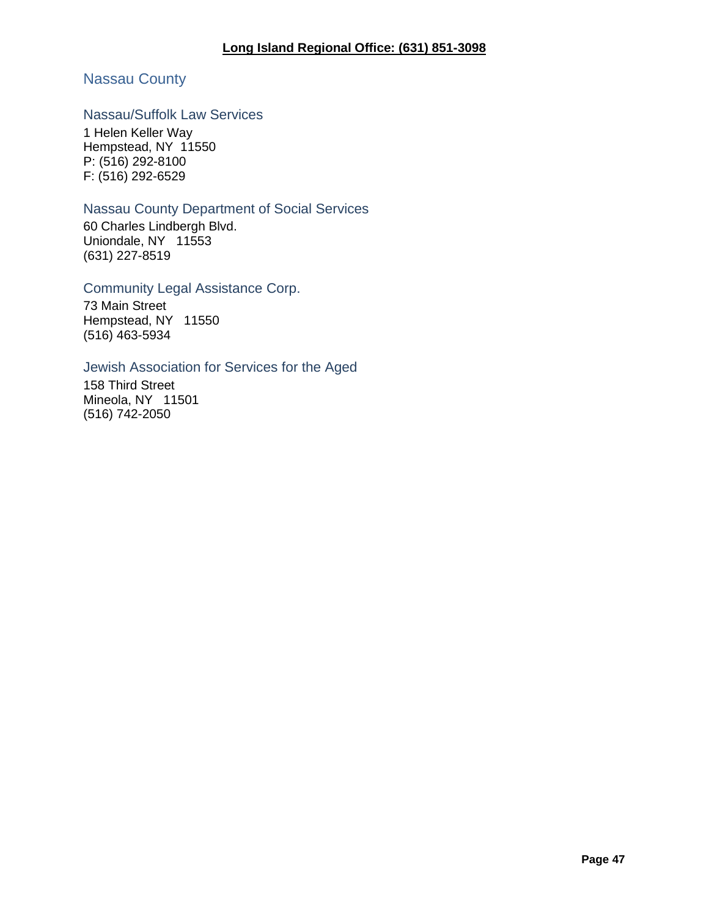**Long Island Regional Office: (631) 851-3098**

## Nassau County

### Nassau/Suffolk Law Services

1 Helen Keller Way
Hempstead, NY 11550
P: (516) 292-8100
F: (516) 292-6529

### Nassau County Department of Social Services

60 Charles Lindbergh Blvd.
Uniondale, NY 11553
(631) 227-8519

### Community Legal Assistance Corp.

73 Main Street
Hempstead, NY 11550
(516) 463-5934

### Jewish Association for Services for the Aged

158 Third Street
Mineola, NY 11501
(516) 742-2050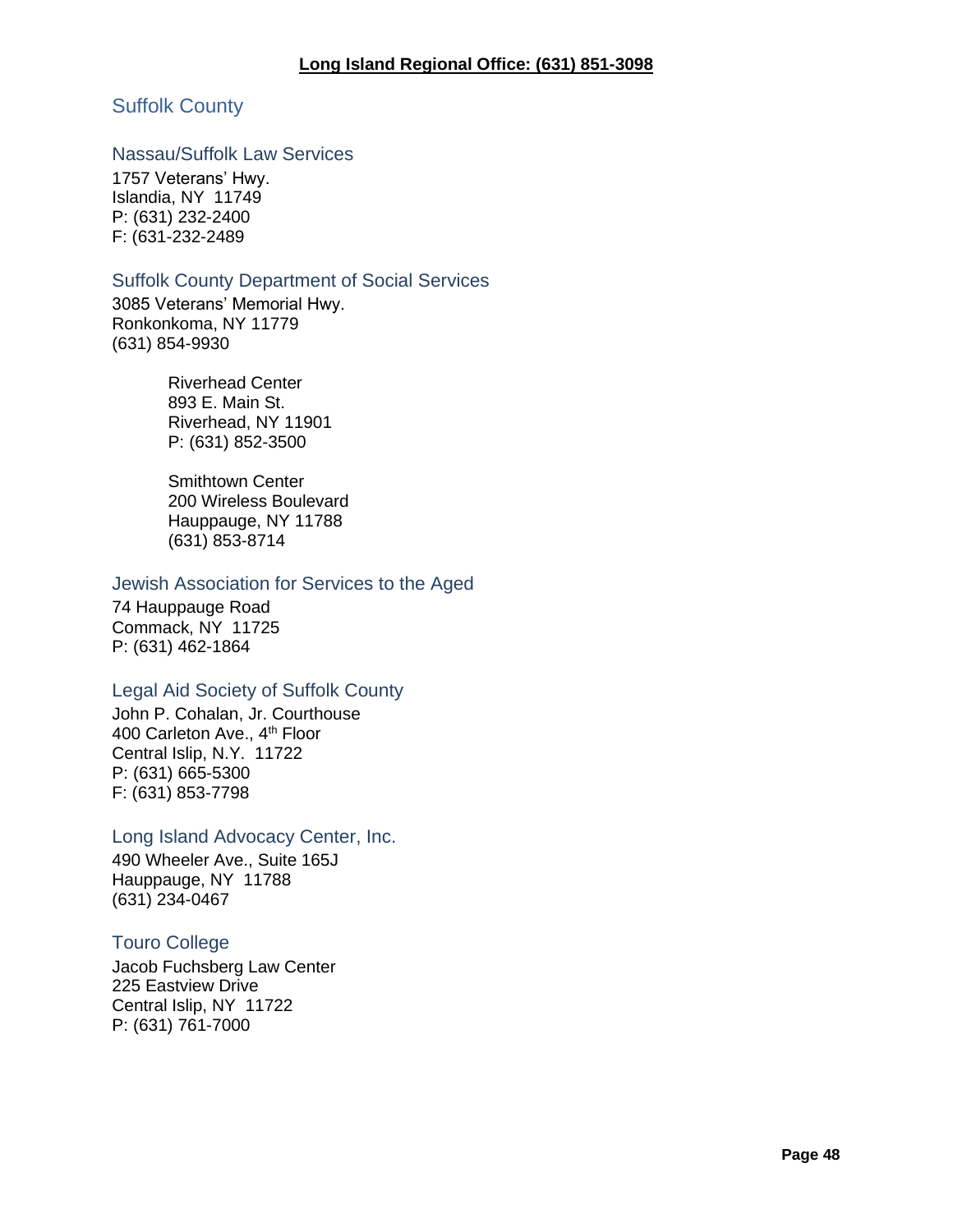**Long Island Regional Office: (631) 851-3098**

## Suffolk County

### Nassau/Suffolk Law Services

1757 Veterans' Hwy.
Islandia, NY 11749
P: (631) 232-2400
F: (631-232-2489

### Suffolk County Department of Social Services

3085 Veterans' Memorial Hwy.
Ronkonkoma, NY 11779
(631) 854-9930

> Riverhead Center
> 893 E. Main St.
> Riverhead, NY 11901
> P: (631) 852-3500
>
> Smithtown Center
> 200 Wireless Boulevard
> Hauppauge, NY 11788
> (631) 853-8714

### Jewish Association for Services to the Aged

74 Hauppauge Road
Commack, NY 11725
P: (631) 462-1864

### Legal Aid Society of Suffolk County

John P. Cohalan, Jr. Courthouse
400 Carleton Ave., 4th Floor
Central Islip, N.Y. 11722
P: (631) 665-5300
F: (631) 853-7798

### Long Island Advocacy Center, Inc.

490 Wheeler Ave., Suite 165J
Hauppauge, NY 11788
(631) 234-0467

### Touro College

Jacob Fuchsberg Law Center
225 Eastview Drive
Central Islip, NY 11722
P: (631) 761-7000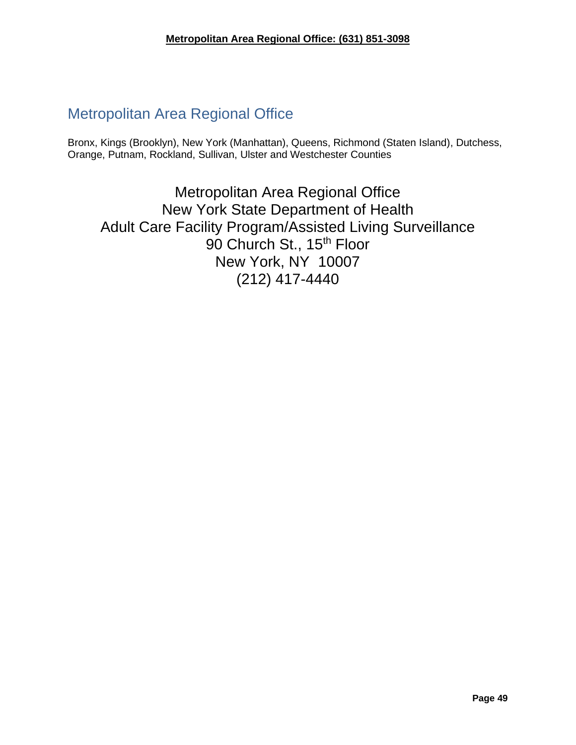**Metropolitan Area Regional Office: (631) 851-3098**

## Metropolitan Area Regional Office

Bronx, Kings (Brooklyn), New York (Manhattan), Queens, Richmond (Staten Island), Dutchess, Orange, Putnam, Rockland, Sullivan, Ulster and Westchester Counties

Metropolitan Area Regional Office
New York State Department of Health
Adult Care Facility Program/Assisted Living Surveillance
90 Church St., 15th Floor
New York, NY 10007
(212) 417-4440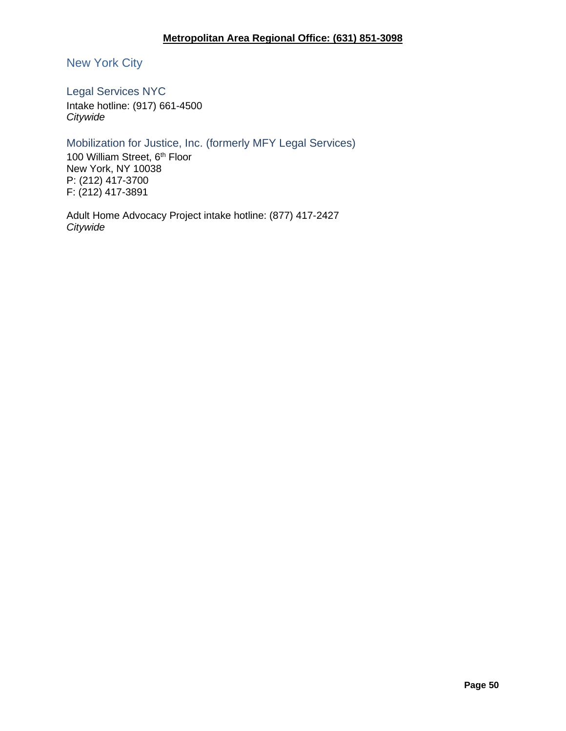**Metropolitan Area Regional Office: (631) 851-3098**

## New York City

### Legal Services NYC

Intake hotline: (917) 661-4500
*Citywide*

### Mobilization for Justice, Inc. (formerly MFY Legal Services)

100 William Street, 6th Floor
New York, NY 10038
P: (212) 417-3700
F: (212) 417-3891

Adult Home Advocacy Project intake hotline: (877) 417-2427
*Citywide*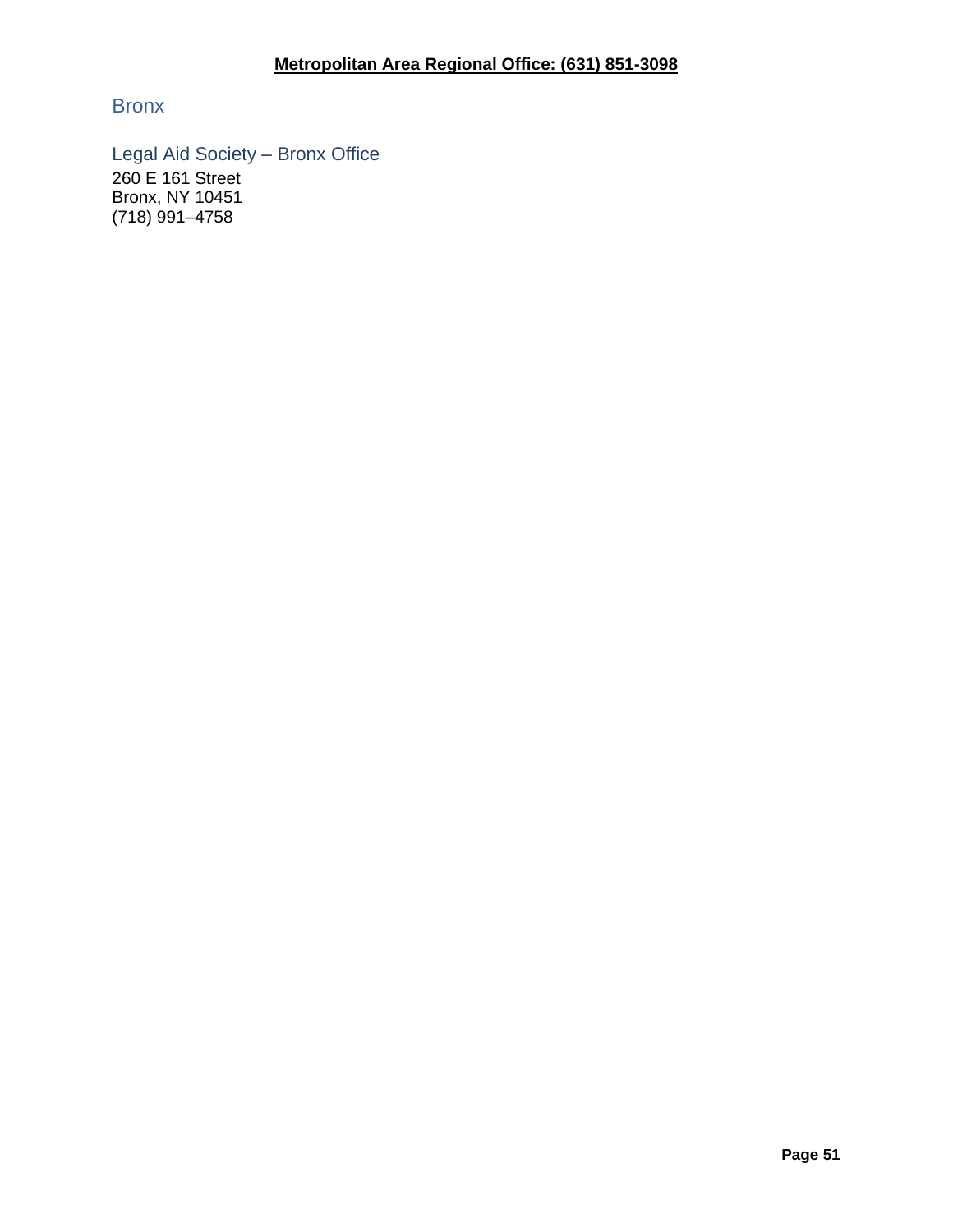**Metropolitan Area Regional Office: (631) 851-3098**

## Bronx

### Legal Aid Society – Bronx Office

260 E 161 Street
Bronx, NY 10451
(718) 991–4758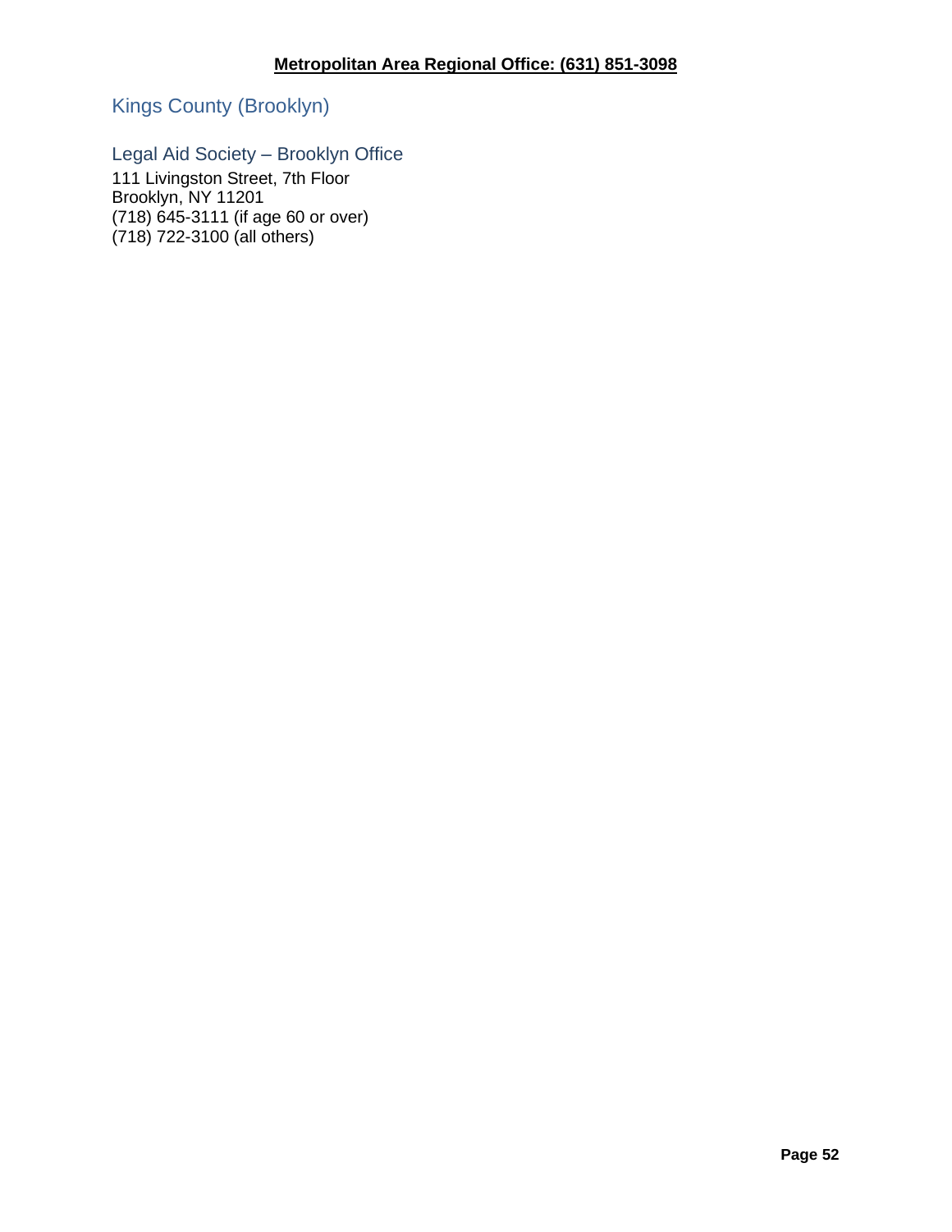**Metropolitan Area Regional Office: (631) 851-3098**

## Kings County (Brooklyn)

### Legal Aid Society – Brooklyn Office

111 Livingston Street, 7th Floor
Brooklyn, NY 11201
(718) 645-3111 (if age 60 or over)
(718) 722-3100 (all others)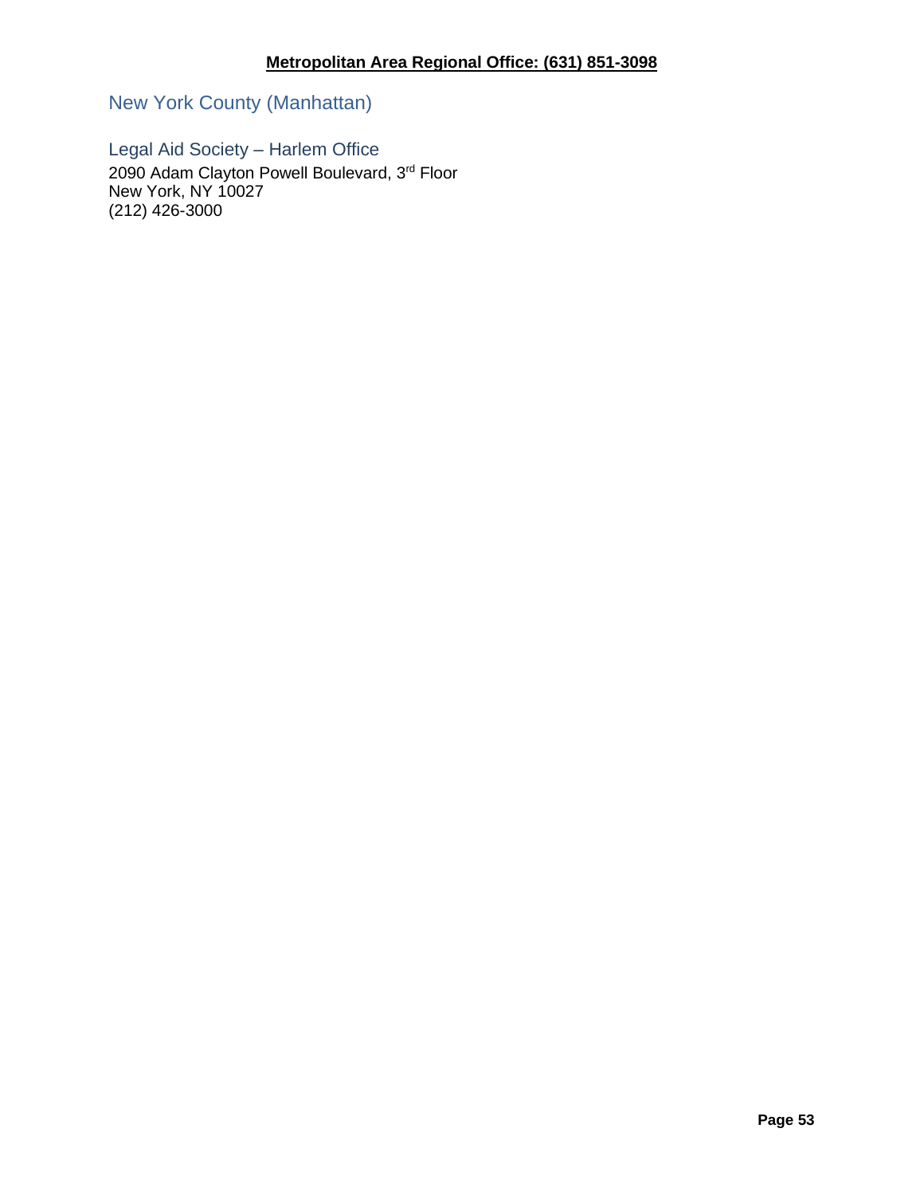**Metropolitan Area Regional Office: (631) 851-3098**

## New York County (Manhattan)

### Legal Aid Society – Harlem Office

2090 Adam Clayton Powell Boulevard, 3rd Floor
New York, NY 10027
(212) 426-3000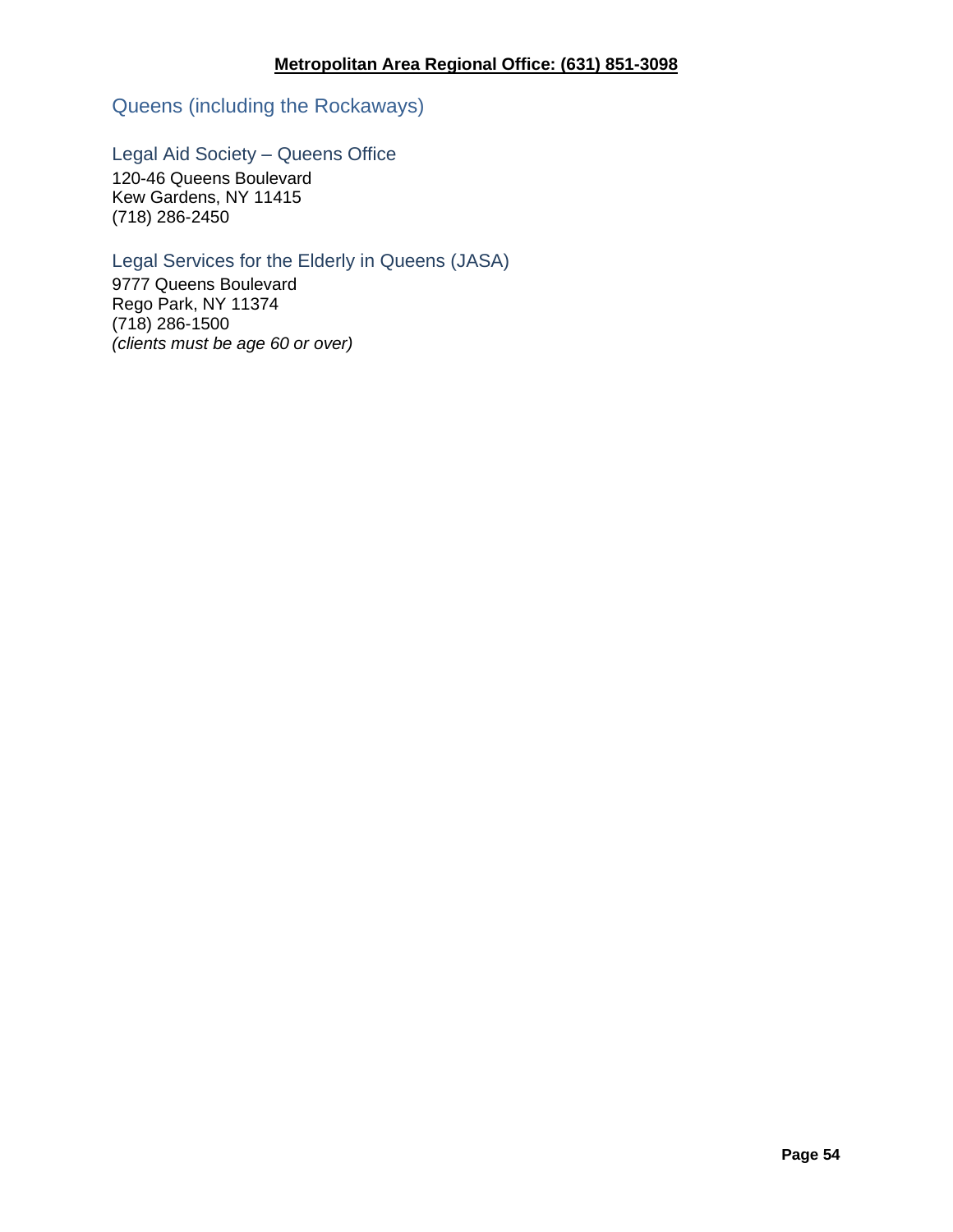**Metropolitan Area Regional Office: (631) 851-3098**

## Queens (including the Rockaways)

### Legal Aid Society – Queens Office

120-46 Queens Boulevard
Kew Gardens, NY 11415
(718) 286-2450

### Legal Services for the Elderly in Queens (JASA)

9777 Queens Boulevard
Rego Park, NY 11374
(718) 286-1500
*(clients must be age 60 or over)*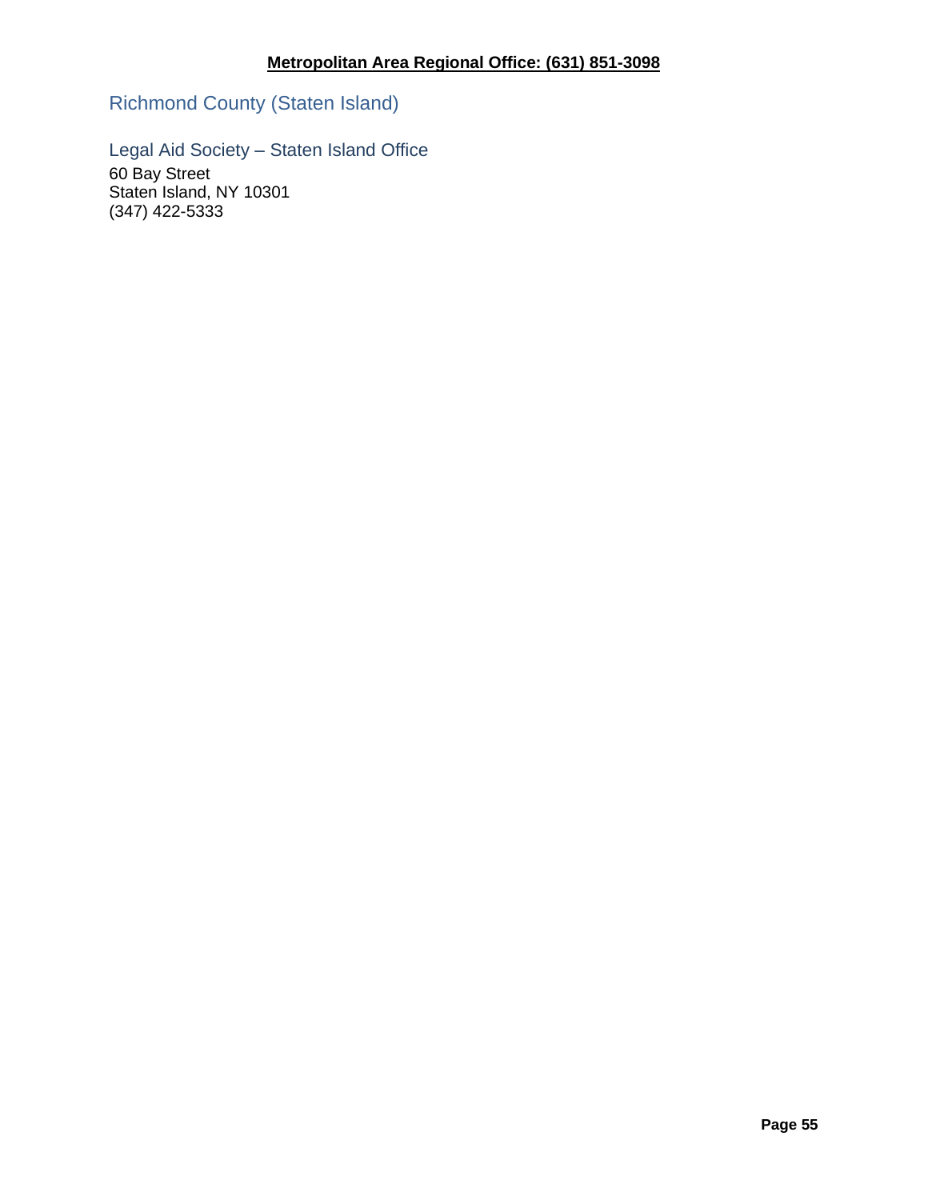**Metropolitan Area Regional Office: (631) 851-3098**

## Richmond County (Staten Island)

### Legal Aid Society – Staten Island Office

60 Bay Street
Staten Island, NY 10301
(347) 422-5333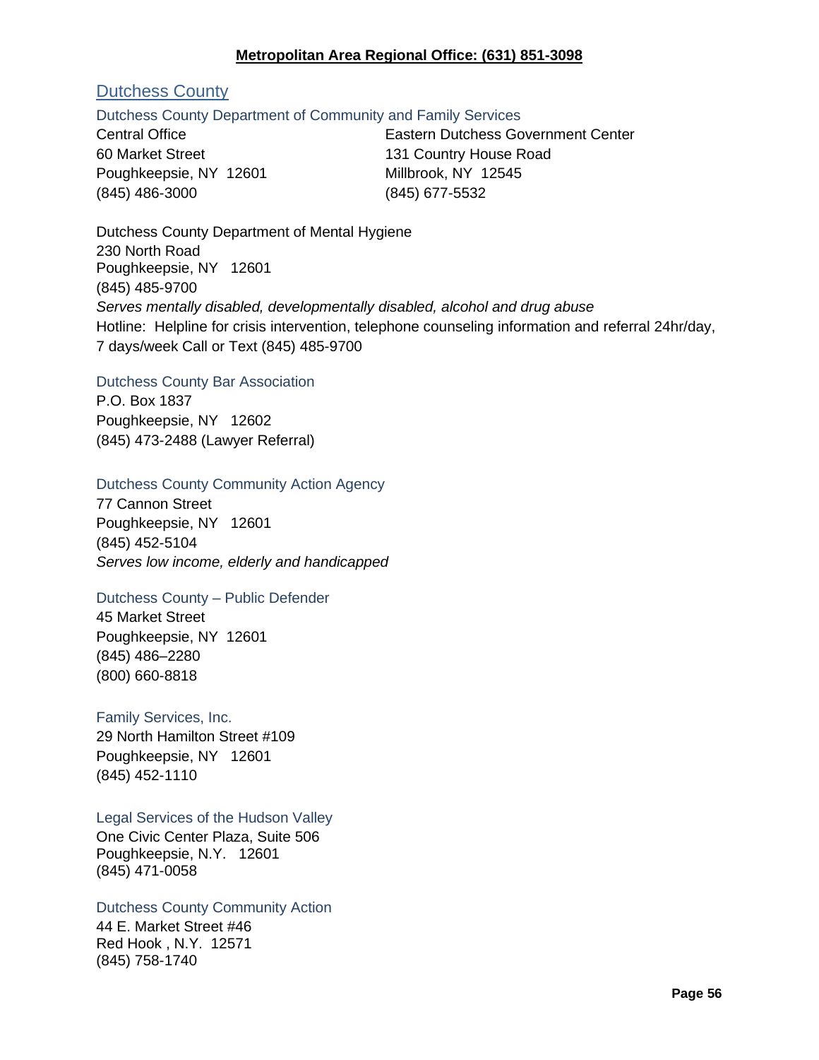**Metropolitan Area Regional Office: (631) 851-3098**

## Dutchess County

### Dutchess County Department of Community and Family Services

Central Office
60 Market Street
Poughkeepsie, NY 12601
(845) 486-3000

Eastern Dutchess Government Center
131 Country House Road
Millbrook, NY 12545
(845) 677-5532

Dutchess County Department of Mental Hygiene
230 North Road
Poughkeepsie, NY 12601
(845) 485-9700
*Serves mentally disabled, developmentally disabled, alcohol and drug abuse*
Hotline: Helpline for crisis intervention, telephone counseling information and referral 24hr/day, 7 days/week Call or Text (845) 485-9700

### Dutchess County Bar Association

P.O. Box 1837
Poughkeepsie, NY 12602
(845) 473-2488 (Lawyer Referral)

### Dutchess County Community Action Agency

77 Cannon Street
Poughkeepsie, NY 12601
(845) 452-5104
*Serves low income, elderly and handicapped*

### Dutchess County – Public Defender

45 Market Street
Poughkeepsie, NY 12601
(845) 486–2280
(800) 660-8818

### Family Services, Inc.

29 North Hamilton Street #109
Poughkeepsie, NY 12601
(845) 452-1110

### Legal Services of the Hudson Valley

One Civic Center Plaza, Suite 506
Poughkeepsie, N.Y. 12601
(845) 471-0058

### Dutchess County Community Action

44 E. Market Street #46
Red Hook , N.Y. 12571
(845) 758-1740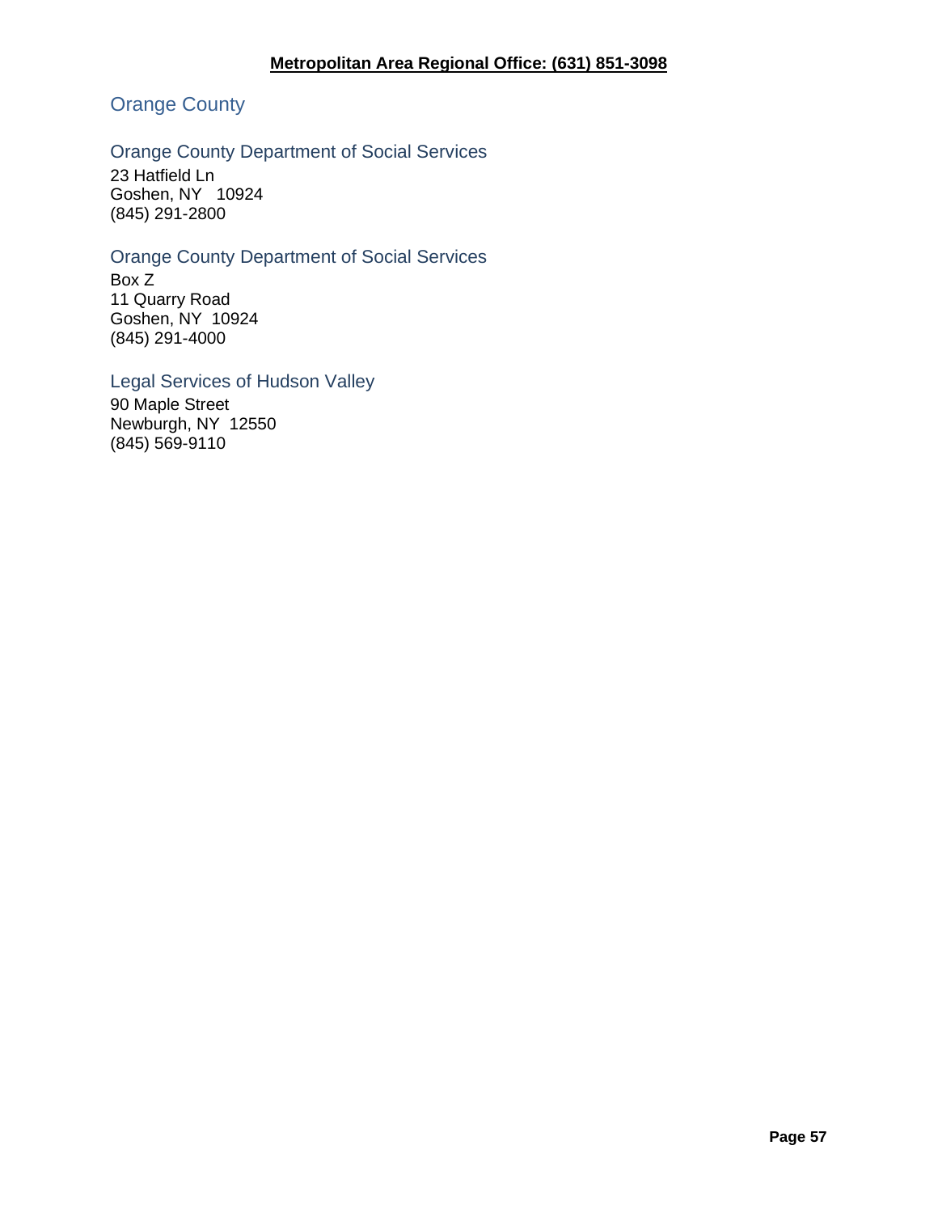**Metropolitan Area Regional Office: (631) 851-3098**

## Orange County

### Orange County Department of Social Services

23 Hatfield Ln
Goshen, NY 10924
(845) 291-2800

### Orange County Department of Social Services

Box Z
11 Quarry Road
Goshen, NY 10924
(845) 291-4000

### Legal Services of Hudson Valley

90 Maple Street
Newburgh, NY 12550
(845) 569-9110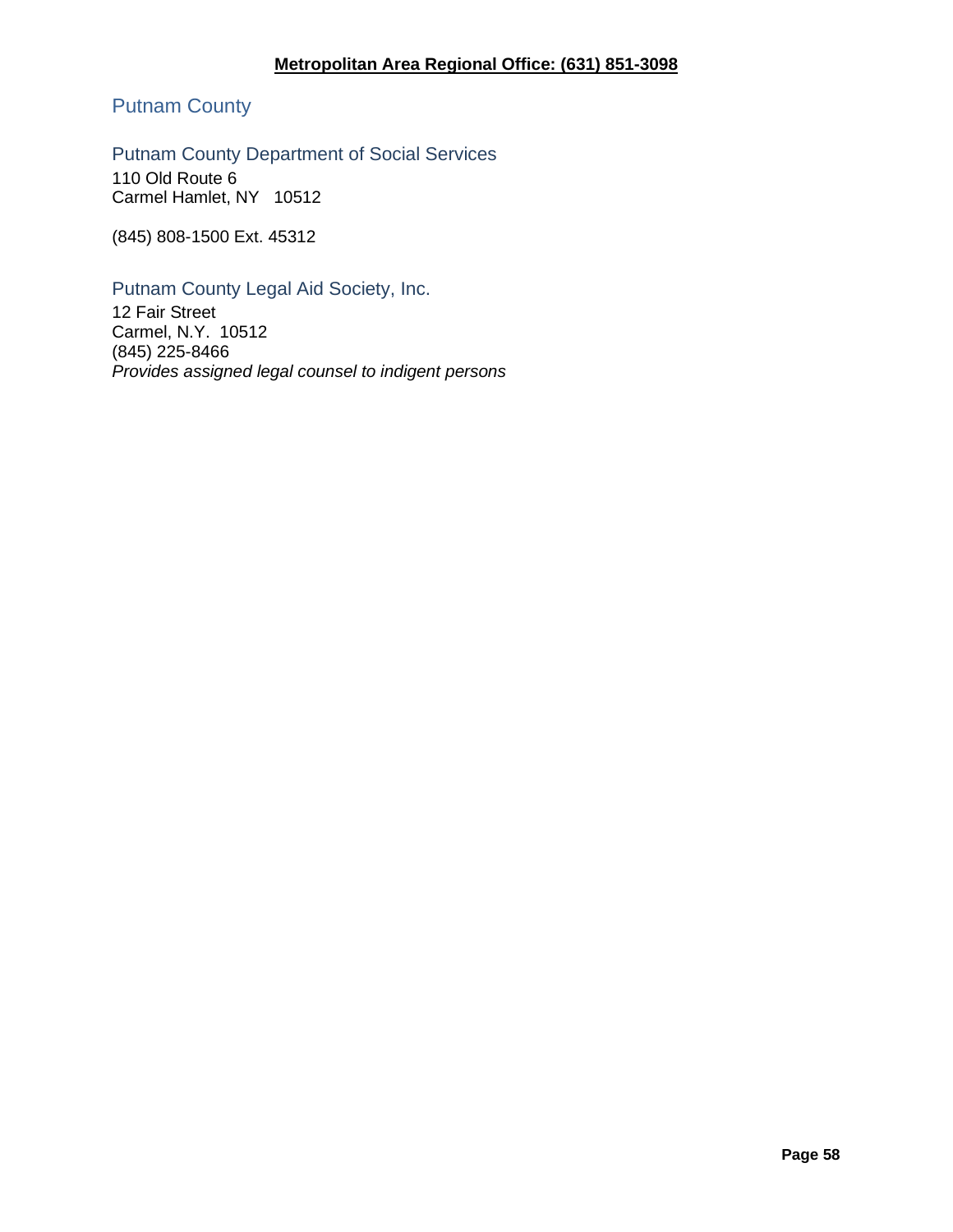**Metropolitan Area Regional Office: (631) 851-3098**

## Putnam County

### Putnam County Department of Social Services

110 Old Route 6
Carmel Hamlet, NY 10512

(845) 808-1500 Ext. 45312

### Putnam County Legal Aid Society, Inc.

12 Fair Street
Carmel, N.Y. 10512
(845) 225-8466
*Provides assigned legal counsel to indigent persons*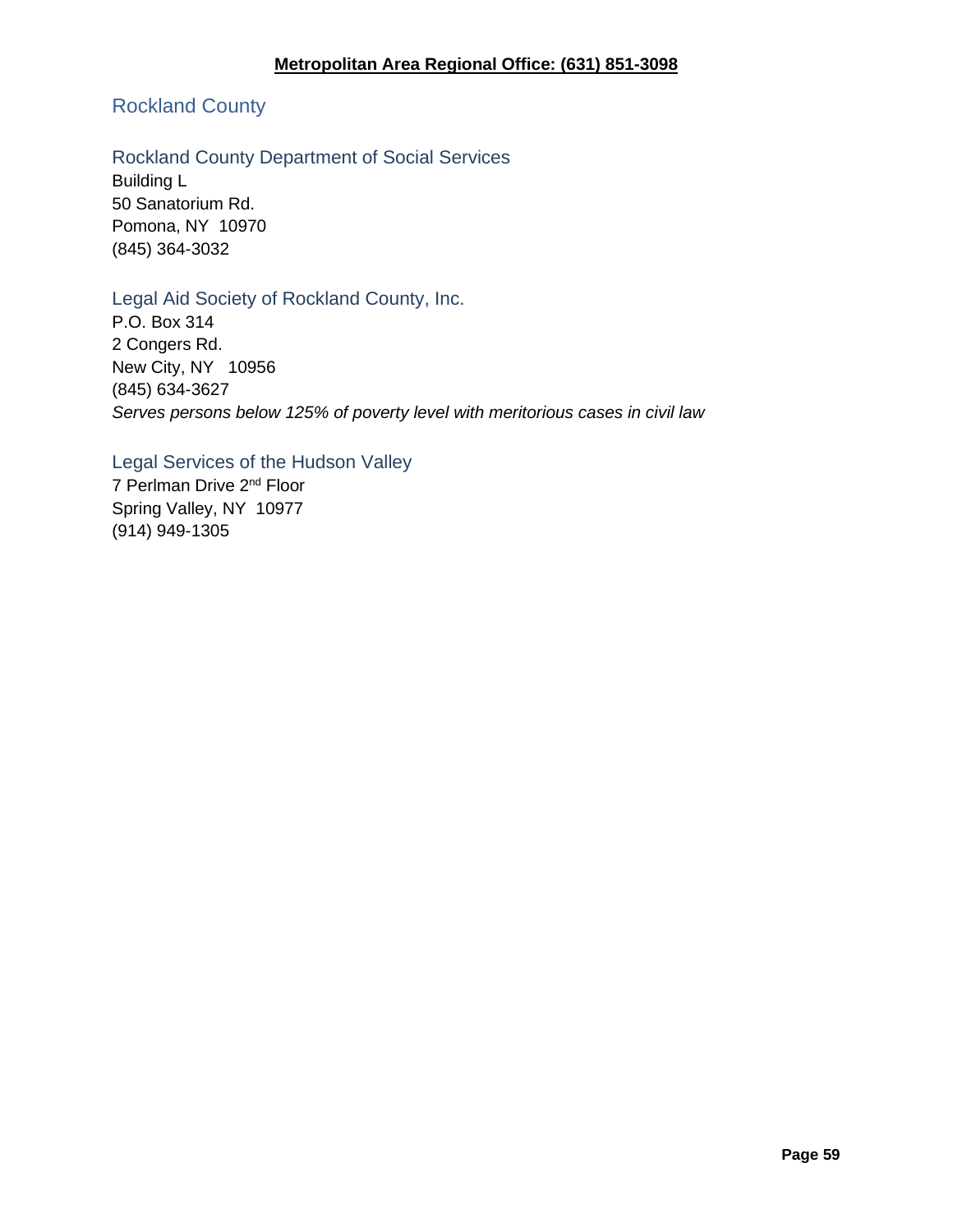**Metropolitan Area Regional Office: (631) 851-3098**

# Rockland County

## Rockland County Department of Social Services

Building L
50 Sanatorium Rd.
Pomona, NY 10970
(845) 364-3032

## Legal Aid Society of Rockland County, Inc.

P.O. Box 314
2 Congers Rd.
New City, NY 10956
(845) 634-3627
*Serves persons below 125% of poverty level with meritorious cases in civil law*

## Legal Services of the Hudson Valley

7 Perlman Drive 2nd Floor
Spring Valley, NY 10977
(914) 949-1305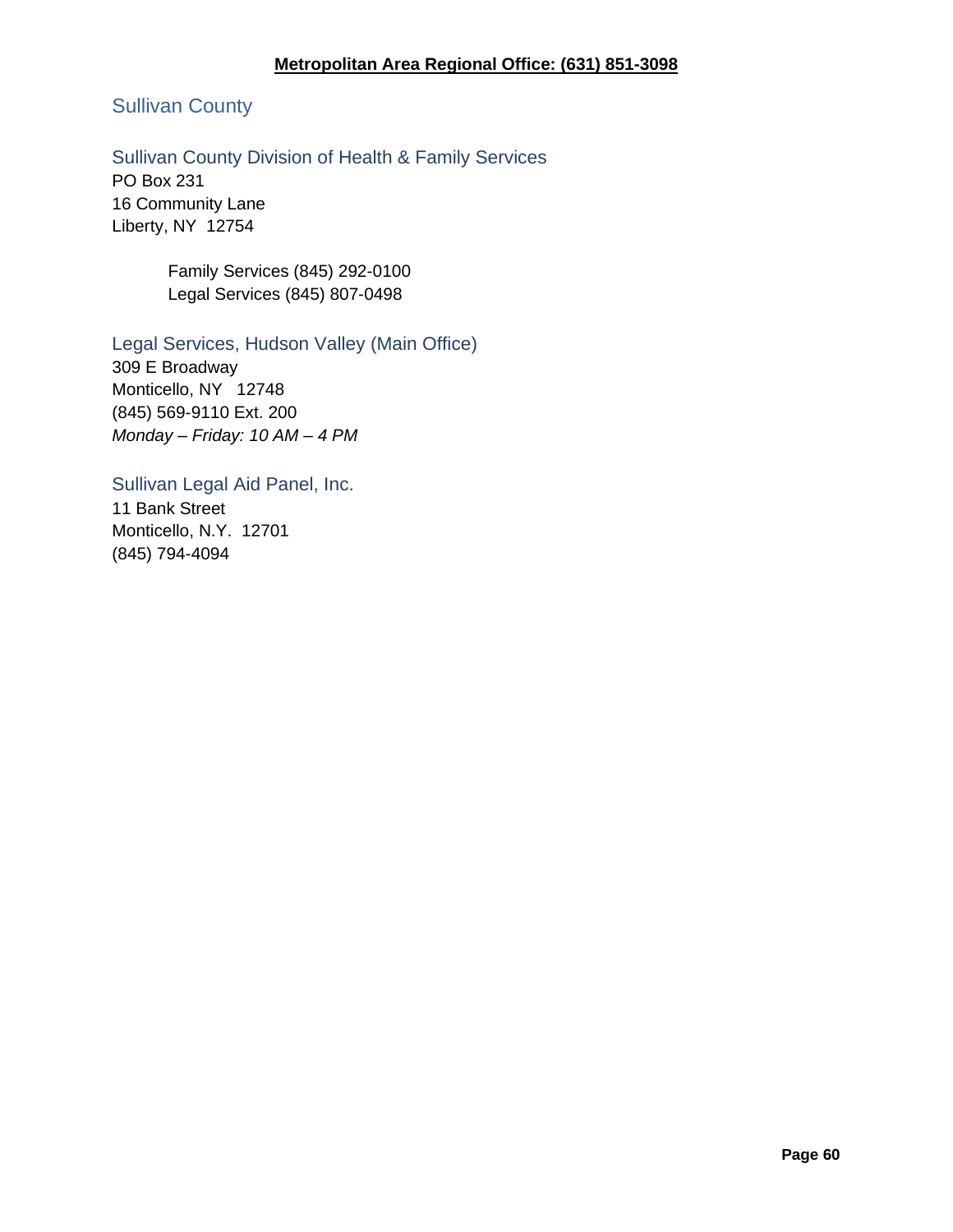**Metropolitan Area Regional Office: (631) 851-3098**

## Sullivan County

### Sullivan County Division of Health & Family Services

PO Box 231
16 Community Lane
Liberty, NY 12754

Family Services (845) 292-0100
Legal Services (845) 807-0498

### Legal Services, Hudson Valley (Main Office)

309 E Broadway
Monticello, NY 12748
(845) 569-9110 Ext. 200
*Monday – Friday: 10 AM – 4 PM*

### Sullivan Legal Aid Panel, Inc.

11 Bank Street
Monticello, N.Y. 12701
(845) 794-4094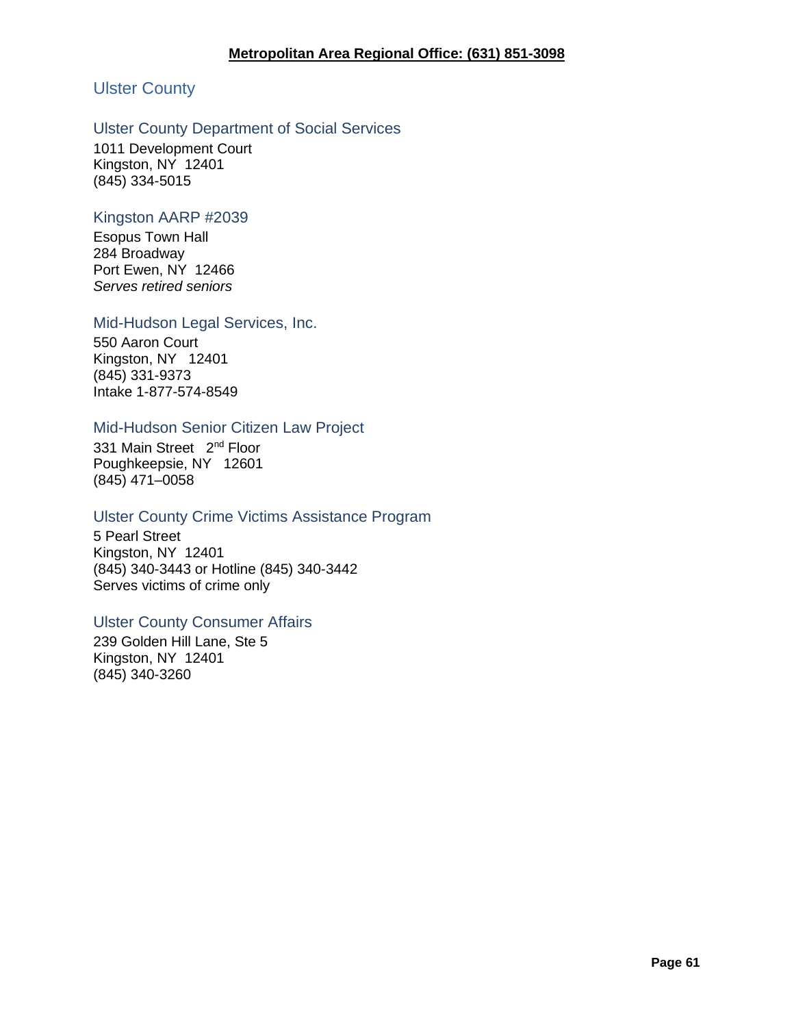**Metropolitan Area Regional Office: (631) 851-3098**

## Ulster County

### Ulster County Department of Social Services

1011 Development Court
Kingston, NY 12401
(845) 334-5015

### Kingston AARP #2039

Esopus Town Hall
284 Broadway
Port Ewen, NY 12466
*Serves retired seniors*

### Mid-Hudson Legal Services, Inc.

550 Aaron Court
Kingston, NY 12401
(845) 331-9373
Intake 1-877-574-8549

### Mid-Hudson Senior Citizen Law Project

331 Main Street 2nd Floor
Poughkeepsie, NY 12601
(845) 471–0058

### Ulster County Crime Victims Assistance Program

5 Pearl Street
Kingston, NY 12401
(845) 340-3443 or Hotline (845) 340-3442
Serves victims of crime only

### Ulster County Consumer Affairs

239 Golden Hill Lane, Ste 5
Kingston, NY 12401
(845) 340-3260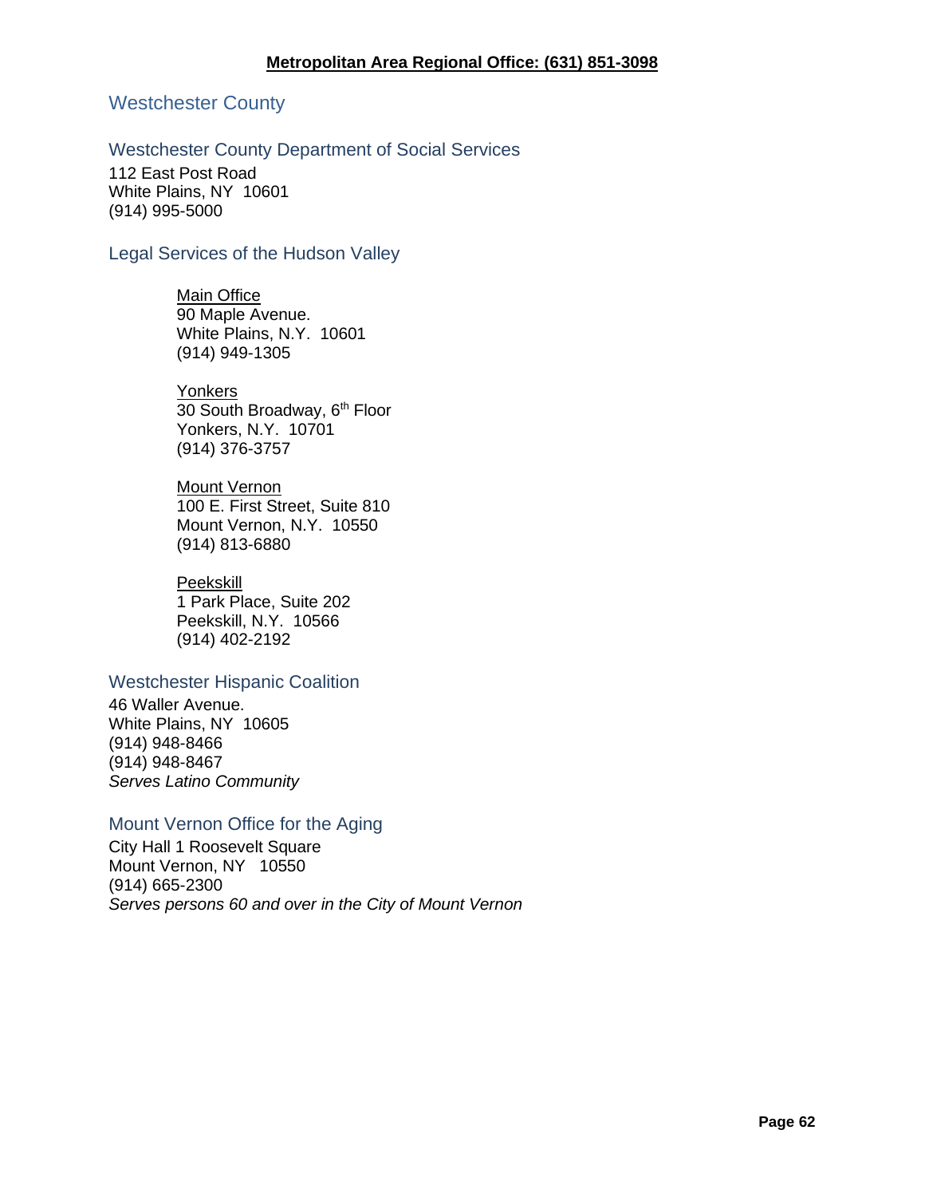**Metropolitan Area Regional Office: (631) 851-3098**

# Westchester County

## Westchester County Department of Social Services

112 East Post Road
White Plains, NY 10601
(914) 995-5000

## Legal Services of the Hudson Valley

Main Office
90 Maple Avenue.
White Plains, N.Y. 10601
(914) 949-1305

Yonkers
30 South Broadway, 6th Floor
Yonkers, N.Y. 10701
(914) 376-3757

Mount Vernon
100 E. First Street, Suite 810
Mount Vernon, N.Y. 10550
(914) 813-6880

Peekskill
1 Park Place, Suite 202
Peekskill, N.Y. 10566
(914) 402-2192

## Westchester Hispanic Coalition

46 Waller Avenue.
White Plains, NY 10605
(914) 948-8466
(914) 948-8467
*Serves Latino Community*

## Mount Vernon Office for the Aging

City Hall 1 Roosevelt Square
Mount Vernon, NY 10550
(914) 665-2300
*Serves persons 60 and over in the City of Mount Vernon*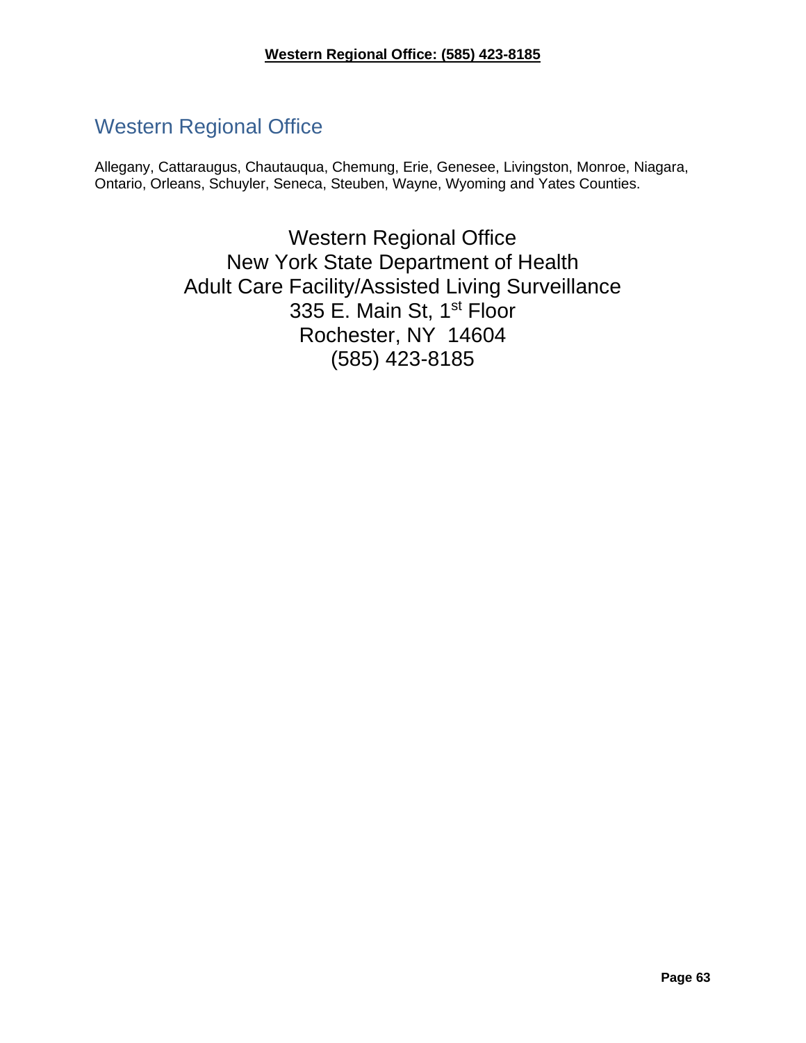## Western Regional Office

Allegany, Cattaraugus, Chautauqua, Chemung, Erie, Genesee, Livingston, Monroe, Niagara, Ontario, Orleans, Schuyler, Seneca, Steuben, Wayne, Wyoming and Yates Counties.

Western Regional Office
New York State Department of Health
Adult Care Facility/Assisted Living Surveillance
335 E. Main St, 1st Floor
Rochester, NY 14604
(585) 423-8185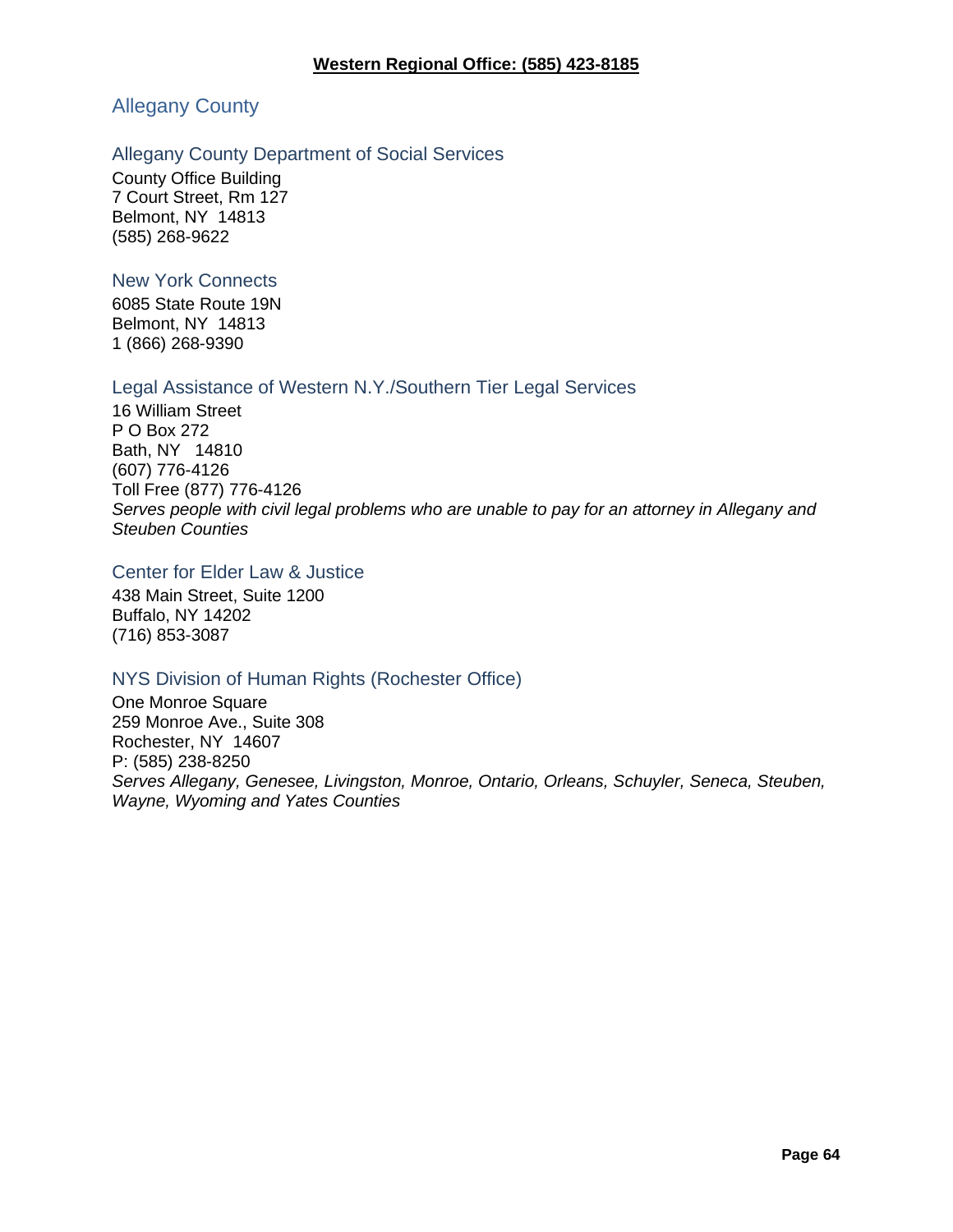**Western Regional Office: (585) 423-8185**

## Allegany County

### Allegany County Department of Social Services

County Office Building
7 Court Street, Rm 127
Belmont, NY 14813
(585) 268-9622

### New York Connects

6085 State Route 19N
Belmont, NY 14813
1 (866) 268-9390

### Legal Assistance of Western N.Y./Southern Tier Legal Services

16 William Street
P O Box 272
Bath, NY 14810
(607) 776-4126
Toll Free (877) 776-4126
*Serves people with civil legal problems who are unable to pay for an attorney in Allegany and Steuben Counties*

### Center for Elder Law & Justice

438 Main Street, Suite 1200
Buffalo, NY 14202
(716) 853-3087

### NYS Division of Human Rights (Rochester Office)

One Monroe Square
259 Monroe Ave., Suite 308
Rochester, NY 14607
P: (585) 238-8250
*Serves Allegany, Genesee, Livingston, Monroe, Ontario, Orleans, Schuyler, Seneca, Steuben, Wayne, Wyoming and Yates Counties*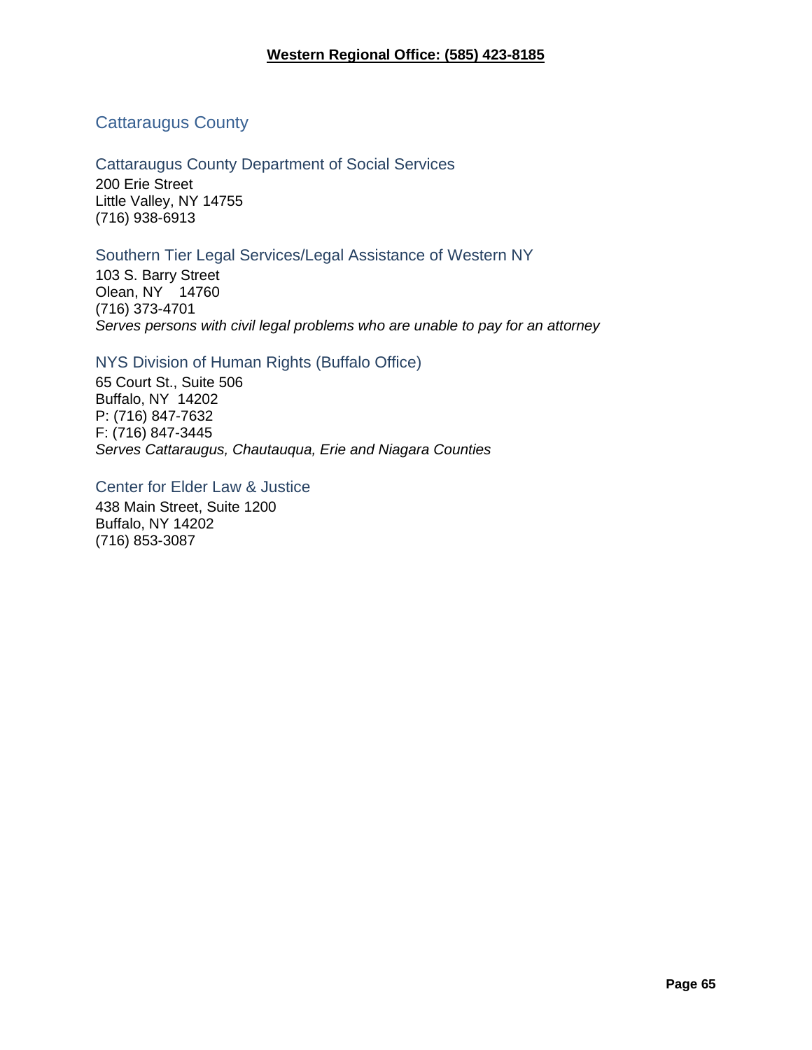**Western Regional Office: (585) 423-8185**

## Cattaraugus County

### Cattaraugus County Department of Social Services

200 Erie Street
Little Valley, NY 14755
(716) 938-6913

### Southern Tier Legal Services/Legal Assistance of Western NY

103 S. Barry Street
Olean, NY 14760
(716) 373-4701
*Serves persons with civil legal problems who are unable to pay for an attorney*

### NYS Division of Human Rights (Buffalo Office)

65 Court St., Suite 506
Buffalo, NY 14202
P: (716) 847-7632
F: (716) 847-3445
*Serves Cattaraugus, Chautauqua, Erie and Niagara Counties*

### Center for Elder Law & Justice

438 Main Street, Suite 1200
Buffalo, NY 14202
(716) 853-3087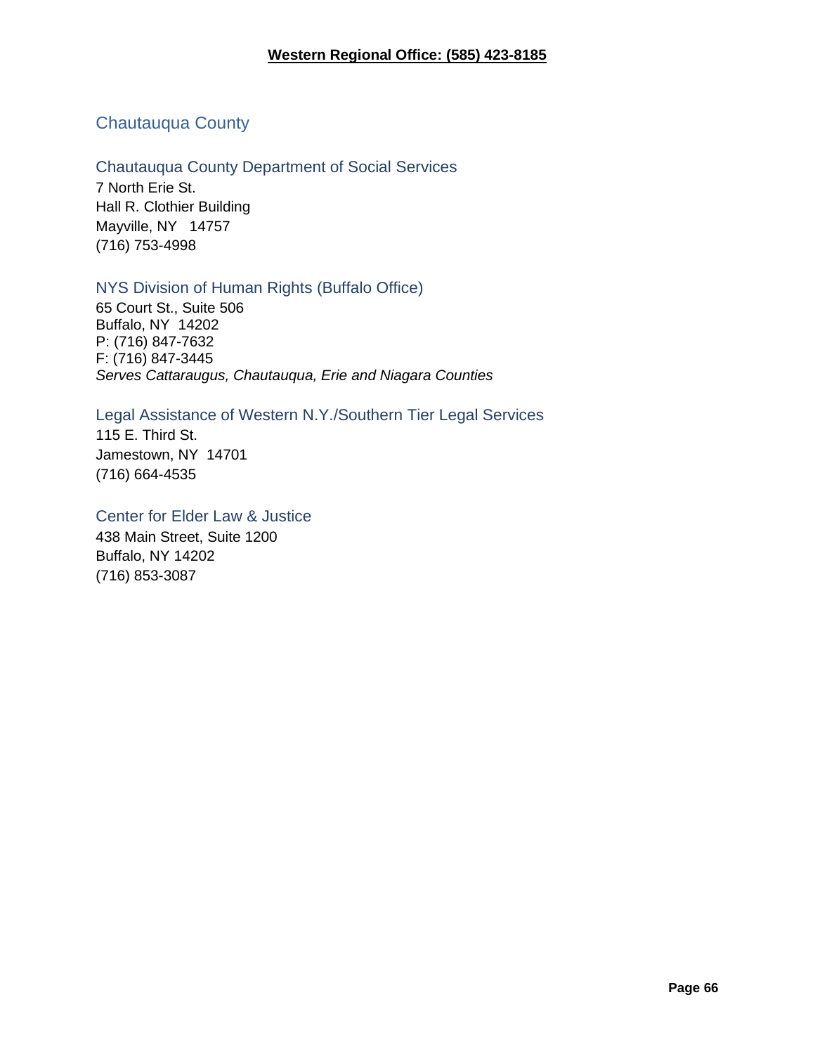**Western Regional Office: (585) 423-8185**

## Chautauqua County

### Chautauqua County Department of Social Services

7 North Erie St.
Hall R. Clothier Building
Mayville, NY 14757
(716) 753-4998

### NYS Division of Human Rights (Buffalo Office)

65 Court St., Suite 506
Buffalo, NY 14202
P: (716) 847-7632
F: (716) 847-3445
*Serves Cattaraugus, Chautauqua, Erie and Niagara Counties*

### Legal Assistance of Western N.Y./Southern Tier Legal Services

115 E. Third St.
Jamestown, NY 14701
(716) 664-4535

### Center for Elder Law & Justice

438 Main Street, Suite 1200
Buffalo, NY 14202
(716) 853-3087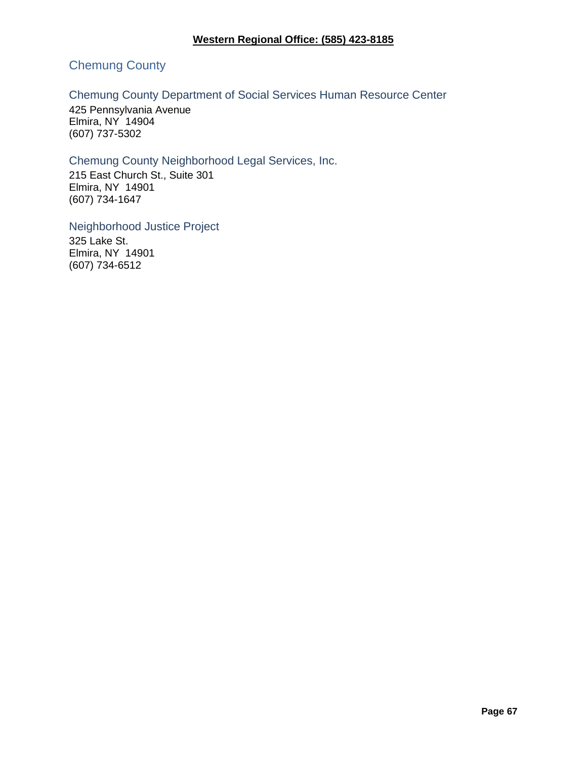**Western Regional Office: (585) 423-8185**

## Chemung County

### Chemung County Department of Social Services Human Resource Center

425 Pennsylvania Avenue
Elmira, NY  14904
(607) 737-5302

### Chemung County Neighborhood Legal Services, Inc.

215 East Church St., Suite 301
Elmira, NY  14901
(607) 734-1647

### Neighborhood Justice Project

325 Lake St.
Elmira, NY  14901
(607) 734-6512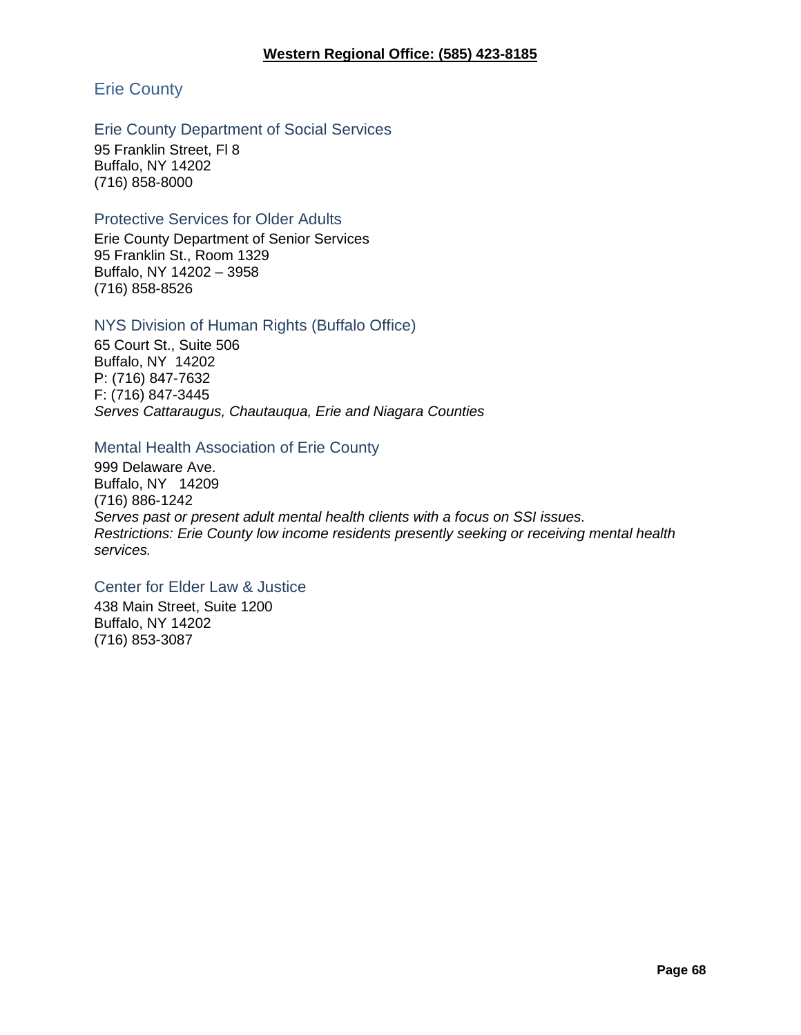**Western Regional Office: (585) 423-8185**

## Erie County

### Erie County Department of Social Services

95 Franklin Street, Fl 8
Buffalo, NY 14202
(716) 858-8000

### Protective Services for Older Adults

Erie County Department of Senior Services
95 Franklin St., Room 1329
Buffalo, NY 14202 – 3958
(716) 858-8526

### NYS Division of Human Rights (Buffalo Office)

65 Court St., Suite 506
Buffalo, NY 14202
P: (716) 847-7632
F: (716) 847-3445
*Serves Cattaraugus, Chautauqua, Erie and Niagara Counties*

### Mental Health Association of Erie County

999 Delaware Ave.
Buffalo, NY 14209
(716) 886-1242
*Serves past or present adult mental health clients with a focus on SSI issues.*
*Restrictions: Erie County low income residents presently seeking or receiving mental health services.*

### Center for Elder Law & Justice

438 Main Street, Suite 1200
Buffalo, NY 14202
(716) 853-3087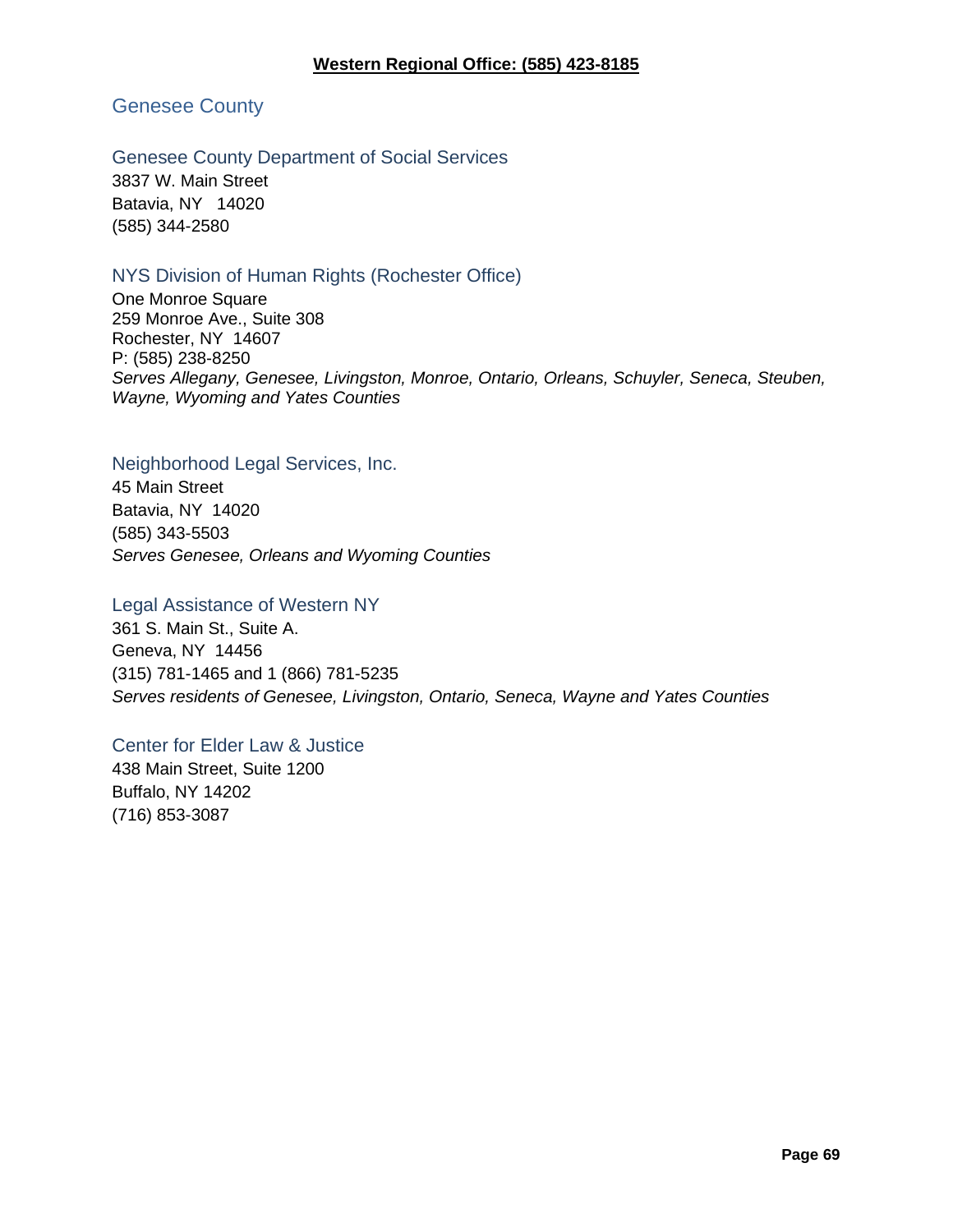**Western Regional Office: (585) 423-8185**

## Genesee County

### Genesee County Department of Social Services

3837 W. Main Street
Batavia, NY 14020
(585) 344-2580

### NYS Division of Human Rights (Rochester Office)

One Monroe Square
259 Monroe Ave., Suite 308
Rochester, NY 14607
P: (585) 238-8250
*Serves Allegany, Genesee, Livingston, Monroe, Ontario, Orleans, Schuyler, Seneca, Steuben, Wayne, Wyoming and Yates Counties*

### Neighborhood Legal Services, Inc.

45 Main Street
Batavia, NY 14020
(585) 343-5503
*Serves Genesee, Orleans and Wyoming Counties*

### Legal Assistance of Western NY

361 S. Main St., Suite A.
Geneva, NY 14456
(315) 781-1465 and 1 (866) 781-5235
*Serves residents of Genesee, Livingston, Ontario, Seneca, Wayne and Yates Counties*

### Center for Elder Law & Justice

438 Main Street, Suite 1200
Buffalo, NY 14202
(716) 853-3087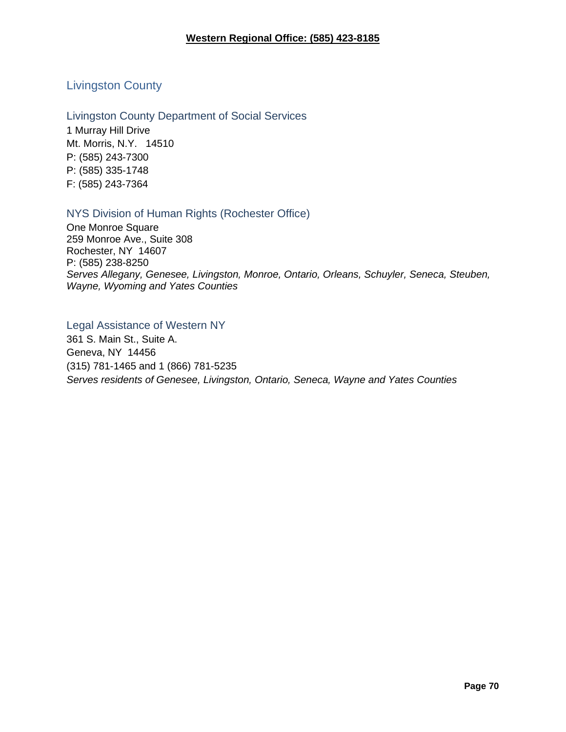**Western Regional Office: (585) 423-8185**

## Livingston County

### Livingston County Department of Social Services

1 Murray Hill Drive
Mt. Morris, N.Y. 14510
P: (585) 243-7300
P: (585) 335-1748
F: (585) 243-7364

### NYS Division of Human Rights (Rochester Office)

One Monroe Square
259 Monroe Ave., Suite 308
Rochester, NY 14607
P: (585) 238-8250
*Serves Allegany, Genesee, Livingston, Monroe, Ontario, Orleans, Schuyler, Seneca, Steuben, Wayne, Wyoming and Yates Counties*

### Legal Assistance of Western NY

361 S. Main St., Suite A.
Geneva, NY 14456
(315) 781-1465 and 1 (866) 781-5235
*Serves residents of Genesee, Livingston, Ontario, Seneca, Wayne and Yates Counties*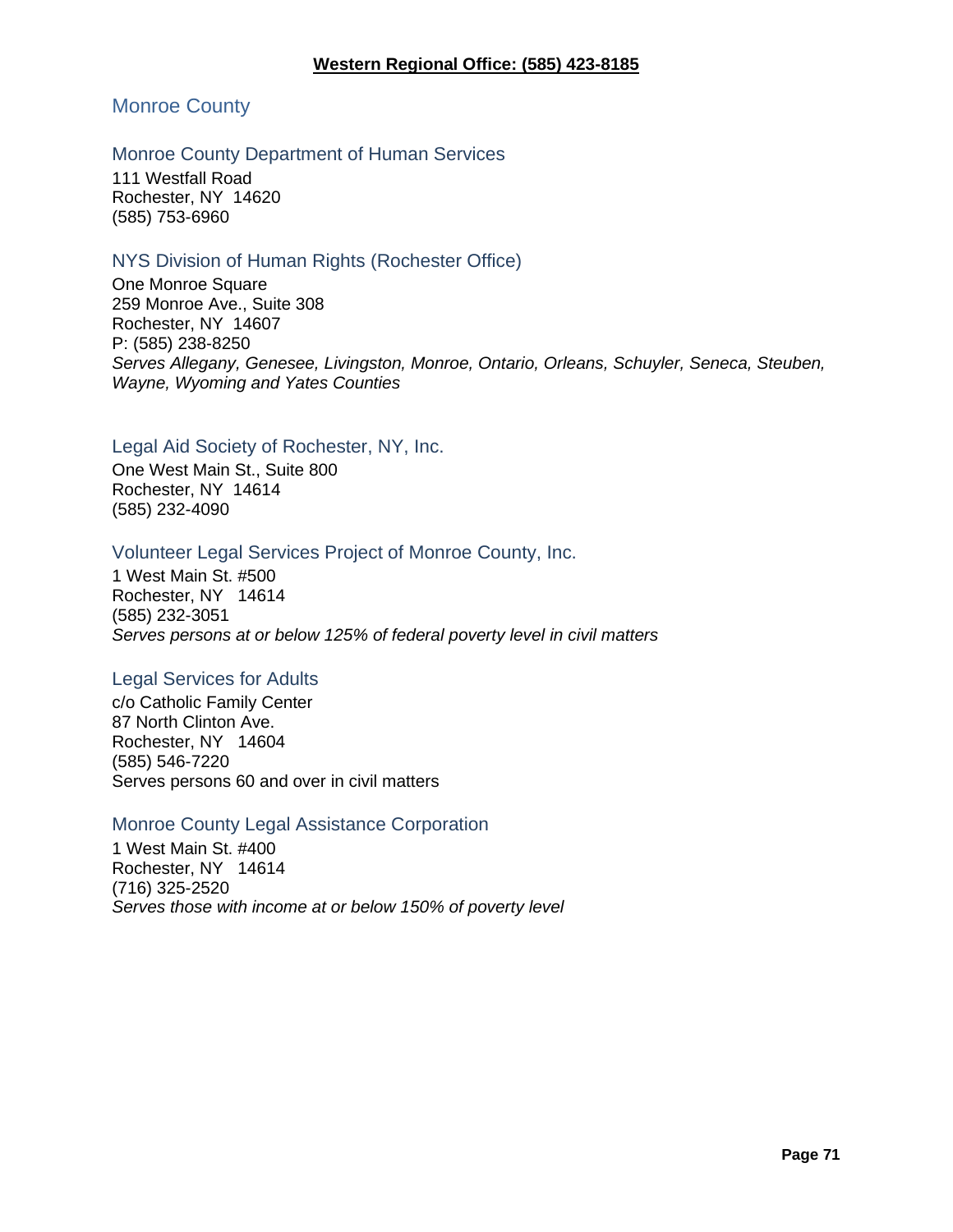**Western Regional Office: (585) 423-8185**

## Monroe County

### Monroe County Department of Human Services

111 Westfall Road
Rochester, NY 14620
(585) 753-6960

### NYS Division of Human Rights (Rochester Office)

One Monroe Square
259 Monroe Ave., Suite 308
Rochester, NY 14607
P: (585) 238-8250
*Serves Allegany, Genesee, Livingston, Monroe, Ontario, Orleans, Schuyler, Seneca, Steuben, Wayne, Wyoming and Yates Counties*

### Legal Aid Society of Rochester, NY, Inc.

One West Main St., Suite 800
Rochester, NY 14614
(585) 232-4090

### Volunteer Legal Services Project of Monroe County, Inc.

1 West Main St. #500
Rochester, NY 14614
(585) 232-3051
*Serves persons at or below 125% of federal poverty level in civil matters*

### Legal Services for Adults

c/o Catholic Family Center
87 North Clinton Ave.
Rochester, NY 14604
(585) 546-7220
Serves persons 60 and over in civil matters

### Monroe County Legal Assistance Corporation

1 West Main St. #400
Rochester, NY 14614
(716) 325-2520
*Serves those with income at or below 150% of poverty level*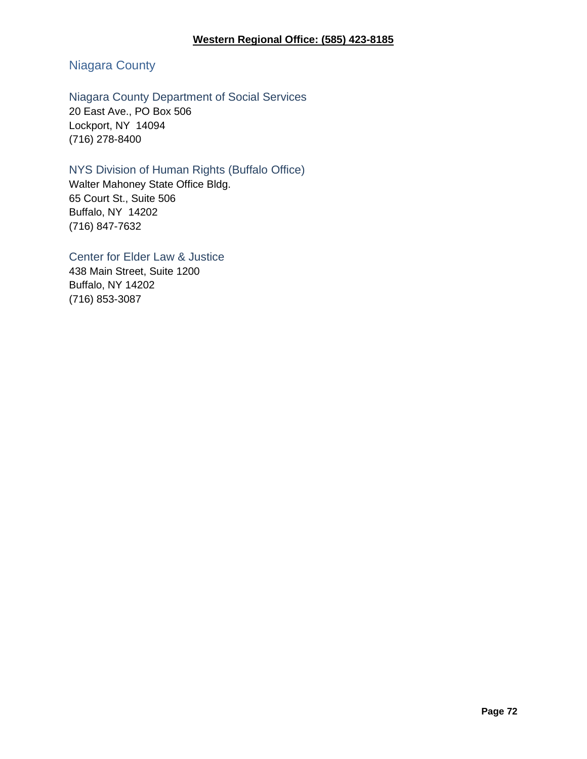**Western Regional Office: (585) 423-8185**

## Niagara County

### Niagara County Department of Social Services

20 East Ave., PO Box 506
Lockport, NY 14094
(716) 278-8400

### NYS Division of Human Rights (Buffalo Office)

Walter Mahoney State Office Bldg.
65 Court St., Suite 506
Buffalo, NY 14202
(716) 847-7632

### Center for Elder Law & Justice

438 Main Street, Suite 1200
Buffalo, NY 14202
(716) 853-3087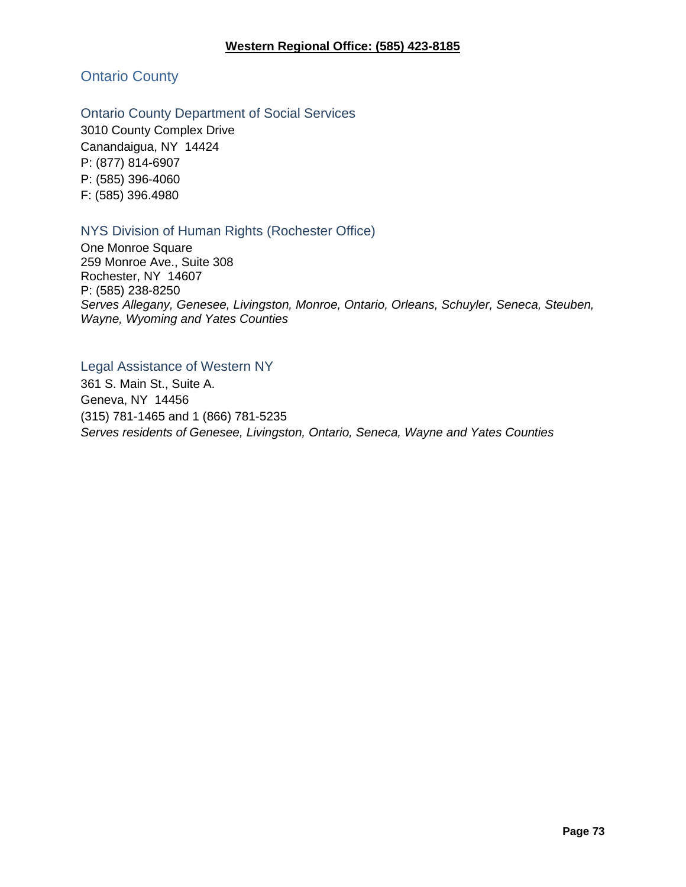**Western Regional Office: (585) 423-8185**

## Ontario County

### Ontario County Department of Social Services

3010 County Complex Drive
Canandaigua, NY 14424
P: (877) 814-6907
P: (585) 396-4060
F: (585) 396.4980

### NYS Division of Human Rights (Rochester Office)

One Monroe Square
259 Monroe Ave., Suite 308
Rochester, NY 14607
P: (585) 238-8250
*Serves Allegany, Genesee, Livingston, Monroe, Ontario, Orleans, Schuyler, Seneca, Steuben, Wayne, Wyoming and Yates Counties*

### Legal Assistance of Western NY

361 S. Main St., Suite A.
Geneva, NY 14456
(315) 781-1465 and 1 (866) 781-5235
*Serves residents of Genesee, Livingston, Ontario, Seneca, Wayne and Yates Counties*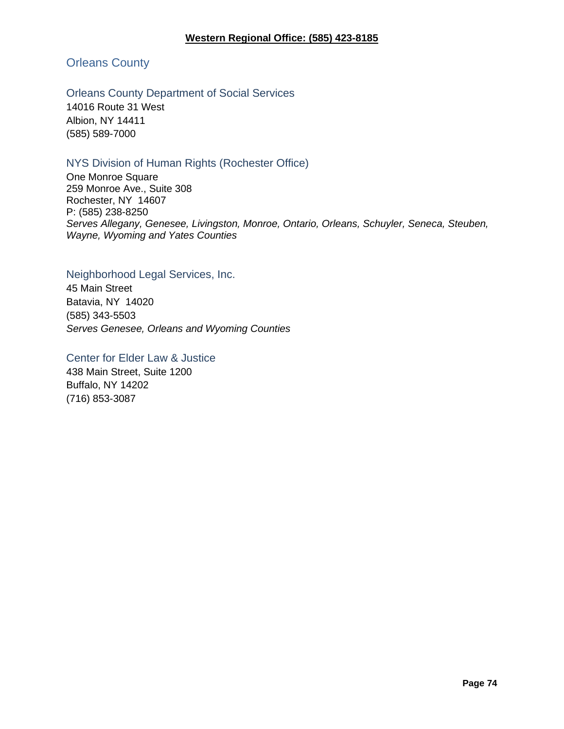**Western Regional Office: (585) 423-8185**

## Orleans County

### Orleans County Department of Social Services

14016 Route 31 West
Albion, NY 14411
(585) 589-7000

### NYS Division of Human Rights (Rochester Office)

One Monroe Square
259 Monroe Ave., Suite 308
Rochester, NY 14607
P: (585) 238-8250
*Serves Allegany, Genesee, Livingston, Monroe, Ontario, Orleans, Schuyler, Seneca, Steuben, Wayne, Wyoming and Yates Counties*

### Neighborhood Legal Services, Inc.

45 Main Street
Batavia, NY 14020
(585) 343-5503
*Serves Genesee, Orleans and Wyoming Counties*

### Center for Elder Law & Justice

438 Main Street, Suite 1200
Buffalo, NY 14202
(716) 853-3087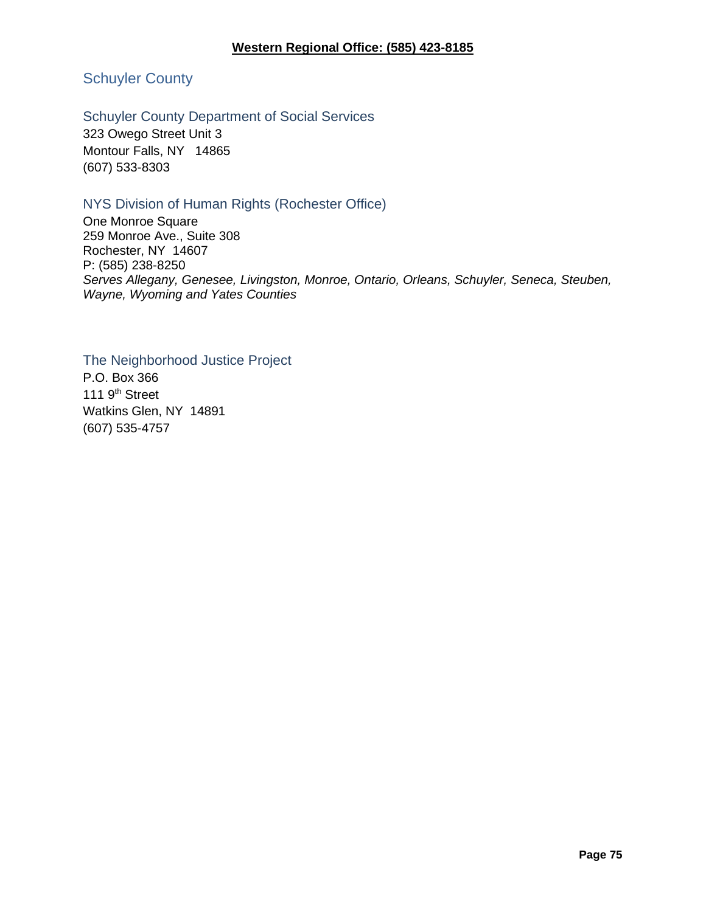**Western Regional Office: (585) 423-8185**

## Schuyler County

### Schuyler County Department of Social Services

323 Owego Street Unit 3
Montour Falls, NY 14865
(607) 533-8303

### NYS Division of Human Rights (Rochester Office)

One Monroe Square
259 Monroe Ave., Suite 308
Rochester, NY 14607
P: (585) 238-8250
*Serves Allegany, Genesee, Livingston, Monroe, Ontario, Orleans, Schuyler, Seneca, Steuben, Wayne, Wyoming and Yates Counties*

### The Neighborhood Justice Project

P.O. Box 366
111 9th Street
Watkins Glen, NY 14891
(607) 535-4757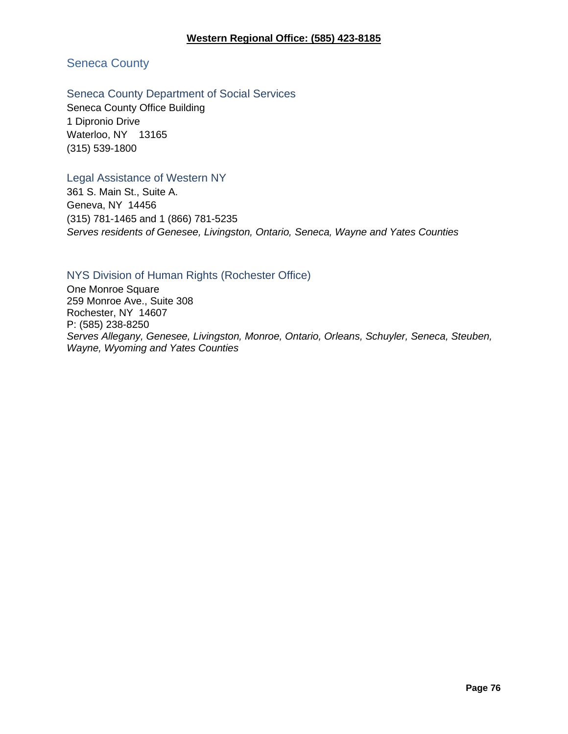**Western Regional Office: (585) 423-8185**

## Seneca County

### Seneca County Department of Social Services

Seneca County Office Building
1 Dipronio Drive
Waterloo, NY 13165
(315) 539-1800

### Legal Assistance of Western NY

361 S. Main St., Suite A.
Geneva, NY 14456
(315) 781-1465 and 1 (866) 781-5235
*Serves residents of Genesee, Livingston, Ontario, Seneca, Wayne and Yates Counties*

### NYS Division of Human Rights (Rochester Office)

One Monroe Square
259 Monroe Ave., Suite 308
Rochester, NY 14607
P: (585) 238-8250
*Serves Allegany, Genesee, Livingston, Monroe, Ontario, Orleans, Schuyler, Seneca, Steuben, Wayne, Wyoming and Yates Counties*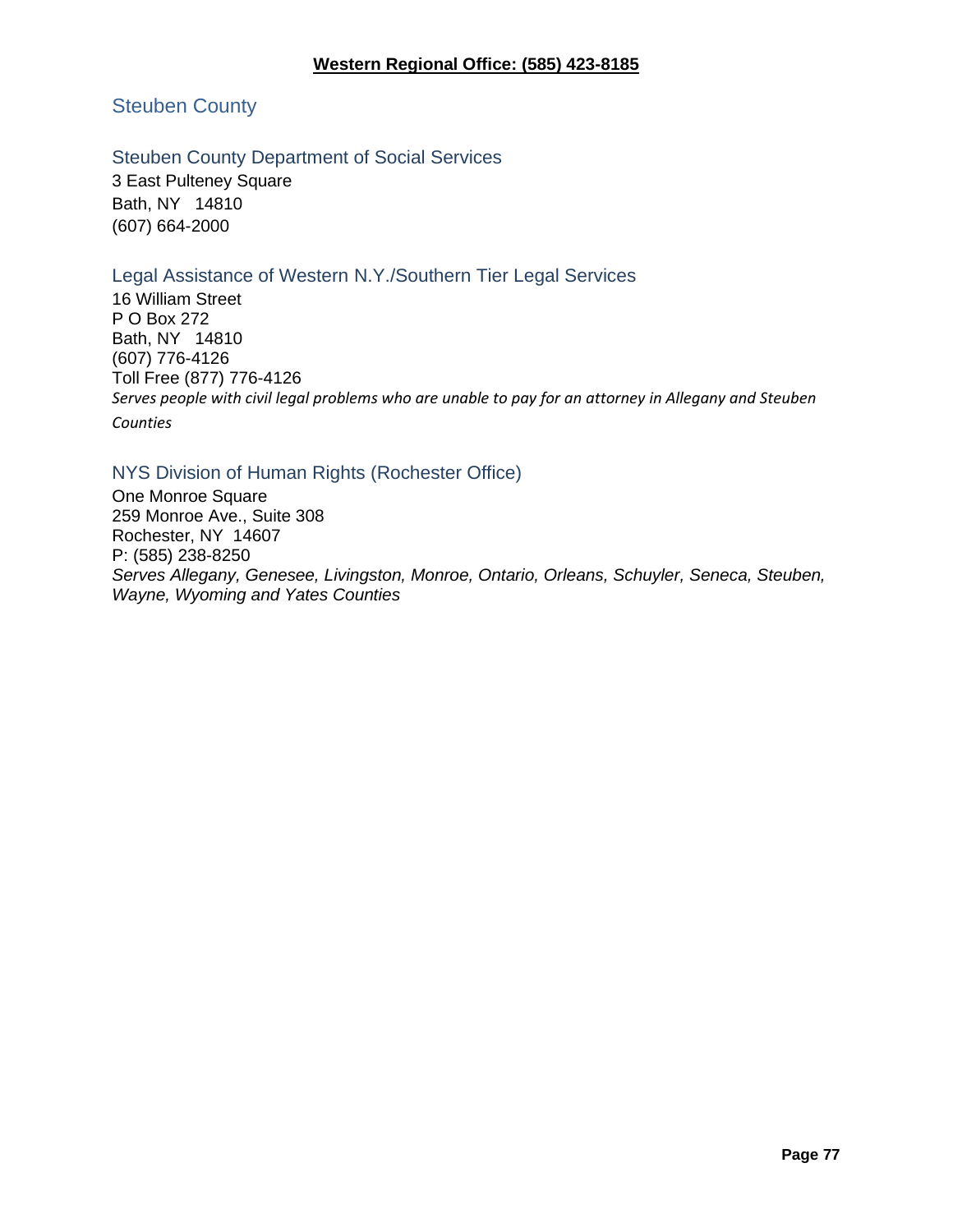**Western Regional Office: (585) 423-8185**

## Steuben County

### Steuben County Department of Social Services

3 East Pulteney Square
Bath, NY 14810
(607) 664-2000

### Legal Assistance of Western N.Y./Southern Tier Legal Services

16 William Street
P O Box 272
Bath, NY 14810
(607) 776-4126
Toll Free (877) 776-4126
*Serves people with civil legal problems who are unable to pay for an attorney in Allegany and Steuben Counties*

### NYS Division of Human Rights (Rochester Office)

One Monroe Square
259 Monroe Ave., Suite 308
Rochester, NY 14607
P: (585) 238-8250
*Serves Allegany, Genesee, Livingston, Monroe, Ontario, Orleans, Schuyler, Seneca, Steuben, Wayne, Wyoming and Yates Counties*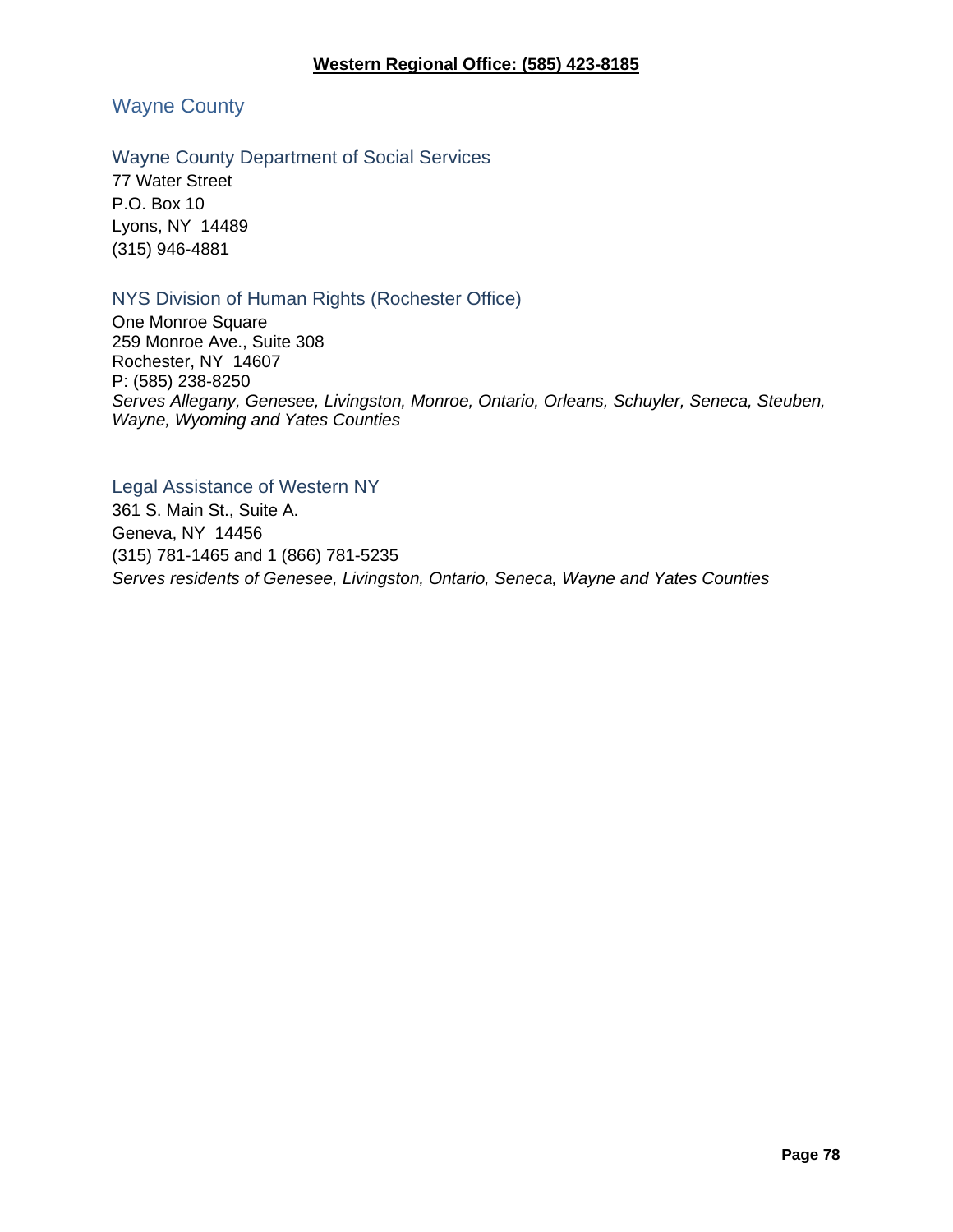**Western Regional Office: (585) 423-8185**

## Wayne County

### Wayne County Department of Social Services

77 Water Street
P.O. Box 10
Lyons, NY 14489
(315) 946-4881

### NYS Division of Human Rights (Rochester Office)

One Monroe Square
259 Monroe Ave., Suite 308
Rochester, NY 14607
P: (585) 238-8250
*Serves Allegany, Genesee, Livingston, Monroe, Ontario, Orleans, Schuyler, Seneca, Steuben, Wayne, Wyoming and Yates Counties*

### Legal Assistance of Western NY

361 S. Main St., Suite A.
Geneva, NY 14456
(315) 781-1465 and 1 (866) 781-5235
*Serves residents of Genesee, Livingston, Ontario, Seneca, Wayne and Yates Counties*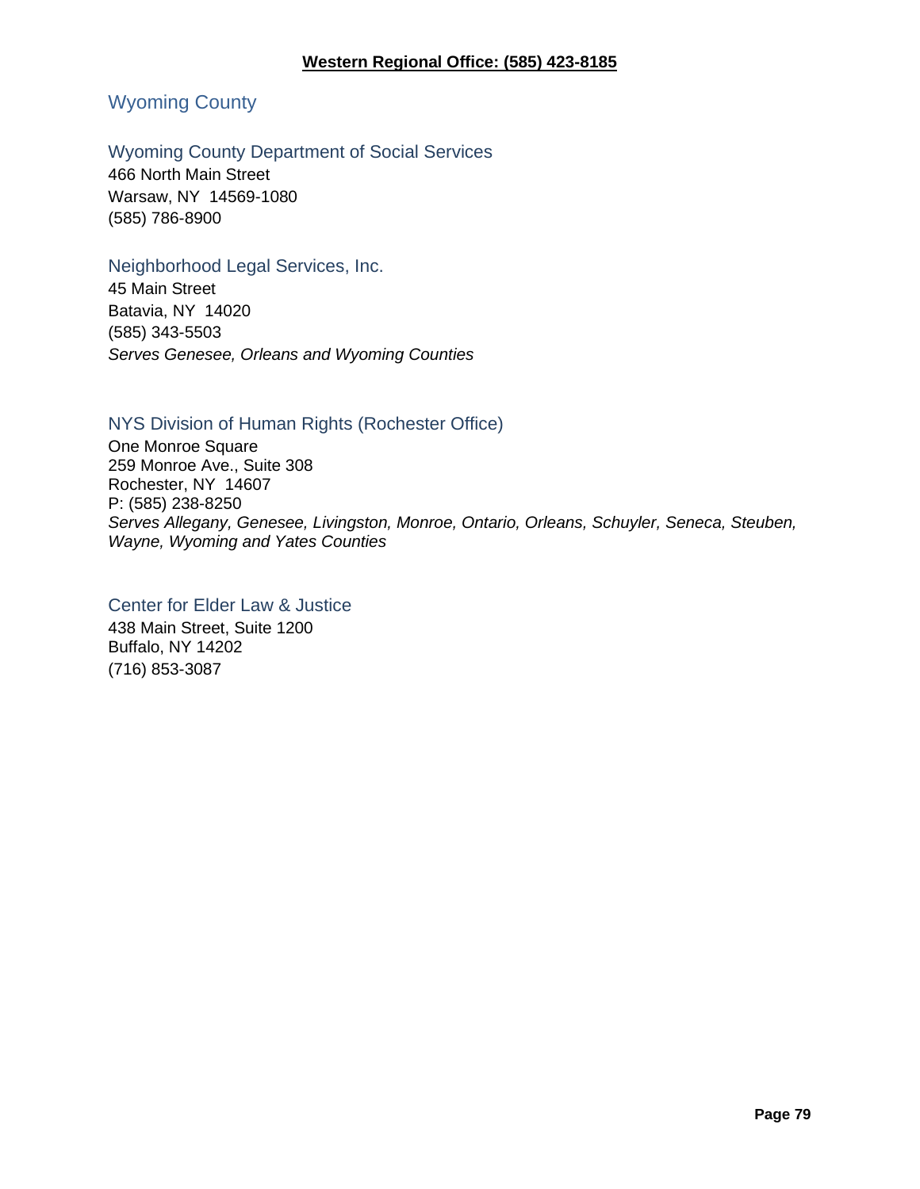**Western Regional Office: (585) 423-8185**

## Wyoming County

### Wyoming County Department of Social Services

466 North Main Street
Warsaw, NY 14569-1080
(585) 786-8900

### Neighborhood Legal Services, Inc.

45 Main Street
Batavia, NY 14020
(585) 343-5503
*Serves Genesee, Orleans and Wyoming Counties*

### NYS Division of Human Rights (Rochester Office)

One Monroe Square
259 Monroe Ave., Suite 308
Rochester, NY 14607
P: (585) 238-8250
*Serves Allegany, Genesee, Livingston, Monroe, Ontario, Orleans, Schuyler, Seneca, Steuben, Wayne, Wyoming and Yates Counties*

### Center for Elder Law & Justice

438 Main Street, Suite 1200
Buffalo, NY 14202
(716) 853-3087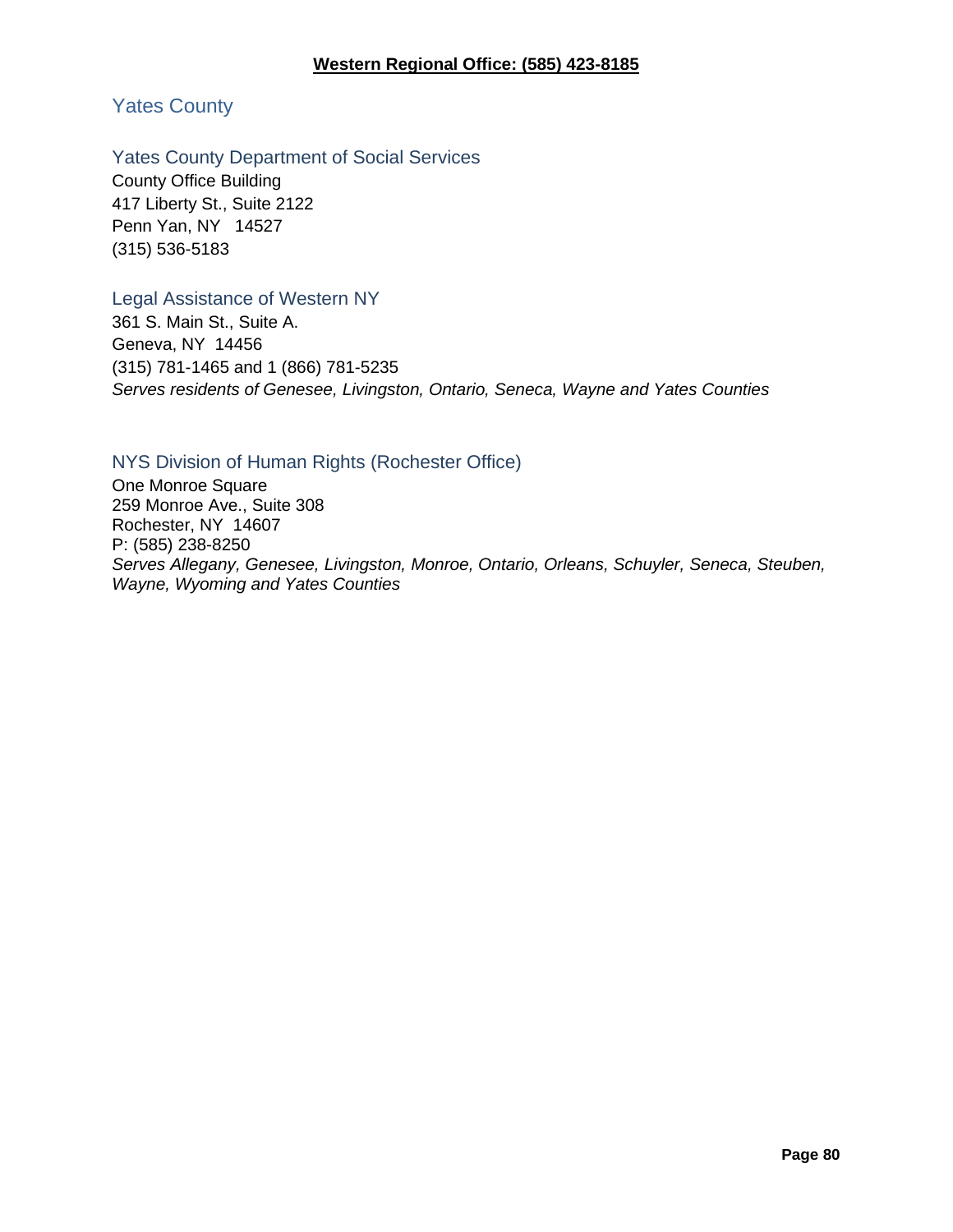**Western Regional Office: (585) 423-8185**

## Yates County

### Yates County Department of Social Services

County Office Building
417 Liberty St., Suite 2122
Penn Yan, NY 14527
(315) 536-5183

### Legal Assistance of Western NY

361 S. Main St., Suite A.
Geneva, NY 14456
(315) 781-1465 and 1 (866) 781-5235
*Serves residents of Genesee, Livingston, Ontario, Seneca, Wayne and Yates Counties*

### NYS Division of Human Rights (Rochester Office)

One Monroe Square
259 Monroe Ave., Suite 308
Rochester, NY 14607
P: (585) 238-8250
*Serves Allegany, Genesee, Livingston, Monroe, Ontario, Orleans, Schuyler, Seneca, Steuben, Wayne, Wyoming and Yates Counties*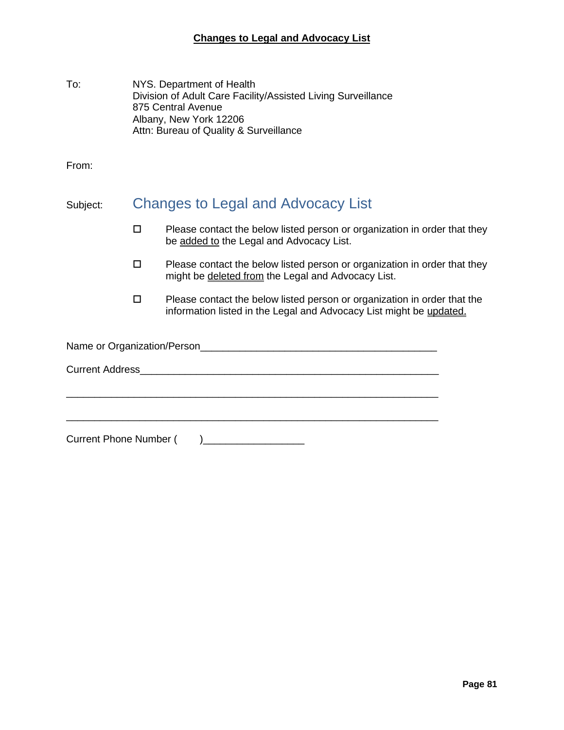## Changes to Legal and Advocacy List

To: NYS. Department of Health
Division of Adult Care Facility/Assisted Living Surveillance
875 Central Avenue
Albany, New York 12206
Attn: Bureau of Quality & Surveillance

From:

Subject: Changes to Legal and Advocacy List

- ☐ Please contact the below listed person or organization in order that they be added to the Legal and Advocacy List.
- ☐ Please contact the below listed person or organization in order that they might be deleted from the Legal and Advocacy List.
- ☐ Please contact the below listed person or organization in order that the information listed in the Legal and Advocacy List might be updated.

Name or Organization/Person__________________________________________

Current Address________________________________________________________

___________________________________________________________________

___________________________________________________________________

Current Phone Number (      )__________________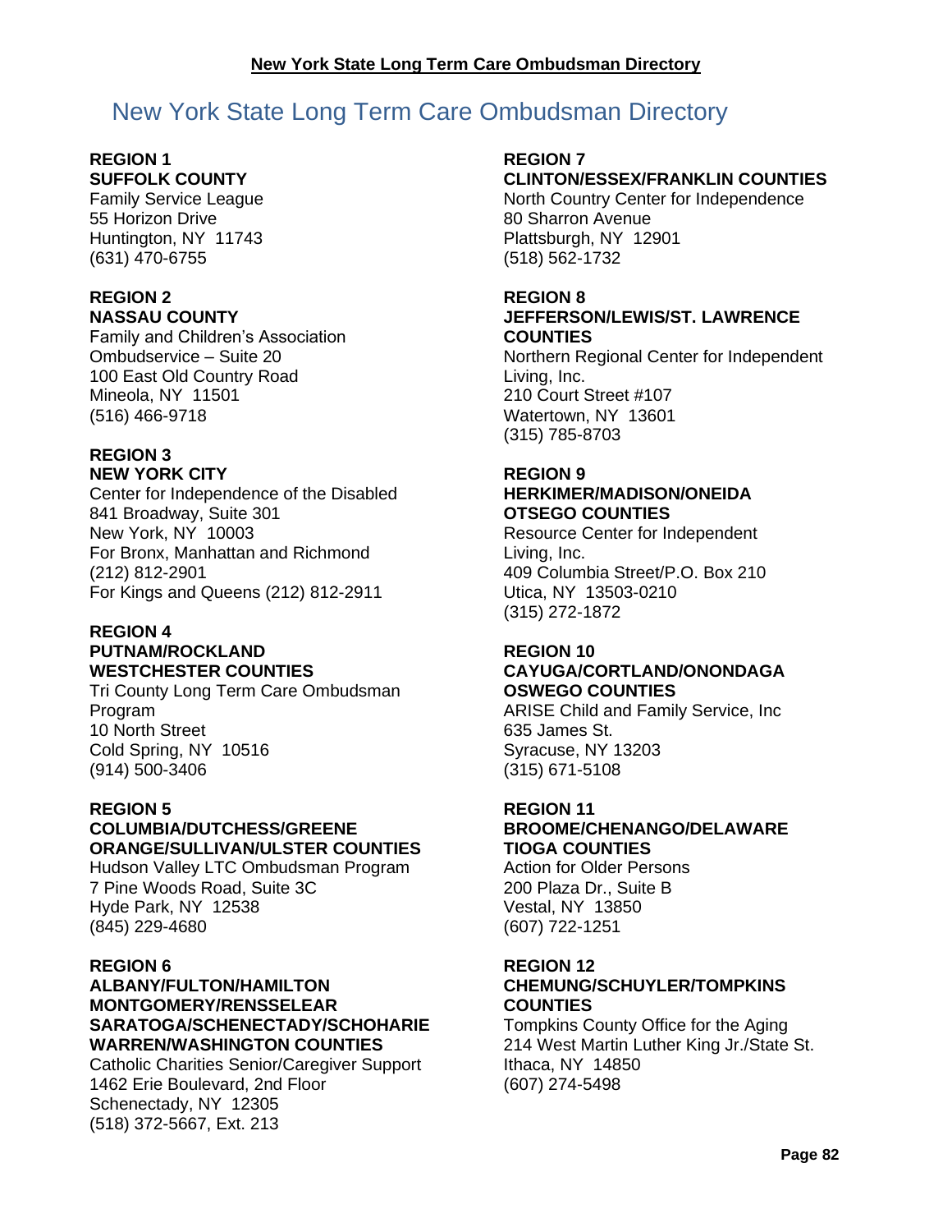# New York State Long Term Care Ombudsman Directory

**REGION 1**
**SUFFOLK COUNTY**
Family Service League
55 Horizon Drive
Huntington, NY 11743
(631) 470-6755

**REGION 2**
**NASSAU COUNTY**
Family and Children's Association
Ombudservice – Suite 20
100 East Old Country Road
Mineola, NY 11501
(516) 466-9718

**REGION 3**
**NEW YORK CITY**
Center for Independence of the Disabled
841 Broadway, Suite 301
New York, NY 10003
For Bronx, Manhattan and Richmond
(212) 812-2901
For Kings and Queens (212) 812-2911

**REGION 4**
**PUTNAM/ROCKLAND**
**WESTCHESTER COUNTIES**
Tri County Long Term Care Ombudsman Program
10 North Street
Cold Spring, NY 10516
(914) 500-3406

**REGION 5**
**COLUMBIA/DUTCHESS/GREENE**
**ORANGE/SULLIVAN/ULSTER COUNTIES**
Hudson Valley LTC Ombudsman Program
7 Pine Woods Road, Suite 3C
Hyde Park, NY 12538
(845) 229-4680

**REGION 6**
**ALBANY/FULTON/HAMILTON**
**MONTGOMERY/RENSSELEAR**
**SARATOGA/SCHENECTADY/SCHOHARIE**
**WARREN/WASHINGTON COUNTIES**
Catholic Charities Senior/Caregiver Support
1462 Erie Boulevard, 2nd Floor
Schenectady, NY 12305
(518) 372-5667, Ext. 213

**REGION 7**
**CLINTON/ESSEX/FRANKLIN COUNTIES**
North Country Center for Independence
80 Sharron Avenue
Plattsburgh, NY 12901
(518) 562-1732

**REGION 8**
**JEFFERSON/LEWIS/ST. LAWRENCE COUNTIES**
Northern Regional Center for Independent Living, Inc.
210 Court Street #107
Watertown, NY 13601
(315) 785-8703

**REGION 9**
**HERKIMER/MADISON/ONEIDA**
**OTSEGO COUNTIES**
Resource Center for Independent Living, Inc.
409 Columbia Street/P.O. Box 210
Utica, NY 13503-0210
(315) 272-1872

**REGION 10**
**CAYUGA/CORTLAND/ONONDAGA**
**OSWEGO COUNTIES**
ARISE Child and Family Service, Inc
635 James St.
Syracuse, NY 13203
(315) 671-5108

**REGION 11**
**BROOME/CHENANGO/DELAWARE**
**TIOGA COUNTIES**
Action for Older Persons
200 Plaza Dr., Suite B
Vestal, NY 13850
(607) 722-1251

**REGION 12**
**CHEMUNG/SCHUYLER/TOMPKINS COUNTIES**
Tompkins County Office for the Aging
214 West Martin Luther King Jr./State St.
Ithaca, NY 14850
(607) 274-5498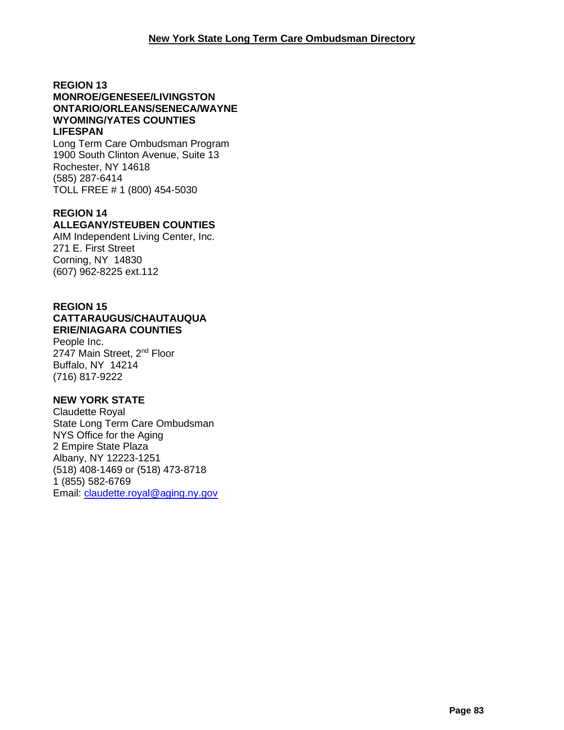**REGION 13**
**MONROE/GENESEE/LIVINGSTON**
**ONTARIO/ORLEANS/SENECA/WAYNE**
**WYOMING/YATES COUNTIES**
**LIFESPAN**
Long Term Care Ombudsman Program
1900 South Clinton Avenue, Suite 13
Rochester, NY 14618
(585) 287-6414
TOLL FREE # 1 (800) 454-5030

**REGION 14**
**ALLEGANY/STEUBEN COUNTIES**
AIM Independent Living Center, Inc.
271 E. First Street
Corning, NY 14830
(607) 962-8225 ext.112

**REGION 15**
**CATTARAUGUS/CHAUTAUQUA**
**ERIE/NIAGARA COUNTIES**
People Inc.
2747 Main Street, 2nd Floor
Buffalo, NY 14214
(716) 817-9222

**NEW YORK STATE**
Claudette Royal
State Long Term Care Ombudsman
NYS Office for the Aging
2 Empire State Plaza
Albany, NY 12223-1251
(518) 408-1469 or (518) 473-8718
1 (855) 582-6769
Email: claudette.royal@aging.ny.gov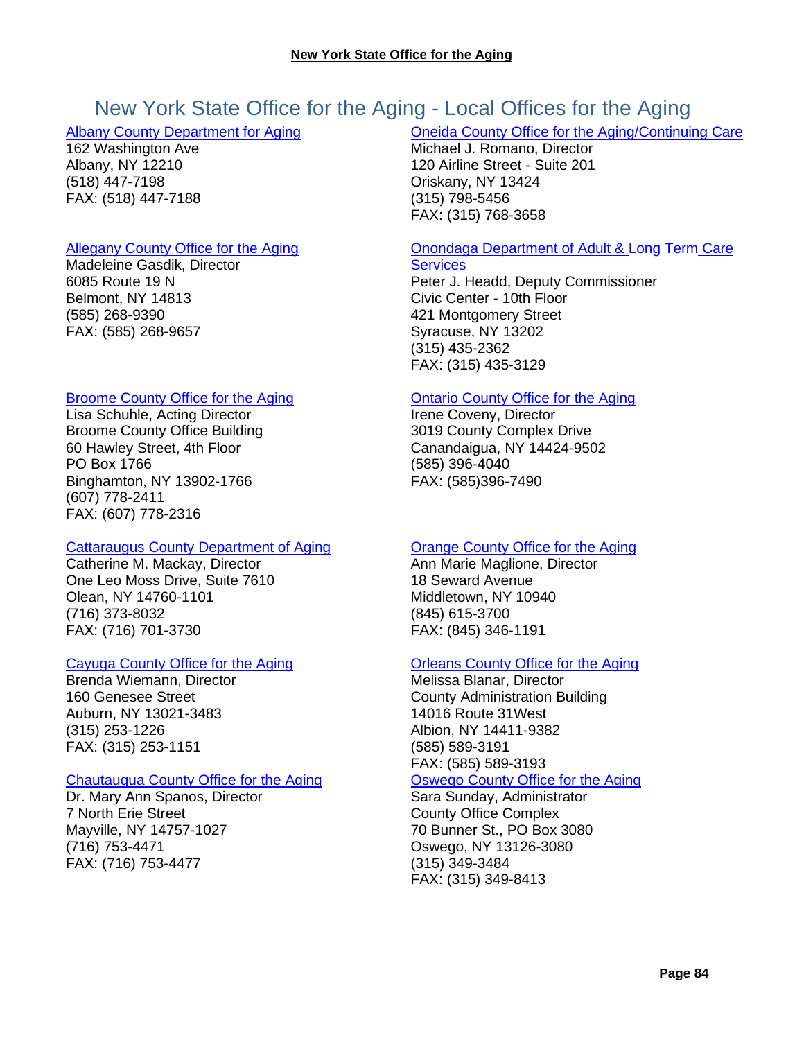# New York State Office for the Aging - Local Offices for the Aging

[Albany County Department for Aging]
162 Washington Ave
Albany, NY 12210
(518) 447-7198
FAX: (518) 447-7188

[Allegany County Office for the Aging]
Madeleine Gasdik, Director
6085 Route 19 N
Belmont, NY 14813
(585) 268-9390
FAX: (585) 268-9657

[Broome County Office for the Aging]
Lisa Schuhle, Acting Director
Broome County Office Building
60 Hawley Street, 4th Floor
PO Box 1766
Binghamton, NY 13902-1766
(607) 778-2411
FAX: (607) 778-2316

[Cattaraugus County Department of Aging]
Catherine M. Mackay, Director
One Leo Moss Drive, Suite 7610
Olean, NY 14760-1101
(716) 373-8032
FAX: (716) 701-3730

[Cayuga County Office for the Aging]
Brenda Wiemann, Director
160 Genesee Street
Auburn, NY 13021-3483
(315) 253-1226
FAX: (315) 253-1151

[Chautauqua County Office for the Aging]
Dr. Mary Ann Spanos, Director
7 North Erie Street
Mayville, NY 14757-1027
(716) 753-4471
FAX: (716) 753-4477

[Oneida County Office for the Aging/Continuing Care]
Michael J. Romano, Director
120 Airline Street - Suite 201
Oriskany, NY 13424
(315) 798-5456
FAX: (315) 768-3658

[Onondaga Department of Adult & Long Term Care Services]
Peter J. Headd, Deputy Commissioner
Civic Center - 10th Floor
421 Montgomery Street
Syracuse, NY 13202
(315) 435-2362
FAX: (315) 435-3129

[Ontario County Office for the Aging]
Irene Coveny, Director
3019 County Complex Drive
Canandaigua, NY 14424-9502
(585) 396-4040
FAX: (585)396-7490

[Orange County Office for the Aging]
Ann Marie Maglione, Director
18 Seward Avenue
Middletown, NY 10940
(845) 615-3700
FAX: (845) 346-1191

[Orleans County Office for the Aging]
Melissa Blanar, Director
County Administration Building
14016 Route 31West
Albion, NY 14411-9382
(585) 589-3191
FAX: (585) 589-3193

[Oswego County Office for the Aging]
Sara Sunday, Administrator
County Office Complex
70 Bunner St., PO Box 3080
Oswego, NY 13126-3080
(315) 349-3484
FAX: (315) 349-8413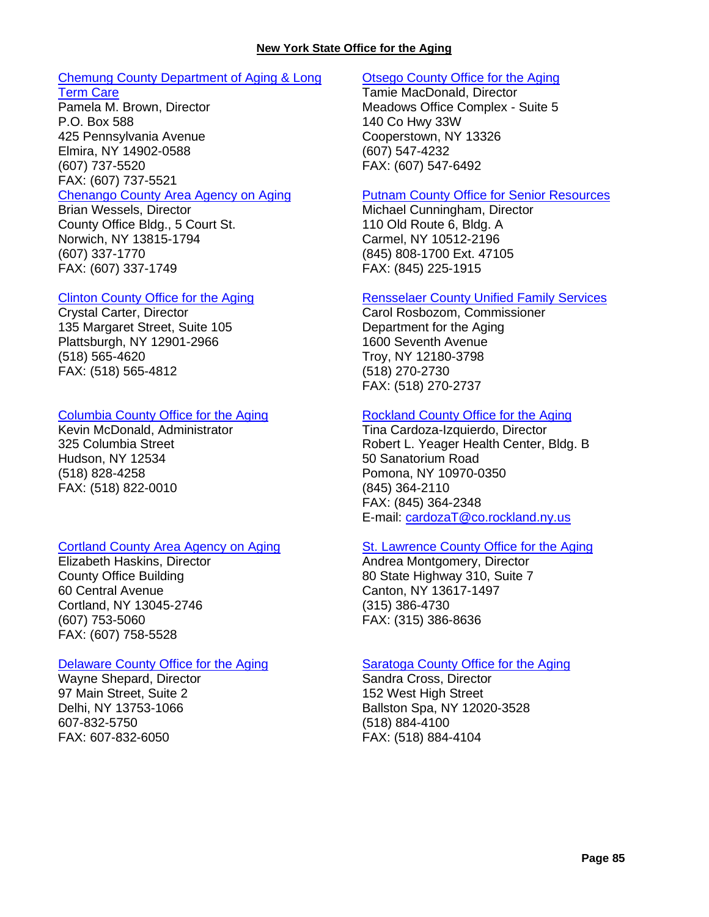**New York State Office for the Aging**

[Chemung County Department of Aging & Long Term Care]
Pamela M. Brown, Director
P.O. Box 588
425 Pennsylvania Avenue
Elmira, NY 14902-0588
(607) 737-5520
FAX: (607) 737-5521

[Chenango County Area Agency on Aging]
Brian Wessels, Director
County Office Bldg., 5 Court St.
Norwich, NY 13815-1794
(607) 337-1770
FAX: (607) 337-1749

[Clinton County Office for the Aging]
Crystal Carter, Director
135 Margaret Street, Suite 105
Plattsburgh, NY 12901-2966
(518) 565-4620
FAX: (518) 565-4812

[Columbia County Office for the Aging]
Kevin McDonald, Administrator
325 Columbia Street
Hudson, NY 12534
(518) 828-4258
FAX: (518) 822-0010

[Cortland County Area Agency on Aging]
Elizabeth Haskins, Director
County Office Building
60 Central Avenue
Cortland, NY 13045-2746
(607) 753-5060
FAX: (607) 758-5528

[Delaware County Office for the Aging]
Wayne Shepard, Director
97 Main Street, Suite 2
Delhi, NY 13753-1066
607-832-5750
FAX: 607-832-6050

[Otsego County Office for the Aging]
Tamie MacDonald, Director
Meadows Office Complex - Suite 5
140 Co Hwy 33W
Cooperstown, NY 13326
(607) 547-4232
FAX: (607) 547-6492

[Putnam County Office for Senior Resources]
Michael Cunningham, Director
110 Old Route 6, Bldg. A
Carmel, NY 10512-2196
(845) 808-1700 Ext. 47105
FAX: (845) 225-1915

[Rensselaer County Unified Family Services]
Carol Rosbozom, Commissioner
Department for the Aging
1600 Seventh Avenue
Troy, NY 12180-3798
(518) 270-2730
FAX: (518) 270-2737

[Rockland County Office for the Aging]
Tina Cardoza-Izquierdo, Director
Robert L. Yeager Health Center, Bldg. B
50 Sanatorium Road
Pomona, NY 10970-0350
(845) 364-2110
FAX: (845) 364-2348
E-mail: cardozaT@co.rockland.ny.us

[St. Lawrence County Office for the Aging]
Andrea Montgomery, Director
80 State Highway 310, Suite 7
Canton, NY 13617-1497
(315) 386-4730
FAX: (315) 386-8636

[Saratoga County Office for the Aging]
Sandra Cross, Director
152 West High Street
Ballston Spa, NY 12020-3528
(518) 884-4100
FAX: (518) 884-4104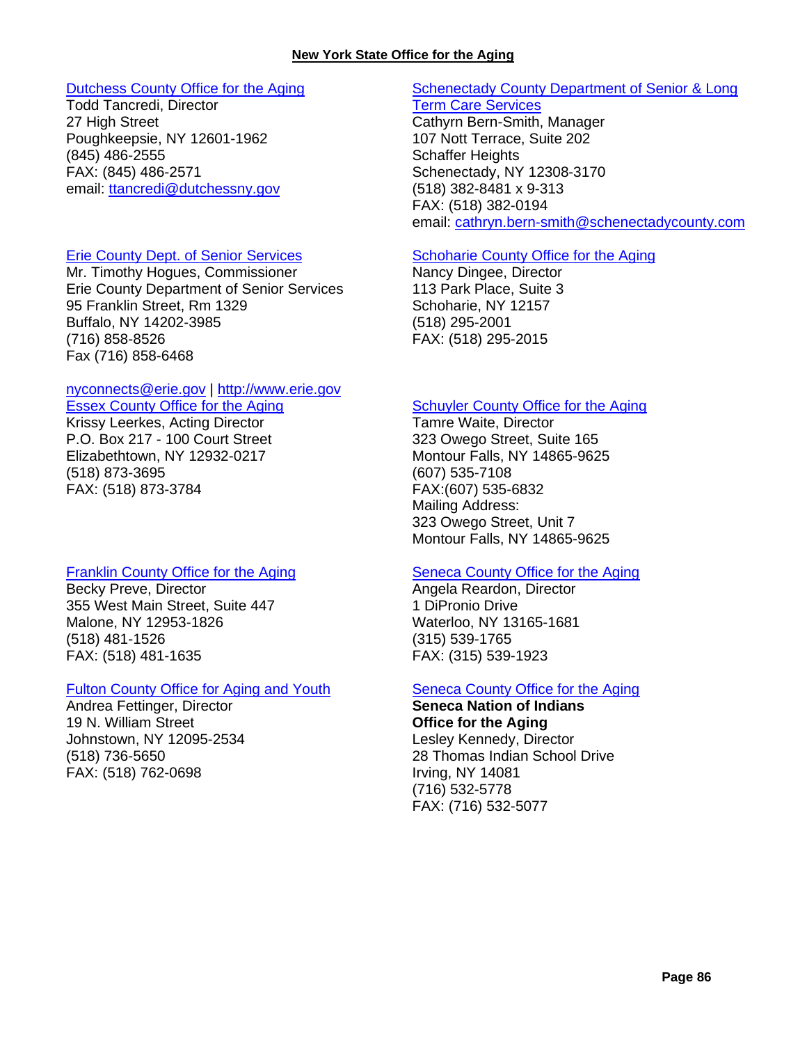**New York State Office for the Aging**

[Dutchess County Office for the Aging](#)
Todd Tancredi, Director
27 High Street
Poughkeepsie, NY 12601-1962
(845) 486-2555
FAX: (845) 486-2571
email: ttancredi@dutchessny.gov

[Erie County Dept. of Senior Services](#)
Mr. Timothy Hogues, Commissioner
Erie County Department of Senior Services
95 Franklin Street, Rm 1329
Buffalo, NY 14202-3985
(716) 858-8526
Fax (716) 858-6468

nyconnects@erie.gov | http://www.erie.gov

[Essex County Office for the Aging](#)
Krissy Leerkes, Acting Director
P.O. Box 217 - 100 Court Street
Elizabethtown, NY 12932-0217
(518) 873-3695
FAX: (518) 873-3784

[Franklin County Office for the Aging](#)
Becky Preve, Director
355 West Main Street, Suite 447
Malone, NY 12953-1826
(518) 481-1526
FAX: (518) 481-1635

[Fulton County Office for Aging and Youth](#)
Andrea Fettinger, Director
19 N. William Street
Johnstown, NY 12095-2534
(518) 736-5650
FAX: (518) 762-0698

[Schenectady County Department of Senior & Long Term Care Services](#)
Cathyrn Bern-Smith, Manager
107 Nott Terrace, Suite 202
Schaffer Heights
Schenectady, NY 12308-3170
(518) 382-8481 x 9-313
FAX: (518) 382-0194
email: cathryn.bern-smith@schenectadycounty.com

[Schoharie County Office for the Aging](#)
Nancy Dingee, Director
113 Park Place, Suite 3
Schoharie, NY 12157
(518) 295-2001
FAX: (518) 295-2015

[Schuyler County Office for the Aging](#)
Tamre Waite, Director
323 Owego Street, Suite 165
Montour Falls, NY 14865-9625
(607) 535-7108
FAX:(607) 535-6832
Mailing Address:
323 Owego Street, Unit 7
Montour Falls, NY 14865-9625

[Seneca County Office for the Aging](#)
Angela Reardon, Director
1 DiPronio Drive
Waterloo, NY 13165-1681
(315) 539-1765
FAX: (315) 539-1923

[Seneca County Office for the Aging](#)
**Seneca Nation of Indians**
**Office for the Aging**
Lesley Kennedy, Director
28 Thomas Indian School Drive
Irving, NY 14081
(716) 532-5778
FAX: (716) 532-5077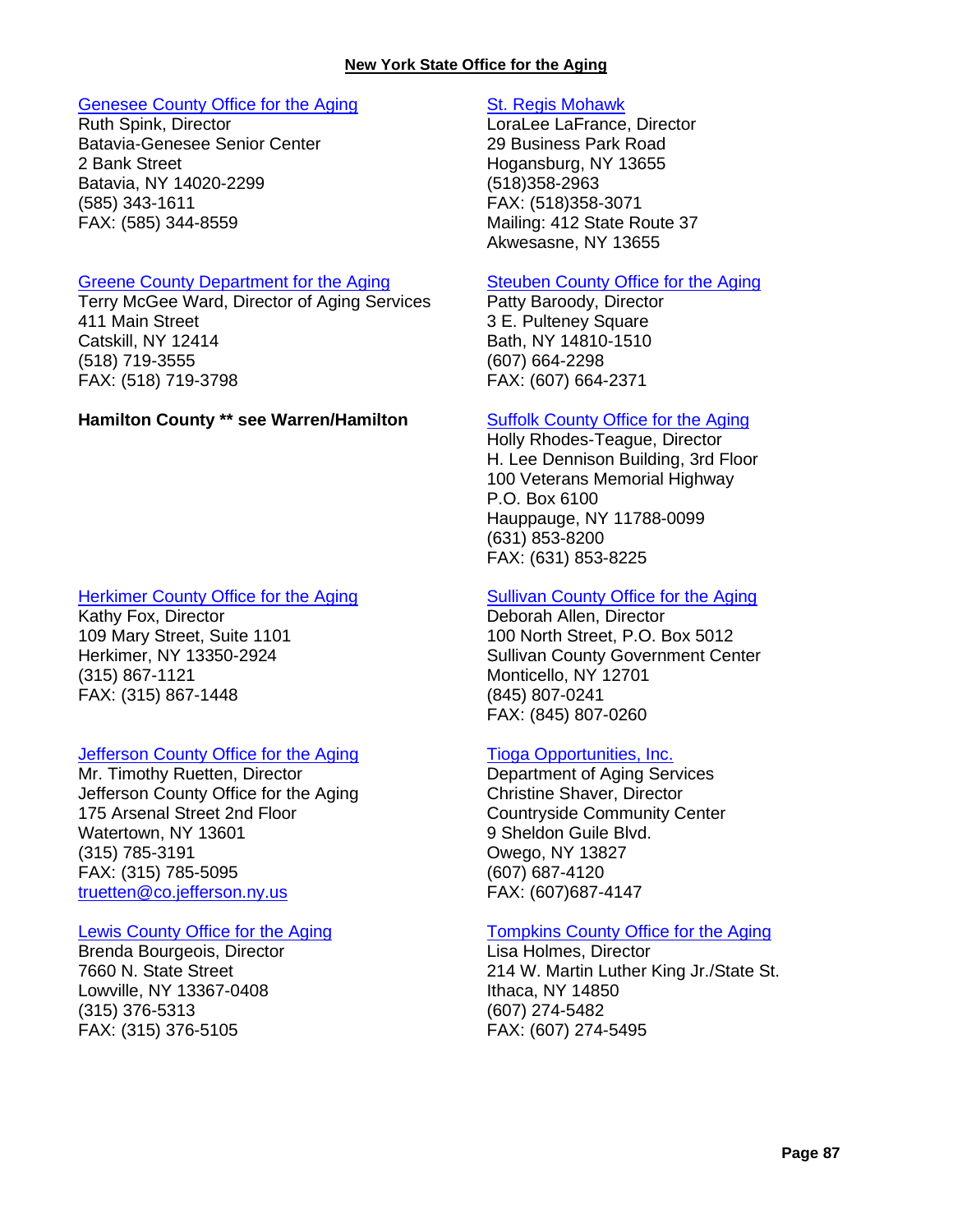**New York State Office for the Aging**

[Genesee County Office for the Aging]
Ruth Spink, Director
Batavia-Genesee Senior Center
2 Bank Street
Batavia, NY 14020-2299
(585) 343-1611
FAX: (585) 344-8559

[Greene County Department for the Aging]
Terry McGee Ward, Director of Aging Services
411 Main Street
Catskill, NY 12414
(518) 719-3555
FAX: (518) 719-3798

**Hamilton County ** see Warren/Hamilton**

[Herkimer County Office for the Aging]
Kathy Fox, Director
109 Mary Street, Suite 1101
Herkimer, NY 13350-2924
(315) 867-1121
FAX: (315) 867-1448

[Jefferson County Office for the Aging]
Mr. Timothy Ruetten, Director
Jefferson County Office for the Aging
175 Arsenal Street 2nd Floor
Watertown, NY 13601
(315) 785-3191
FAX: (315) 785-5095
truetten@co.jefferson.ny.us

[Lewis County Office for the Aging]
Brenda Bourgeois, Director
7660 N. State Street
Lowville, NY 13367-0408
(315) 376-5313
FAX: (315) 376-5105

[St. Regis Mohawk]
LoraLee LaFrance, Director
29 Business Park Road
Hogansburg, NY 13655
(518)358-2963
FAX: (518)358-3071
Mailing: 412 State Route 37
Akwesasne, NY 13655

[Steuben County Office for the Aging]
Patty Baroody, Director
3 E. Pulteney Square
Bath, NY 14810-1510
(607) 664-2298
FAX: (607) 664-2371

[Suffolk County Office for the Aging]
Holly Rhodes-Teague, Director
H. Lee Dennison Building, 3rd Floor
100 Veterans Memorial Highway
P.O. Box 6100
Hauppauge, NY 11788-0099
(631) 853-8200
FAX: (631) 853-8225

[Sullivan County Office for the Aging]
Deborah Allen, Director
100 North Street, P.O. Box 5012
Sullivan County Government Center
Monticello, NY 12701
(845) 807-0241
FAX: (845) 807-0260

[Tioga Opportunities, Inc.]
Department of Aging Services
Christine Shaver, Director
Countryside Community Center
9 Sheldon Guile Blvd.
Owego, NY 13827
(607) 687-4120
FAX: (607)687-4147

[Tompkins County Office for the Aging]
Lisa Holmes, Director
214 W. Martin Luther King Jr./State St.
Ithaca, NY 14850
(607) 274-5482
FAX: (607) 274-5495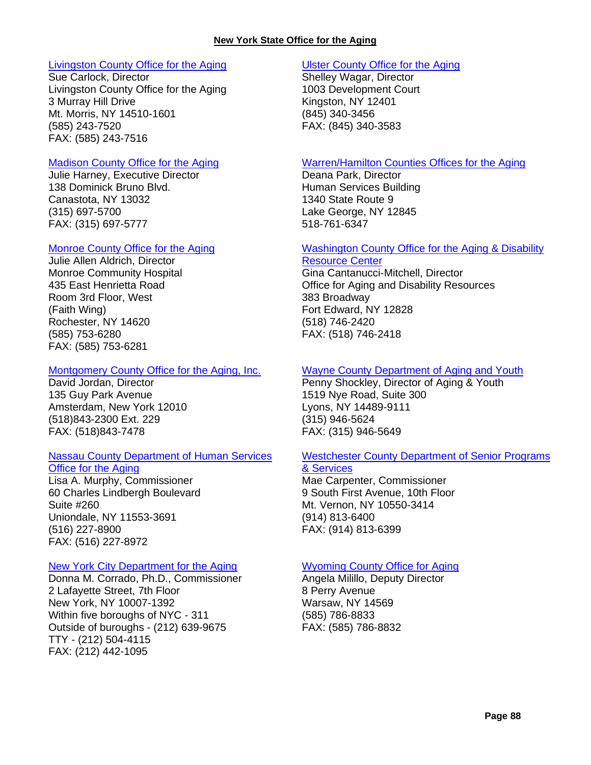**New York State Office for the Aging**

Livingston County Office for the Aging
Sue Carlock, Director
Livingston County Office for the Aging
3 Murray Hill Drive
Mt. Morris, NY 14510-1601
(585) 243-7520
FAX: (585) 243-7516

Madison County Office for the Aging
Julie Harney, Executive Director
138 Dominick Bruno Blvd.
Canastota, NY 13032
(315) 697-5700
FAX: (315) 697-5777

Monroe County Office for the Aging
Julie Allen Aldrich, Director
Monroe Community Hospital
435 East Henrietta Road
Room 3rd Floor, West
(Faith Wing)
Rochester, NY 14620
(585) 753-6280
FAX: (585) 753-6281

Montgomery County Office for the Aging, Inc.
David Jordan, Director
135 Guy Park Avenue
Amsterdam, New York 12010
(518)843-2300 Ext. 229
FAX: (518)843-7478

Nassau County Department of Human Services Office for the Aging
Lisa A. Murphy, Commissioner
60 Charles Lindbergh Boulevard
Suite #260
Uniondale, NY 11553-3691
(516) 227-8900
FAX: (516) 227-8972

New York City Department for the Aging
Donna M. Corrado, Ph.D., Commissioner
2 Lafayette Street, 7th Floor
New York, NY 10007-1392
Within five boroughs of NYC - 311
Outside of buroughs - (212) 639-9675
TTY - (212) 504-4115
FAX: (212) 442-1095

Ulster County Office for the Aging
Shelley Wagar, Director
1003 Development Court
Kingston, NY 12401
(845) 340-3456
FAX: (845) 340-3583

Warren/Hamilton Counties Offices for the Aging
Deana Park, Director
Human Services Building
1340 State Route 9
Lake George, NY 12845
518-761-6347

Washington County Office for the Aging & Disability Resource Center
Gina Cantanucci-Mitchell, Director
Office for Aging and Disability Resources
383 Broadway
Fort Edward, NY 12828
(518) 746-2420
FAX: (518) 746-2418

Wayne County Department of Aging and Youth
Penny Shockley, Director of Aging & Youth
1519 Nye Road, Suite 300
Lyons, NY 14489-9111
(315) 946-5624
FAX: (315) 946-5649

Westchester County Department of Senior Programs & Services
Mae Carpenter, Commissioner
9 South First Avenue, 10th Floor
Mt. Vernon, NY 10550-3414
(914) 813-6400
FAX: (914) 813-6399

Wyoming County Office for Aging
Angela Milillo, Deputy Director
8 Perry Avenue
Warsaw, NY 14569
(585) 786-8833
FAX: (585) 786-8832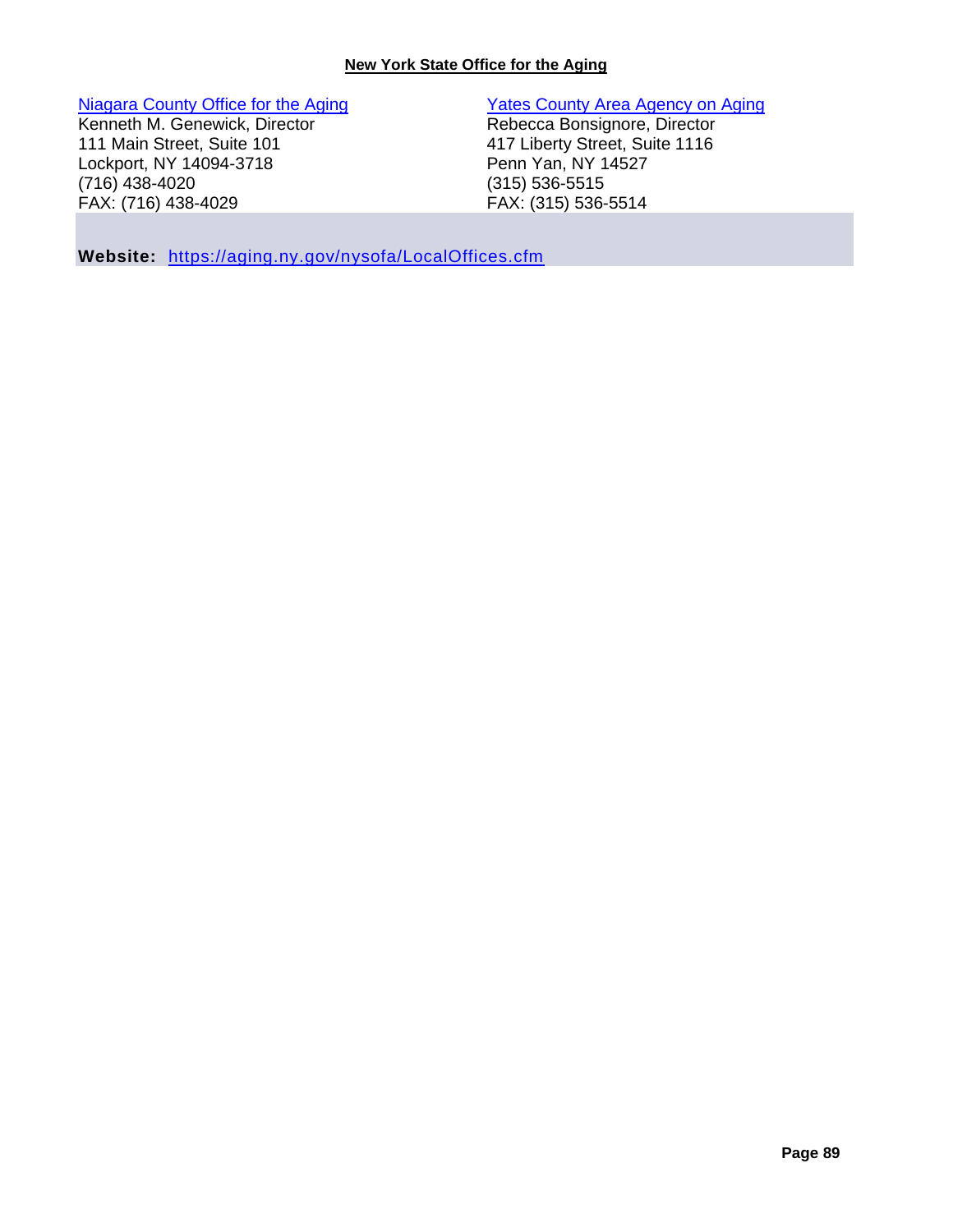**New York State Office for the Aging**

Niagara County Office for the Aging
Kenneth M. Genewick, Director
111 Main Street, Suite 101
Lockport, NY 14094-3718
(716) 438-4020
FAX: (716) 438-4029

Yates County Area Agency on Aging
Rebecca Bonsignore, Director
417 Liberty Street, Suite 1116
Penn Yan, NY 14527
(315) 536-5515
FAX: (315) 536-5514

**Website:** https://aging.ny.gov/nysofa/LocalOffices.cfm